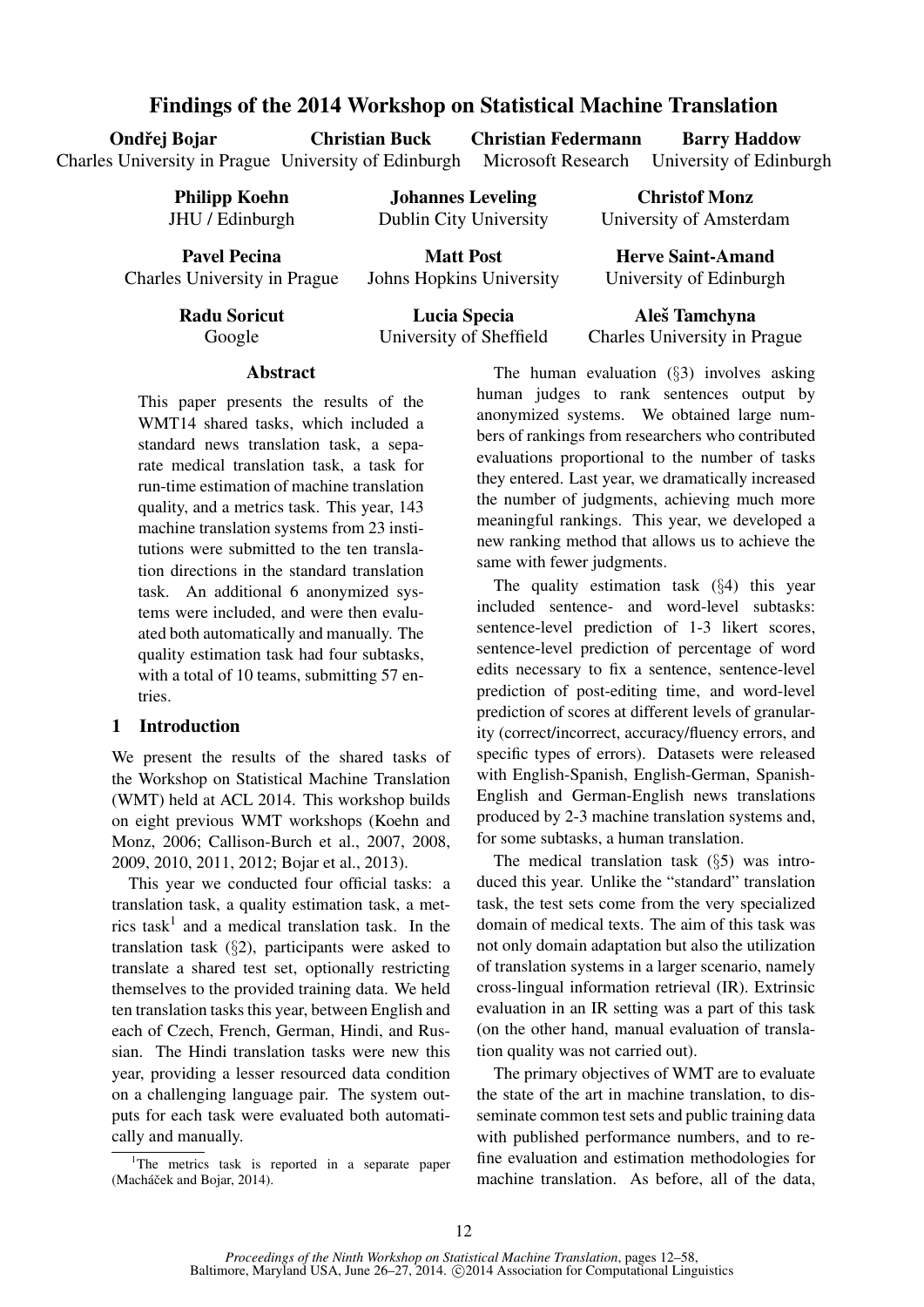# Findings of the 2014 Workshop on Statistical Machine Translation

**Ondřej Bojar** Charles University in Prague
**Christian Buck** University of Edinburgh
**Christian Federmann** Microsoft Research
**Barry Haddow** University of Edinburgh
**Philipp Koehn** JHU / Edinburgh
**Johannes Leveling** Dublin City University
**Christof Monz** University of Amsterdam
**Pavel Pecina** Charles University in Prague
**Matt Post** Johns Hopkins University
**Herve Saint-Amand** University of Edinburgh
**Radu Soricut** Google
**Lucia Specia** University of Sheffield
**Aleš Tamchyna** Charles University in Prague

## Abstract

This paper presents the results of the WMT14 shared tasks, which included a standard news translation task, a separate medical translation task, a task for run-time estimation of machine translation quality, and a metrics task. This year, 143 machine translation systems from 23 institutions were submitted to the ten translation directions in the standard translation task. An additional 6 anonymized systems were included, and were then evaluated both automatically and manually. The quality estimation task had four subtasks, with a total of 10 teams, submitting 57 entries.

## 1 Introduction

We present the results of the shared tasks of the Workshop on Statistical Machine Translation (WMT) held at ACL 2014. This workshop builds on eight previous WMT workshops (Koehn and Monz, 2006; Callison-Burch et al., 2007, 2008, 2009, 2010, 2011, 2012; Bojar et al., 2013).

This year we conducted four official tasks: a translation task, a quality estimation task, a metrics task[1] and a medical translation task. In the translation task (§2), participants were asked to translate a shared test set, optionally restricting themselves to the provided training data. We held ten translation tasks this year, between English and each of Czech, French, German, Hindi, and Russian. The Hindi translation tasks were new this year, providing a lesser resourced data condition on a challenging language pair. The system outputs for each task were evaluated both automatically and manually.

The human evaluation (§3) involves asking human judges to rank sentences output by anonymized systems. We obtained large numbers of rankings from researchers who contributed evaluations proportional to the number of tasks they entered. Last year, we dramatically increased the number of judgments, achieving much more meaningful rankings. This year, we developed a new ranking method that allows us to achieve the same with fewer judgments.

The quality estimation task (§4) this year included sentence- and word-level subtasks: sentence-level prediction of 1-3 likert scores, sentence-level prediction of percentage of word edits necessary to fix a sentence, sentence-level prediction of post-editing time, and word-level prediction of scores at different levels of granularity (correct/incorrect, accuracy/fluency errors, and specific types of errors). Datasets were released with English-Spanish, English-German, Spanish-English and German-English news translations produced by 2-3 machine translation systems and, for some subtasks, a human translation.

The medical translation task (§5) was introduced this year. Unlike the "standard" translation task, the test sets come from the very specialized domain of medical texts. The aim of this task was not only domain adaptation but also the utilization of translation systems in a larger scenario, namely cross-lingual information retrieval (IR). Extrinsic evaluation in an IR setting was a part of this task (on the other hand, manual evaluation of translation quality was not carried out).

The primary objectives of WMT are to evaluate the state of the art in machine translation, to disseminate common test sets and public training data with published performance numbers, and to refine evaluation and estimation methodologies for machine translation. As before, all of the data,

[1] The metrics task is reported in a separate paper (Macháček and Bojar, 2014).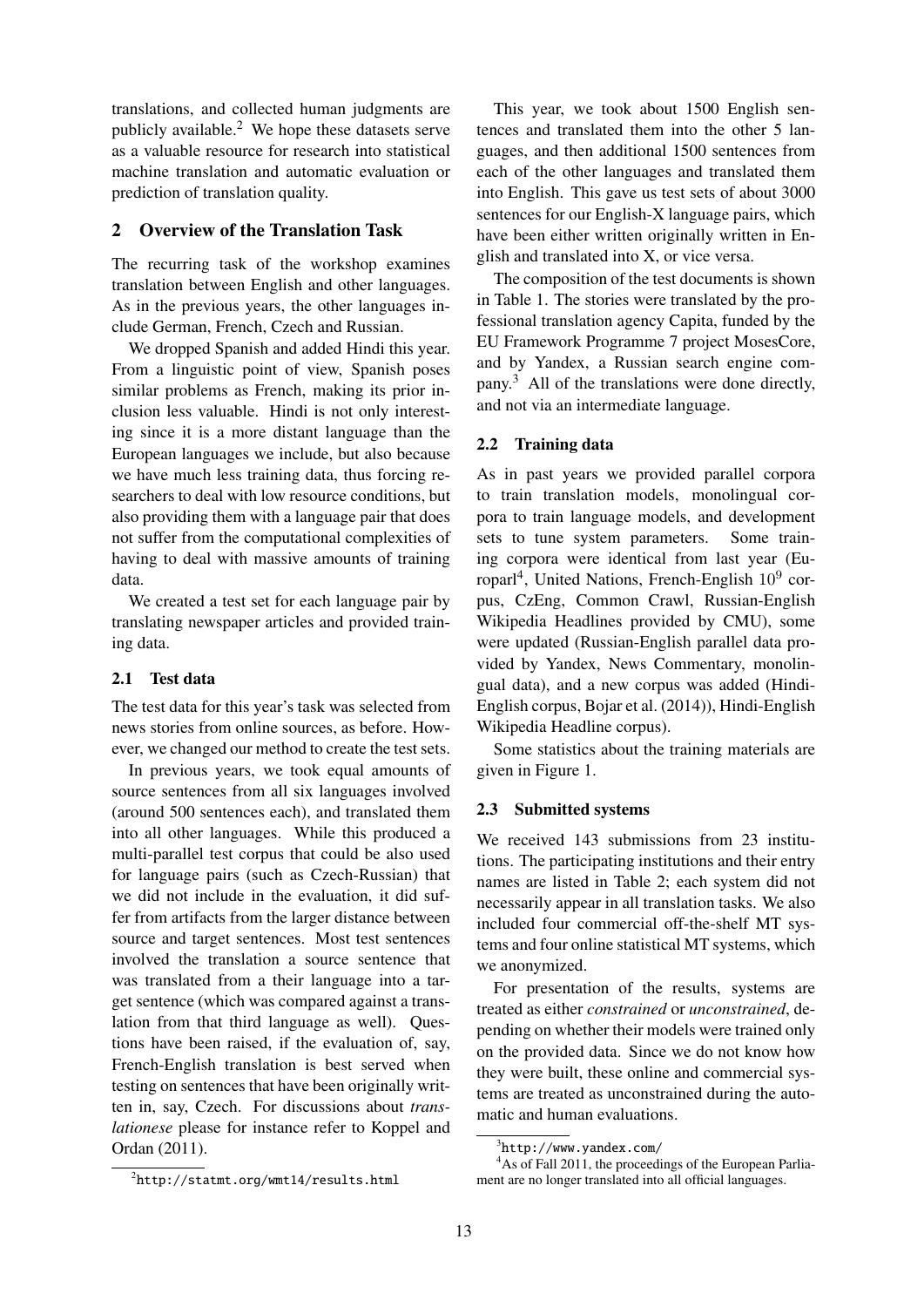translations, and collected human judgments are publicly available.[2] We hope these datasets serve as a valuable resource for research into statistical machine translation and automatic evaluation or prediction of translation quality.

## 2 Overview of the Translation Task

The recurring task of the workshop examines translation between English and other languages. As in the previous years, the other languages include German, French, Czech and Russian.

We dropped Spanish and added Hindi this year. From a linguistic point of view, Spanish poses similar problems as French, making its prior inclusion less valuable. Hindi is not only interesting since it is a more distant language than the European languages we include, but also because we have much less training data, thus forcing researchers to deal with low resource conditions, but also providing them with a language pair that does not suffer from the computational complexities of having to deal with massive amounts of training data.

We created a test set for each language pair by translating newspaper articles and provided training data.

### 2.1 Test data

The test data for this year's task was selected from news stories from online sources, as before. However, we changed our method to create the test sets.

In previous years, we took equal amounts of source sentences from all six languages involved (around 500 sentences each), and translated them into all other languages. While this produced a multi-parallel test corpus that could be also used for language pairs (such as Czech-Russian) that we did not include in the evaluation, it did suffer from artifacts from the larger distance between source and target sentences. Most test sentences involved the translation a source sentence that was translated from a their language into a target sentence (which was compared against a translation from that third language as well). Questions have been raised, if the evaluation of, say, French-English translation is best served when testing on sentences that have been originally written in, say, Czech. For discussions about *translationese* please for instance refer to Koppel and Ordan (2011).

This year, we took about 1500 English sentences and translated them into the other 5 languages, and then additional 1500 sentences from each of the other languages and translated them into English. This gave us test sets of about 3000 sentences for our English-X language pairs, which have been either written originally written in English and translated into X, or vice versa.

The composition of the test documents is shown in Table 1. The stories were translated by the professional translation agency Capita, funded by the EU Framework Programme 7 project MosesCore, and by Yandex, a Russian search engine company.[3] All of the translations were done directly, and not via an intermediate language.

### 2.2 Training data

As in past years we provided parallel corpora to train translation models, monolingual corpora to train language models, and development sets to tune system parameters. Some training corpora were identical from last year (Europarl[4], United Nations, French-English $10^9$ corpus, CzEng, Common Crawl, Russian-English Wikipedia Headlines provided by CMU), some were updated (Russian-English parallel data provided by Yandex, News Commentary, monolingual data), and a new corpus was added (Hindi-English corpus, Bojar et al. (2014)), Hindi-English Wikipedia Headline corpus).

Some statistics about the training materials are given in Figure 1.

### 2.3 Submitted systems

We received 143 submissions from 23 institutions. The participating institutions and their entry names are listed in Table 2; each system did not necessarily appear in all translation tasks. We also included four commercial off-the-shelf MT systems and four online statistical MT systems, which we anonymized.

For presentation of the results, systems are treated as either *constrained* or *unconstrained*, depending on whether their models were trained only on the provided data. Since we do not know how they were built, these online and commercial systems are treated as unconstrained during the automatic and human evaluations.

[2] http://statmt.org/wmt14/results.html

[3] http://www.yandex.com/

[4] As of Fall 2011, the proceedings of the European Parliament are no longer translated into all official languages.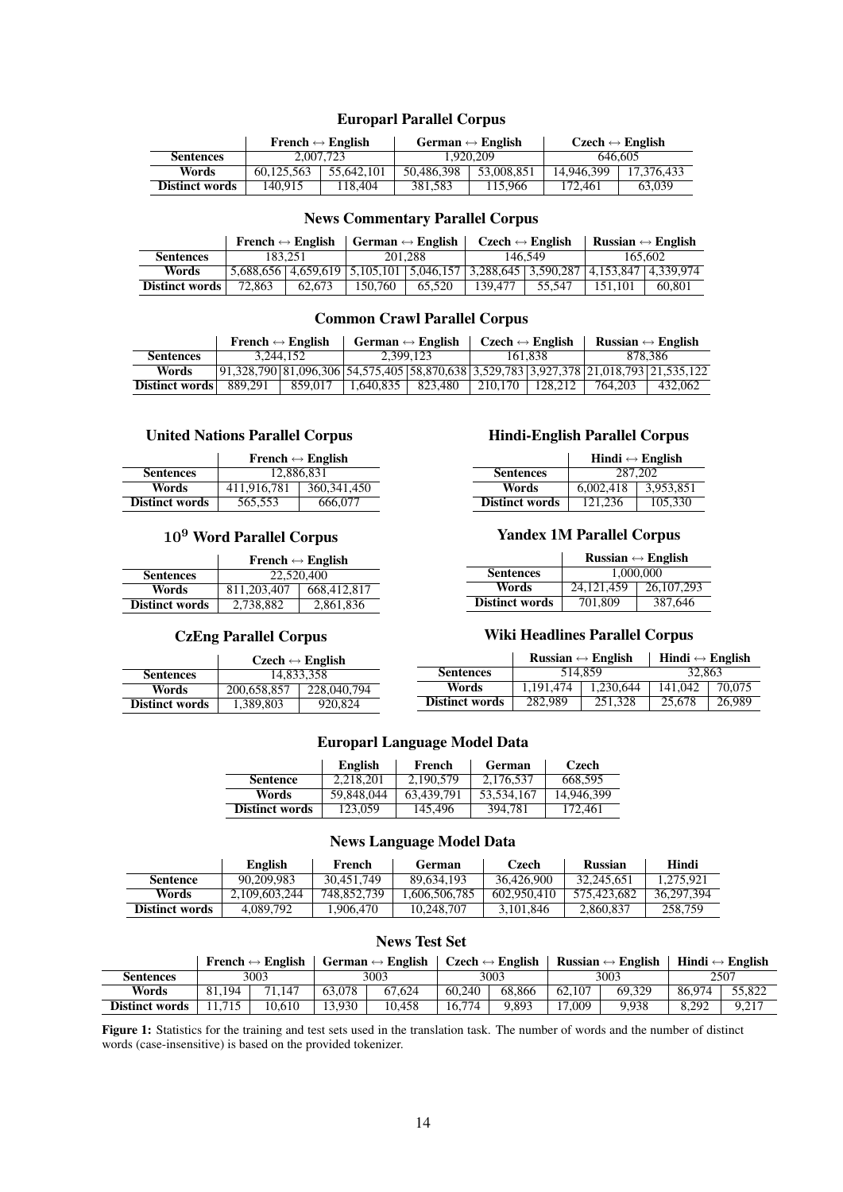### Europarl Parallel Corpus

| | French ↔ English | | German ↔ English | | Czech ↔ English | |
|---|---|---|---|---|---|---|
| **Sentences** | 2,007,723 | | 1,920,209 | | 646,605 | |
| **Words** | 60,125,563 | 55,642,101 | 50,486,398 | 53,008,851 | 14,946,399 | 17,376,433 |
| **Distinct words** | 140,915 | 118,404 | 381,583 | 115,966 | 172,461 | 63,039 |

### News Commentary Parallel Corpus

| | French ↔ English | | German ↔ English | | Czech ↔ English | | Russian ↔ English | |
|---|---|---|---|---|---|---|---|---|
| **Sentences** | 183,251 | | 201,288 | | 146,549 | | 165,602 | |
| **Words** | 5,688,656 | 4,659,619 | 5,105,101 | 5,046,157 | 3,288,645 | 3,590,287 | 4,153,847 | 4,339,974 |
| **Distinct words** | 72,863 | 62,673 | 150,760 | 65,520 | 139,477 | 55,547 | 151,101 | 60,801 |

### Common Crawl Parallel Corpus

| | French ↔ English | | German ↔ English | | Czech ↔ English | | Russian ↔ English | |
|---|---|---|---|---|---|---|---|---|
| **Sentences** | 3,244,152 | | 2,399,123 | | 161,838 | | 878,386 | |
| **Words** | 91,328,790 | 81,096,306 | 54,575,405 | 58,870,638 | 3,529,783 | 3,927,378 | 21,018,793 | 21,535,122 |
| **Distinct words** | 889,291 | 859,017 | 1,640,835 | 823,480 | 210,170 | 128,212 | 764,203 | 432,062 |

### United Nations Parallel Corpus

| | French ↔ English | |
|---|---|---|
| **Sentences** | 12,886,831 | |
| **Words** | 411,916,781 | 360,341,450 |
| **Distinct words** | 565,553 | 666,077 |

### $10^9$ Word Parallel Corpus

| | French ↔ English | |
|---|---|---|
| **Sentences** | 22,520,400 | |
| **Words** | 811,203,407 | 668,412,817 |
| **Distinct words** | 2,738,882 | 2,861,836 |

### CzEng Parallel Corpus

| | Czech ↔ English | |
|---|---|---|
| **Sentences** | 14,833,358 | |
| **Words** | 200,658,857 | 228,040,794 |
| **Distinct words** | 1,389,803 | 920,824 |

### Hindi-English Parallel Corpus

| | Hindi ↔ English | |
|---|---|---|
| **Sentences** | 287,202 | |
| **Words** | 6,002,418 | 3,953,851 |
| **Distinct words** | 121,236 | 105,330 |

### Yandex 1M Parallel Corpus

| | Russian ↔ English | |
|---|---|---|
| **Sentences** | 1,000,000 | |
| **Words** | 24,121,459 | 26,107,293 |
| **Distinct words** | 701,809 | 387,646 |

### Wiki Headlines Parallel Corpus

| | Russian ↔ English | | Hindi ↔ English | |
|---|---|---|---|---|
| **Sentences** | 514,859 | | 32,863 | |
| **Words** | 1,191,474 | 1,230,644 | 141,042 | 70,075 |
| **Distinct words** | 282,989 | 251,328 | 25,678 | 26,989 |

### Europarl Language Model Data

| | English | French | German | Czech |
|---|---|---|---|---|
| **Sentence** | 2,218,201 | 2,190,579 | 2,176,537 | 668,595 |
| **Words** | 59,848,044 | 63,439,791 | 53,534,167 | 14,946,399 |
| **Distinct words** | 123,059 | 145,496 | 394,781 | 172,461 |

### News Language Model Data

| | English | French | German | Czech | Russian | Hindi |
|---|---|---|---|---|---|---|
| **Sentence** | 90,209,983 | 30,451,749 | 89,634,193 | 36,426,900 | 32,245,651 | 1,275,921 |
| **Words** | 2,109,603,244 | 748,852,739 | 1,606,506,785 | 602,950,410 | 575,423,682 | 36,297,394 |
| **Distinct words** | 4,089,792 | 1,906,470 | 10,248,707 | 3,101,846 | 2,860,837 | 258,759 |

### News Test Set

| | French ↔ English | | German ↔ English | | Czech ↔ English | | Russian ↔ English | | Hindi ↔ English | |
|---|---|---|---|---|---|---|---|---|---|---|
| **Sentences** | 3003 | | 3003 | | 3003 | | 3003 | | 2507 | |
| **Words** | 81,194 | 71,147 | 63,078 | 67,624 | 60,240 | 68,866 | 62,107 | 69,329 | 86,974 | 55,822 |
| **Distinct words** | 11,715 | 10,610 | 13,930 | 10,458 | 16,774 | 9,893 | 17,009 | 9,938 | 8,292 | 9,217 |

**Figure 1:** Statistics for the training and test sets used in the translation task. The number of words and the number of distinct words (case-insensitive) is based on the provided tokenizer.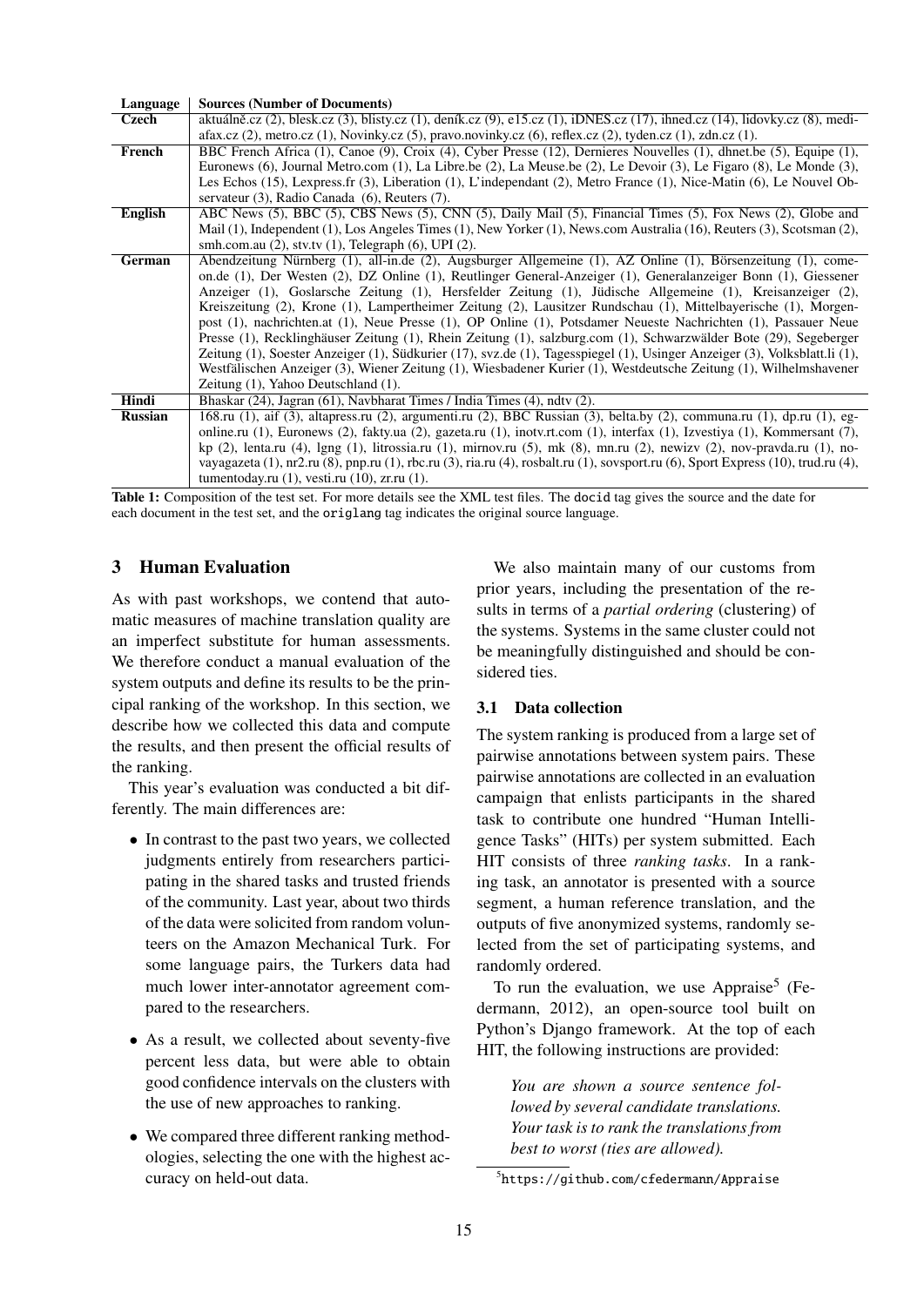| Language | Sources (Number of Documents) |
|---|---|
| **Czech** | aktuálně.cz (2), blesk.cz (3), blisty.cz (1), deník.cz (9), e15.cz (1), iDNES.cz (17), ihned.cz (14), lidovky.cz (8), medi-afax.cz (2), metro.cz (1), Novinky.cz (5), pravo.novinky.cz (6), reflex.cz (2), tyden.cz (1), zdn.cz (1). |
| **French** | BBC French Africa (1), Canoe (9), Croix (4), Cyber Presse (12), Dernieres Nouvelles (1), dhnet.be (5), Equipe (1), Euronews (6), Journal Metro.com (1), La Libre.be (2), La Meuse.be (2), Le Devoir (3), Le Figaro (8), Le Monde (3), Les Echos (15), Lexpress.fr (3), Liberation (1), L'independant (2), Metro France (1), Nice-Matin (6), Le Nouvel Observateur (3), Radio Canada (6), Reuters (7). |
| **English** | ABC News (5), BBC (5), CBS News (5), CNN (5), Daily Mail (5), Financial Times (5), Fox News (2), Globe and Mail (1), Independent (1), Los Angeles Times (1), New Yorker (1), News.com Australia (16), Reuters (3), Scotsman (2), smh.com.au (2), stv.tv (1), Telegraph (6), UPI (2). |
| **German** | Abendzeitung Nürnberg (1), all-in.de (2), Augsburger Allgemeine (1), AZ Online (1), Börsenzeitung (1), come-on.de (1), Der Westen (2), DZ Online (1), Reutlinger General-Anzeiger (1), Generalanzeiger Bonn (1), Giessener Anzeiger (1), Goslarsche Zeitung (1), Hersfelder Zeitung (1), Jüdische Allgemeine (1), Kreisanzeiger (2), Kreiszeitung (2), Krone (1), Lampertheimer Zeitung (2), Lausitzer Rundschau (1), Mittelbayerische (1), Morgenpost (1), nachrichten.at (1), Neue Presse (1), OP Online (1), Potsdamer Neueste Nachrichten (1), Passauer Neue Presse (1), Recklinghäuser Zeitung (1), Rhein Zeitung (1), salzburg.com (1), Schwarzwälder Bote (29), Segeberger Zeitung (1), Soester Anzeiger (1), Südkurier (17), svz.de (1), Tagesspiegel (1), Usinger Anzeiger (3), Volksblatt.li (1), Westfälischen Anzeiger (3), Wiener Zeitung (1), Wiesbadener Kurier (1), Westdeutsche Zeitung (1), Wilhelmshavener Zeitung (1), Yahoo Deutschland (1). |
| **Hindi** | Bhaskar (24), Jagran (61), Navbharat Times / India Times (4), ndtv (2). |
| **Russian** | 168.ru (1), aif (3), altapress.ru (2), argumenti.ru (2), BBC Russian (3), belta.by (2), communa.ru (1), dp.ru (1), eg-online.ru (1), Euronews (2), fakty.ua (2), gazeta.ru (1), inotv.rt.com (1), interfax (1), Izvestiya (1), Kommersant (7), kp (2), lenta.ru (4), lgng (1), litrossia.ru (1), mirnov.ru (5), mk (8), mn.ru (2), newizv (2), nov-pravda.ru (1), no-vayagazeta (1), nr2.ru (8), pnp.ru (1), rbc.ru (3), ria.ru (4), rosbalt.ru (1), sovsport.ru (6), Sport Express (10), trud.ru (4), tumentoday.ru (1), vesti.ru (10), zr.ru (1). |

**Table 1:** Composition of the test set. For more details see the XML test files. The docid tag gives the source and the date for each document in the test set, and the origlang tag indicates the original source language.

## 3 Human Evaluation

As with past workshops, we contend that automatic measures of machine translation quality are an imperfect substitute for human assessments. We therefore conduct a manual evaluation of the system outputs and define its results to be the principal ranking of the workshop. In this section, we describe how we collected this data and compute the results, and then present the official results of the ranking.

This year's evaluation was conducted a bit differently. The main differences are:

- In contrast to the past two years, we collected judgments entirely from researchers participating in the shared tasks and trusted friends of the community. Last year, about two thirds of the data were solicited from random volunteers on the Amazon Mechanical Turk. For some language pairs, the Turkers data had much lower inter-annotator agreement compared to the researchers.
- As a result, we collected about seventy-five percent less data, but were able to obtain good confidence intervals on the clusters with the use of new approaches to ranking.
- We compared three different ranking methodologies, selecting the one with the highest accuracy on held-out data.

We also maintain many of our customs from prior years, including the presentation of the results in terms of a *partial ordering* (clustering) of the systems. Systems in the same cluster could not be meaningfully distinguished and should be considered ties.

### 3.1 Data collection

The system ranking is produced from a large set of pairwise annotations between system pairs. These pairwise annotations are collected in an evaluation campaign that enlists participants in the shared task to contribute one hundred "Human Intelligence Tasks" (HITs) per system submitted. Each HIT consists of three *ranking tasks*. In a ranking task, an annotator is presented with a source segment, a human reference translation, and the outputs of five anonymized systems, randomly selected from the set of participating systems, and randomly ordered.

To run the evaluation, we use Appraise[5] (Federmann, 2012), an open-source tool built on Python's Django framework. At the top of each HIT, the following instructions are provided:

> *You are shown a source sentence followed by several candidate translations. Your task is to rank the translations from best to worst (ties are allowed).*

[5] https://github.com/cfedermann/Appraise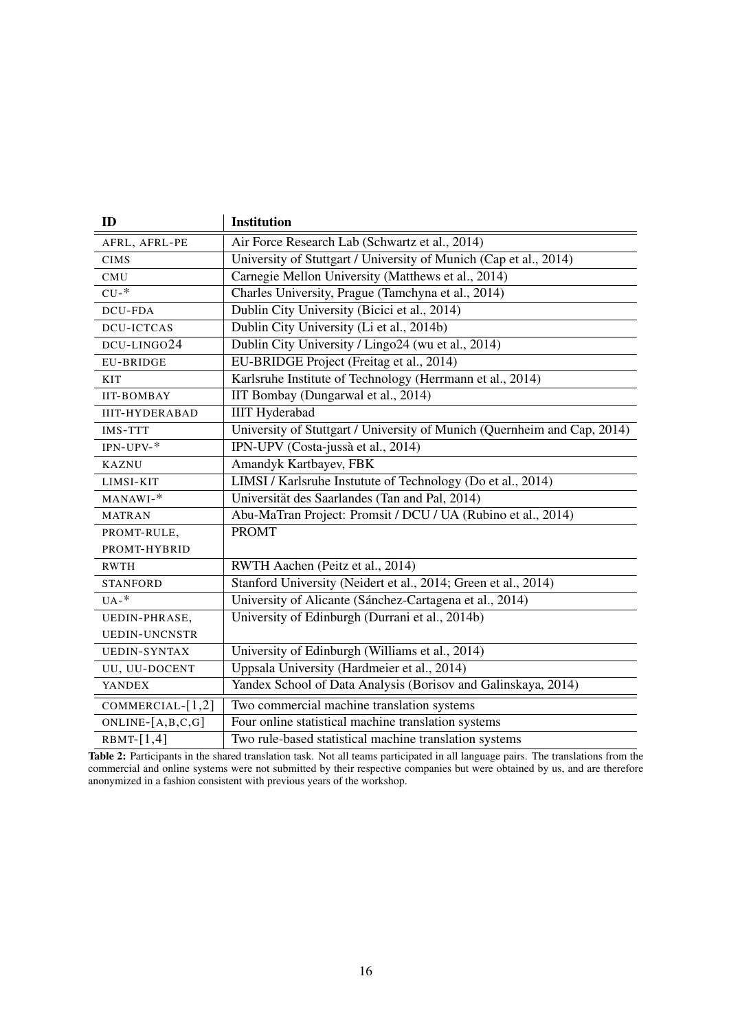| ID | Institution |
|---|---|
| AFRL, AFRL-PE | Air Force Research Lab (Schwartz et al., 2014) |
| CIMS | University of Stuttgart / University of Munich (Cap et al., 2014) |
| CMU | Carnegie Mellon University (Matthews et al., 2014) |
| CU-* | Charles University, Prague (Tamchyna et al., 2014) |
| DCU-FDA | Dublin City University (Bicici et al., 2014) |
| DCU-ICTCAS | Dublin City University (Li et al., 2014b) |
| DCU-LINGO24 | Dublin City University / Lingo24 (wu et al., 2014) |
| EU-BRIDGE | EU-BRIDGE Project (Freitag et al., 2014) |
| KIT | Karlsruhe Institute of Technology (Herrmann et al., 2014) |
| IIT-BOMBAY | IIT Bombay (Dungarwal et al., 2014) |
| IIIT-HYDERABAD | IIIT Hyderabad |
| IMS-TTT | University of Stuttgart / University of Munich (Quernheim and Cap, 2014) |
| IPN-UPV-* | IPN-UPV (Costa-jussà et al., 2014) |
| KAZNU | Amandyk Kartbayev, FBK |
| LIMSI-KIT | LIMSI / Karlsruhe Instutute of Technology (Do et al., 2014) |
| MANAWI-* | Universität des Saarlandes (Tan and Pal, 2014) |
| MATRAN | Abu-MaTran Project: Promsit / DCU / UA (Rubino et al., 2014) |
| PROMT-RULE, PROMT-HYBRID | PROMT |
| RWTH | RWTH Aachen (Peitz et al., 2014) |
| STANFORD | Stanford University (Neidert et al., 2014; Green et al., 2014) |
| UA-* | University of Alicante (Sánchez-Cartagena et al., 2014) |
| UEDIN-PHRASE, UEDIN-UNCNSTR | University of Edinburgh (Durrani et al., 2014b) |
| UEDIN-SYNTAX | University of Edinburgh (Williams et al., 2014) |
| UU, UU-DOCENT | Uppsala University (Hardmeier et al., 2014) |
| YANDEX | Yandex School of Data Analysis (Borisov and Galinskaya, 2014) |
| COMMERCIAL-[1,2] | Two commercial machine translation systems |
| ONLINE-[A,B,C,G] | Four online statistical machine translation systems |
| RBMT-[1,4] | Two rule-based statistical machine translation systems |

**Table 2:** Participants in the shared translation task. Not all teams participated in all language pairs. The translations from the commercial and online systems were not submitted by their respective companies but were obtained by us, and are therefore anonymized in a fashion consistent with previous years of the workshop.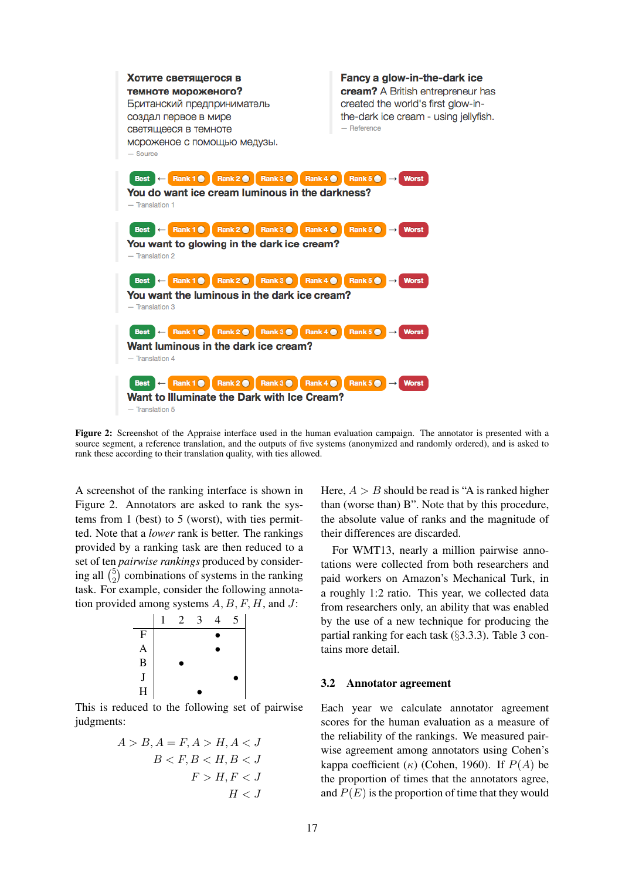Хотите светящегося в темноте мороженого? Британский предприниматель создал первое в мире светящееся в темноте мороженое с помощью медузы.
— Source

Fancy a glow-in-the-dark ice cream? A British entrepreneur has created the world's first glow-in-the-dark ice cream - using jellyfish.
— Reference

Best ← Rank 1 Rank 2 Rank 3 Rank 4 Rank 5 → Worst
You do want ice cream luminous in the darkness?
— Translation 1

Best ← Rank 1 Rank 2 Rank 3 Rank 4 Rank 5 → Worst
You want to glowing in the dark ice cream?
— Translation 2

Best ← Rank 1 Rank 2 Rank 3 Rank 4 Rank 5 → Worst
You want the luminous in the dark ice cream?
— Translation 3

Best ← Rank 1 Rank 2 Rank 3 Rank 4 Rank 5 → Worst
Want luminous in the dark ice cream?
— Translation 4

Best ← Rank 1 Rank 2 Rank 3 Rank 4 Rank 5 → Worst
Want to Illuminate the Dark with Ice Cream?
— Translation 5

**Figure 2:** Screenshot of the Appraise interface used in the human evaluation campaign. The annotator is presented with a source segment, a reference translation, and the outputs of five systems (anonymized and randomly ordered), and is asked to rank these according to their translation quality, with ties allowed.

A screenshot of the ranking interface is shown in Figure 2. Annotators are asked to rank the systems from 1 (best) to 5 (worst), with ties permitted. Note that a *lower* rank is better. The rankings provided by a ranking task are then reduced to a set of ten *pairwise rankings* produced by considering all $\binom{5}{2}$ combinations of systems in the ranking task. For example, consider the following annotation provided among systems $A, B, F, H$, and $J$:

| | 1 | 2 | 3 | 4 | 5 |
|---|---|---|---|---|---|
| F | | | | • | |
| A | | | | • | |
| B | | • | | | |
| J | | | | | • |
| H | | | • | | |

This is reduced to the following set of pairwise judgments:

$$A > B, A = F, A > H, A < J$$
$$B < F, B < H, B < J$$
$$F > H, F < J$$
$$H < J$$

Here, $A > B$ should be read is "A is ranked higher than (worse than) B". Note that by this procedure, the absolute value of ranks and the magnitude of their differences are discarded.

For WMT13, nearly a million pairwise annotations were collected from both researchers and paid workers on Amazon's Mechanical Turk, in a roughly 1:2 ratio. This year, we collected data from researchers only, an ability that was enabled by the use of a new technique for producing the partial ranking for each task (§3.3.3). Table 3 contains more detail.

### 3.2 Annotator agreement

Each year we calculate annotator agreement scores for the human evaluation as a measure of the reliability of the rankings. We measured pairwise agreement among annotators using Cohen's kappa coefficient ($\kappa$) (Cohen, 1960). If $P(A)$ be the proportion of times that the annotators agree, and $P(E)$ is the proportion of time that they would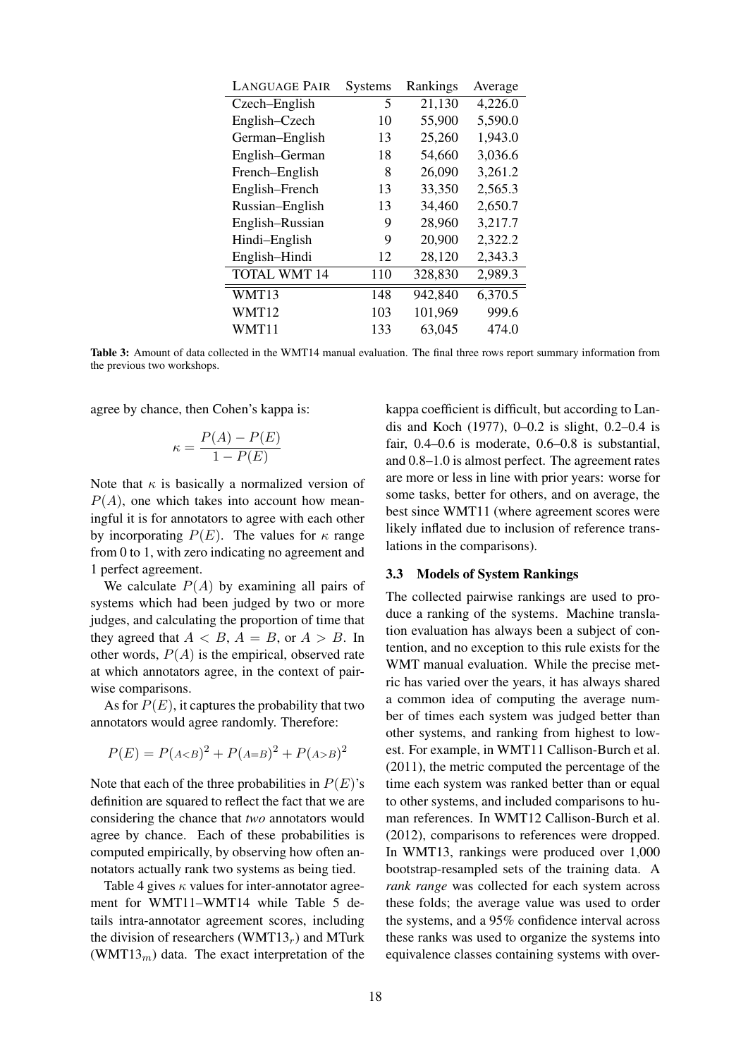| Language Pair | Systems | Rankings | Average |
|---|---|---|---|
| Czech–English | 5 | 21,130 | 4,226.0 |
| English–Czech | 10 | 55,900 | 5,590.0 |
| German–English | 13 | 25,260 | 1,943.0 |
| English–German | 18 | 54,660 | 3,036.6 |
| French–English | 8 | 26,090 | 3,261.2 |
| English–French | 13 | 33,350 | 2,565.3 |
| Russian–English | 13 | 34,460 | 2,650.7 |
| English–Russian | 9 | 28,960 | 3,217.7 |
| Hindi–English | 9 | 20,900 | 2,322.2 |
| English–Hindi | 12 | 28,120 | 2,343.3 |
| TOTAL WMT 14 | 110 | 328,830 | 2,989.3 |
| WMT13 | 148 | 942,840 | 6,370.5 |
| WMT12 | 103 | 101,969 | 999.6 |
| WMT11 | 133 | 63,045 | 474.0 |

**Table 3:** Amount of data collected in the WMT14 manual evaluation. The final three rows report summary information from the previous two workshops.

agree by chance, then Cohen's kappa is:

$$\kappa = \frac{P(A) - P(E)}{1 - P(E)}$$

Note that $\kappa$ is basically a normalized version of $P(A)$, one which takes into account how meaningful it is for annotators to agree with each other by incorporating $P(E)$. The values for $\kappa$ range from 0 to 1, with zero indicating no agreement and 1 perfect agreement.

We calculate $P(A)$ by examining all pairs of systems which had been judged by two or more judges, and calculating the proportion of time that they agreed that $A < B$, $A = B$, or $A > B$. In other words, $P(A)$ is the empirical, observed rate at which annotators agree, in the context of pairwise comparisons.

As for $P(E)$, it captures the probability that two annotators would agree randomly. Therefore:

$$P(E) = P(A{<}B)^2 + P(A{=}B)^2 + P(A{>}B)^2$$

Note that each of the three probabilities in $P(E)$'s definition are squared to reflect the fact that we are considering the chance that *two* annotators would agree by chance. Each of these probabilities is computed empirically, by observing how often annotators actually rank two systems as being tied.

Table 4 gives $\kappa$ values for inter-annotator agreement for WMT11–WMT14 while Table 5 details intra-annotator agreement scores, including the division of researchers (WMT$13_r$) and MTurk (WMT$13_m$) data. The exact interpretation of the kappa coefficient is difficult, but according to Landis and Koch (1977), 0–0.2 is slight, 0.2–0.4 is fair, 0.4–0.6 is moderate, 0.6–0.8 is substantial, and 0.8–1.0 is almost perfect. The agreement rates are more or less in line with prior years: worse for some tasks, better for others, and on average, the best since WMT11 (where agreement scores were likely inflated due to inclusion of reference translations in the comparisons).

### 3.3 Models of System Rankings

The collected pairwise rankings are used to produce a ranking of the systems. Machine translation evaluation has always been a subject of contention, and no exception to this rule exists for the WMT manual evaluation. While the precise metric has varied over the years, it has always shared a common idea of computing the average number of times each system was judged better than other systems, and ranking from highest to lowest. For example, in WMT11 Callison-Burch et al. (2011), the metric computed the percentage of the time each system was ranked better than or equal to other systems, and included comparisons to human references. In WMT12 Callison-Burch et al. (2012), comparisons to references were dropped. In WMT13, rankings were produced over 1,000 bootstrap-resampled sets of the training data. A *rank range* was collected for each system across these folds; the average value was used to order the systems, and a 95% confidence interval across these ranks was used to organize the systems into equivalence classes containing systems with over-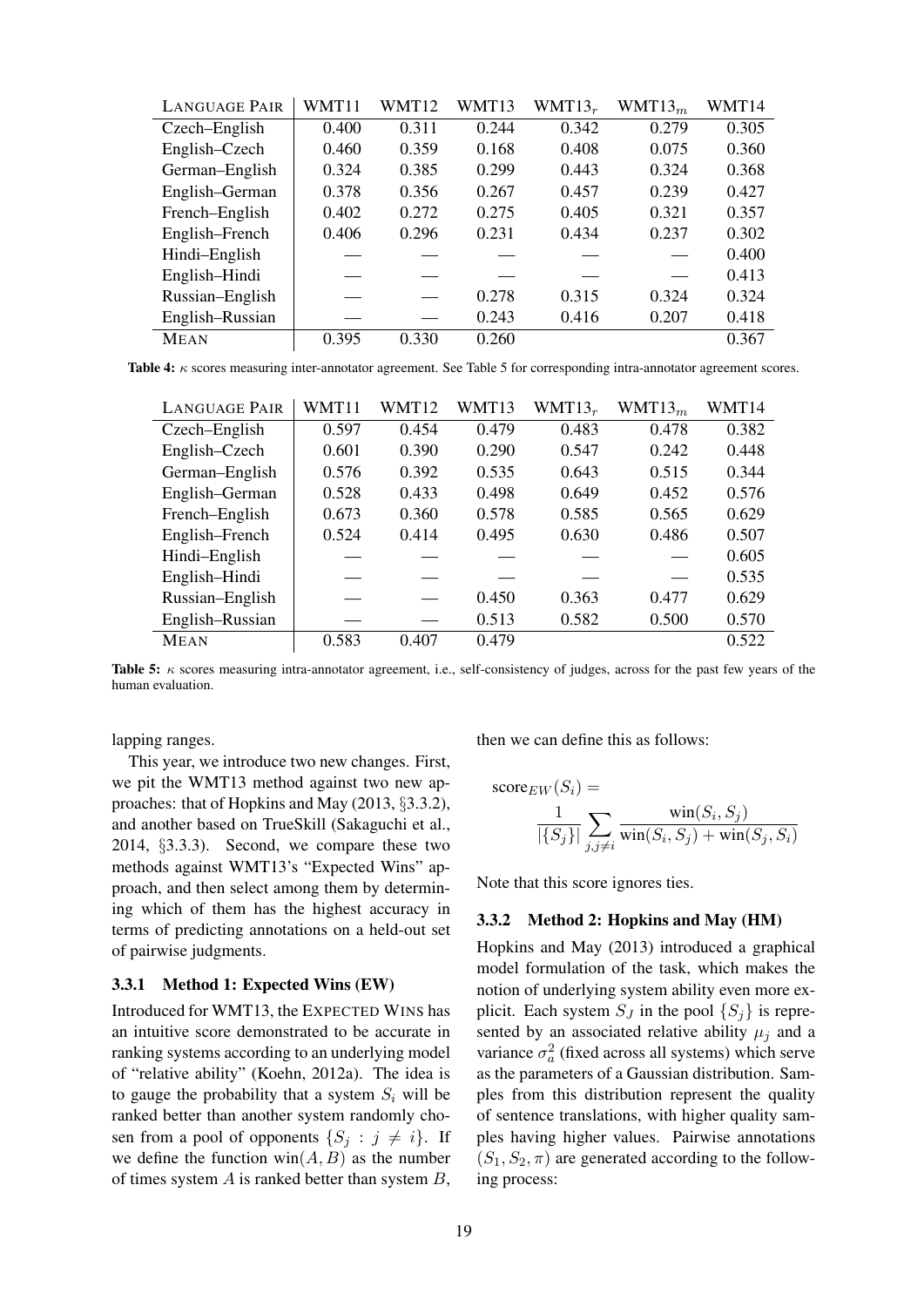| Language Pair | WMT11 | WMT12 | WMT13 | WMT13$_r$ | WMT13$_m$ | WMT14 |
|---|---|---|---|---|---|---|
| Czech–English | 0.400 | 0.311 | 0.244 | 0.342 | 0.279 | 0.305 |
| English–Czech | 0.460 | 0.359 | 0.168 | 0.408 | 0.075 | 0.360 |
| German–English | 0.324 | 0.385 | 0.299 | 0.443 | 0.324 | 0.368 |
| English–German | 0.378 | 0.356 | 0.267 | 0.457 | 0.239 | 0.427 |
| French–English | 0.402 | 0.272 | 0.275 | 0.405 | 0.321 | 0.357 |
| English–French | 0.406 | 0.296 | 0.231 | 0.434 | 0.237 | 0.302 |
| Hindi–English | — | — | — | — | — | 0.400 |
| English–Hindi | — | — | — | — | — | 0.413 |
| Russian–English | — | — | 0.278 | 0.315 | 0.324 | 0.324 |
| English–Russian | — | — | 0.243 | 0.416 | 0.207 | 0.418 |
| Mean | 0.395 | 0.330 | 0.260 | | | 0.367 |

**Table 4:** $\kappa$ scores measuring inter-annotator agreement. See Table 5 for corresponding intra-annotator agreement scores.

| Language Pair | WMT11 | WMT12 | WMT13 | WMT13$_r$ | WMT13$_m$ | WMT14 |
|---|---|---|---|---|---|---|
| Czech–English | 0.597 | 0.454 | 0.479 | 0.483 | 0.478 | 0.382 |
| English–Czech | 0.601 | 0.390 | 0.290 | 0.547 | 0.242 | 0.448 |
| German–English | 0.576 | 0.392 | 0.535 | 0.643 | 0.515 | 0.344 |
| English–German | 0.528 | 0.433 | 0.498 | 0.649 | 0.452 | 0.576 |
| French–English | 0.673 | 0.360 | 0.578 | 0.585 | 0.565 | 0.629 |
| English–French | 0.524 | 0.414 | 0.495 | 0.630 | 0.486 | 0.507 |
| Hindi–English | — | — | — | — | — | 0.605 |
| English–Hindi | — | — | — | — | — | 0.535 |
| Russian–English | — | — | 0.450 | 0.363 | 0.477 | 0.629 |
| English–Russian | — | — | 0.513 | 0.582 | 0.500 | 0.570 |
| Mean | 0.583 | 0.407 | 0.479 | | | 0.522 |

**Table 5:** $\kappa$ scores measuring intra-annotator agreement, i.e., self-consistency of judges, across for the past few years of the human evaluation.

lapping ranges.

This year, we introduce two new changes. First, we pit the WMT13 method against two new approaches: that of Hopkins and May (2013, §3.3.2), and another based on TrueSkill (Sakaguchi et al., 2014, §3.3.3). Second, we compare these two methods against WMT13's "Expected Wins" approach, and then select among them by determining which of them has the highest accuracy in terms of predicting annotations on a held-out set of pairwise judgments.

#### 3.3.1 Method 1: Expected Wins (EW)

Introduced for WMT13, the Expected Wins has an intuitive score demonstrated to be accurate in ranking systems according to an underlying model of "relative ability" (Koehn, 2012a). The idea is to gauge the probability that a system $S_i$ will be ranked better than another system randomly chosen from a pool of opponents $\{S_j : j \neq i\}$. If we define the function $\text{win}(A, B)$ as the number of times system $A$ is ranked better than system $B$, then we can define this as follows:

$$\text{score}_{EW}(S_i) = \frac{1}{|\{S_j\}|} \sum_{j, j \neq i} \frac{\text{win}(S_i, S_j)}{\text{win}(S_i, S_j) + \text{win}(S_j, S_i)}$$

Note that this score ignores ties.

#### 3.3.2 Method 2: Hopkins and May (HM)

Hopkins and May (2013) introduced a graphical model formulation of the task, which makes the notion of underlying system ability even more explicit. Each system $S_J$ in the pool $\{S_j\}$ is represented by an associated relative ability $\mu_j$ and a variance $\sigma_a^2$ (fixed across all systems) which serve as the parameters of a Gaussian distribution. Samples from this distribution represent the quality of sentence translations, with higher quality samples having higher values. Pairwise annotations $(S_1, S_2, \pi)$ are generated according to the following process: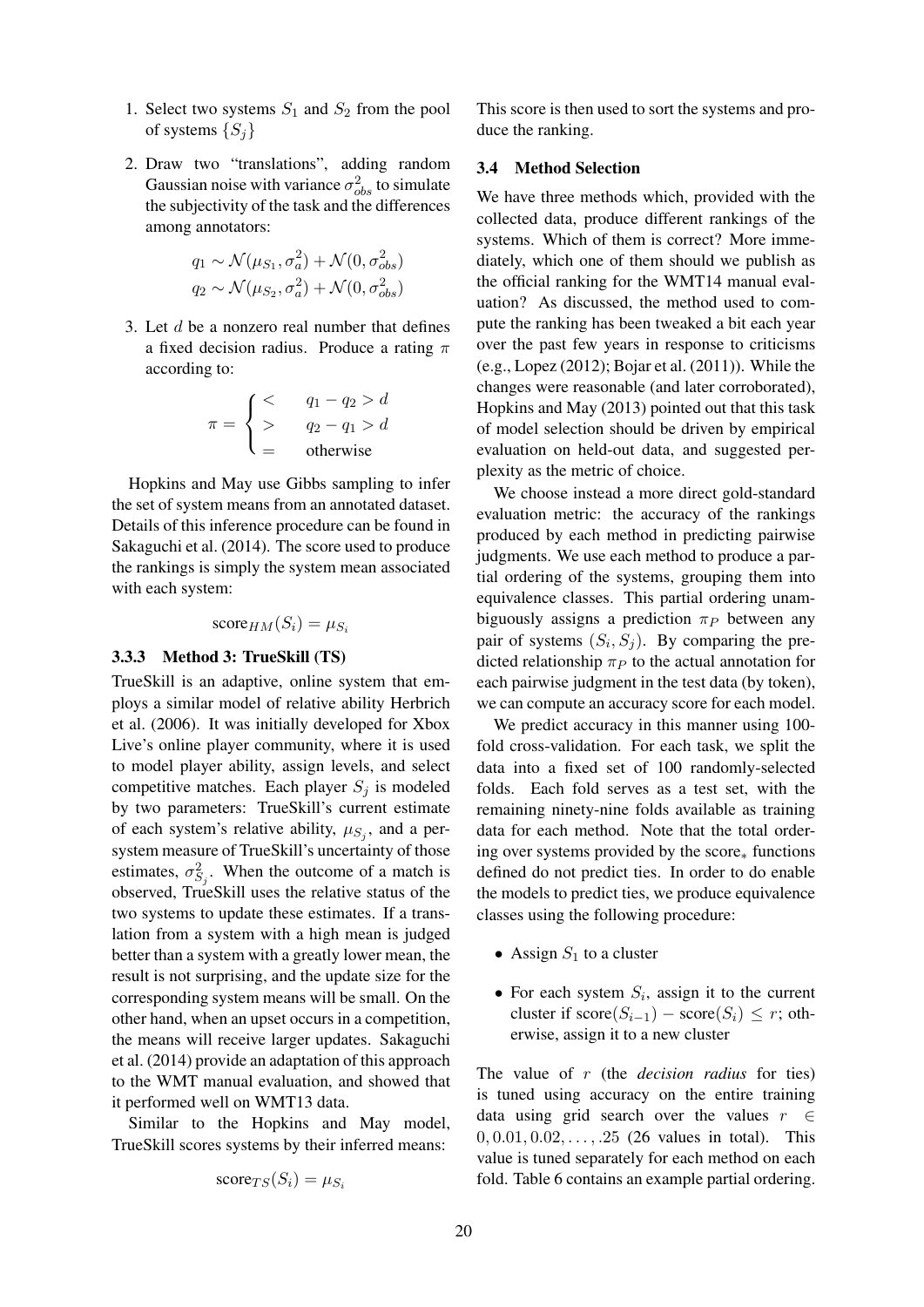1. Select two systems $S_1$ and $S_2$ from the pool of systems $\{S_j\}$

2. Draw two "translations", adding random Gaussian noise with variance $\sigma^2_{obs}$ to simulate the subjectivity of the task and the differences among annotators:

$$q_1 \sim \mathcal{N}(\mu_{S_1}, \sigma_a^2) + \mathcal{N}(0, \sigma^2_{obs})$$
$$q_2 \sim \mathcal{N}(\mu_{S_2}, \sigma_a^2) + \mathcal{N}(0, \sigma^2_{obs})$$

3. Let $d$ be a nonzero real number that defines a fixed decision radius. Produce a rating $\pi$ according to:

$$\pi = \begin{cases} < & q_1 - q_2 > d \\ > & q_2 - q_1 > d \\ = & \text{otherwise} \end{cases}$$

Hopkins and May use Gibbs sampling to infer the set of system means from an annotated dataset. Details of this inference procedure can be found in Sakaguchi et al. (2014). The score used to produce the rankings is simply the system mean associated with each system:

$$\text{score}_{HM}(S_i) = \mu_{S_i}$$

#### 3.3.3 Method 3: TrueSkill (TS)

TrueSkill is an adaptive, online system that employs a similar model of relative ability Herbrich et al. (2006). It was initially developed for Xbox Live's online player community, where it is used to model player ability, assign levels, and select competitive matches. Each player $S_j$ is modeled by two parameters: TrueSkill's current estimate of each system's relative ability, $\mu_{S_j}$, and a per-system measure of TrueSkill's uncertainty of those estimates, $\sigma^2_{S_j}$. When the outcome of a match is observed, TrueSkill uses the relative status of the two systems to update these estimates. If a translation from a system with a high mean is judged better than a system with a greatly lower mean, the result is not surprising, and the update size for the corresponding system means will be small. On the other hand, when an upset occurs in a competition, the means will receive larger updates. Sakaguchi et al. (2014) provide an adaptation of this approach to the WMT manual evaluation, and showed that it performed well on WMT13 data.

Similar to the Hopkins and May model, TrueSkill scores systems by their inferred means:

$$\text{score}_{TS}(S_i) = \mu_{S_i}$$

This score is then used to sort the systems and produce the ranking.

### 3.4 Method Selection

We have three methods which, provided with the collected data, produce different rankings of the systems. Which of them is correct? More immediately, which one of them should we publish as the official ranking for the WMT14 manual evaluation? As discussed, the method used to compute the ranking has been tweaked a bit each year over the past few years in response to criticisms (e.g., Lopez (2012); Bojar et al. (2011)). While the changes were reasonable (and later corroborated), Hopkins and May (2013) pointed out that this task of model selection should be driven by empirical evaluation on held-out data, and suggested perplexity as the metric of choice.

We choose instead a more direct gold-standard evaluation metric: the accuracy of the rankings produced by each method in predicting pairwise judgments. We use each method to produce a partial ordering of the systems, grouping them into equivalence classes. This partial ordering unambiguously assigns a prediction $\pi_P$ between any pair of systems $(S_i, S_j)$. By comparing the predicted relationship $\pi_P$ to the actual annotation for each pairwise judgment in the test data (by token), we can compute an accuracy score for each model.

We predict accuracy in this manner using 100-fold cross-validation. For each task, we split the data into a fixed set of 100 randomly-selected folds. Each fold serves as a test set, with the remaining ninety-nine folds available as training data for each method. Note that the total ordering over systems provided by the $\text{score}_*$ functions defined do not predict ties. In order to do enable the models to predict ties, we produce equivalence classes using the following procedure:

- Assign $S_1$ to a cluster
- For each system $S_i$, assign it to the current cluster if $\text{score}(S_{i-1}) - \text{score}(S_i) \leq r$; otherwise, assign it to a new cluster

The value of $r$ (the *decision radius* for ties) is tuned using accuracy on the entire training data using grid search over the values $r \in 0, 0.01, 0.02, \ldots, .25$ (26 values in total). This value is tuned separately for each method on each fold. Table 6 contains an example partial ordering.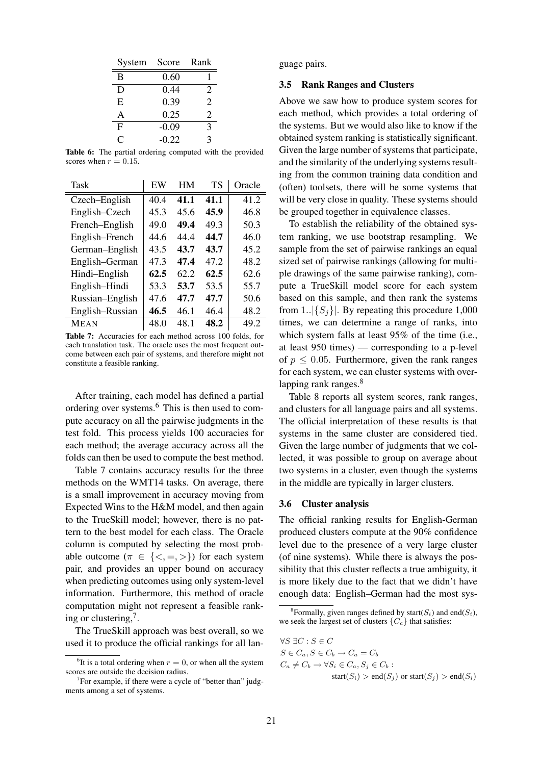| System | Score | Rank |
|---|---|---|
| B | 0.60 | 1 |
| D | 0.44 | 2 |
| E | 0.39 | 2 |
| A | 0.25 | 2 |
| F | -0.09 | 3 |
| C | -0.22 | 3 |

**Table 6:** The partial ordering computed with the provided scores when $r = 0.15$.

| Task | EW | HM | TS | Oracle |
|---|---|---|---|---|
| Czech–English | 40.4 | **41.1** | **41.1** | 41.2 |
| English–Czech | 45.3 | 45.6 | **45.9** | 46.8 |
| French–English | 49.0 | **49.4** | 49.3 | 50.3 |
| English–French | 44.6 | 44.4 | **44.7** | 46.0 |
| German–English | 43.5 | **43.7** | **43.7** | 45.2 |
| English–German | 47.3 | **47.4** | 47.2 | 48.2 |
| Hindi–English | **62.5** | 62.2 | **62.5** | 62.6 |
| English–Hindi | 53.3 | **53.7** | 53.5 | 55.7 |
| Russian–English | 47.6 | **47.7** | **47.7** | 50.6 |
| English–Russian | **46.5** | 46.1 | 46.4 | 48.2 |
| MEAN | 48.0 | 48.1 | **48.2** | 49.2 |

**Table 7:** Accuracies for each method across 100 folds, for each translation task. The oracle uses the most frequent outcome between each pair of systems, and therefore might not constitute a feasible ranking.

After training, each model has defined a partial ordering over systems.[6] This is then used to compute accuracy on all the pairwise judgments in the test fold. This process yields 100 accuracies for each method; the average accuracy across all the folds can then be used to compute the best method.

Table 7 contains accuracy results for the three methods on the WMT14 tasks. On average, there is a small improvement in accuracy moving from Expected Wins to the H&M model, and then again to the TrueSkill model; however, there is no pattern to the best model for each class. The Oracle column is computed by selecting the most probable outcome ($\pi \in \{<, =, >\}$) for each system pair, and provides an upper bound on accuracy when predicting outcomes using only system-level information. Furthermore, this method of oracle computation might not represent a feasible ranking or clustering,[7].

The TrueSkill approach was best overall, so we used it to produce the official rankings for all language pairs.

[6] It is a total ordering when $r = 0$, or when all the system scores are outside the decision radius.

[7] For example, if there were a cycle of "better than" judgments among a set of systems.

### 3.5 Rank Ranges and Clusters

Above we saw how to produce system scores for each method, which provides a total ordering of the systems. But we would also like to know if the obtained system ranking is statistically significant. Given the large number of systems that participate, and the similarity of the underlying systems resulting from the common training data condition and (often) toolsets, there will be some systems that will be very close in quality. These systems should be grouped together in equivalence classes.

To establish the reliability of the obtained system ranking, we use bootstrap resampling. We sample from the set of pairwise rankings an equal sized set of pairwise rankings (allowing for multiple drawings of the same pairwise ranking), compute a TrueSkill model score for each system based on this sample, and then rank the systems from $1..|\{S_j\}|$. By repeating this procedure 1,000 times, we can determine a range of ranks, into which system falls at least 95% of the time (i.e., at least 950 times) — corresponding to a p-level of $p \leq 0.05$. Furthermore, given the rank ranges for each system, we can cluster systems with overlapping rank ranges.[8]

Table 8 reports all system scores, rank ranges, and clusters for all language pairs and all systems. The official interpretation of these results is that systems in the same cluster are considered tied. Given the large number of judgments that we collected, it was possible to group on average about two systems in a cluster, even though the systems in the middle are typically in larger clusters.

### 3.6 Cluster analysis

The official ranking results for English-German produced clusters compute at the 90% confidence level due to the presence of a very large cluster (of nine systems). While there is always the possibility that this cluster reflects a true ambiguity, it is more likely due to the fact that we didn't have enough data: English–German had the most sys-

[8] Formally, given ranges defined by $\text{start}(S_i)$ and $\text{end}(S_i)$, we seek the largest set of clusters $\{C_c\}$ that satisfies:

$$
\begin{aligned}
&\forall S\ \exists C : S \in C \\
&S \in C_a, S \in C_b \rightarrow C_a = C_b \\
&C_a \neq C_b \rightarrow \forall S_i \in C_a, S_j \in C_b : \\
&\qquad \text{start}(S_i) > \text{end}(S_j) \text{ or } \text{start}(S_j) > \text{end}(S_i)
\end{aligned}
$$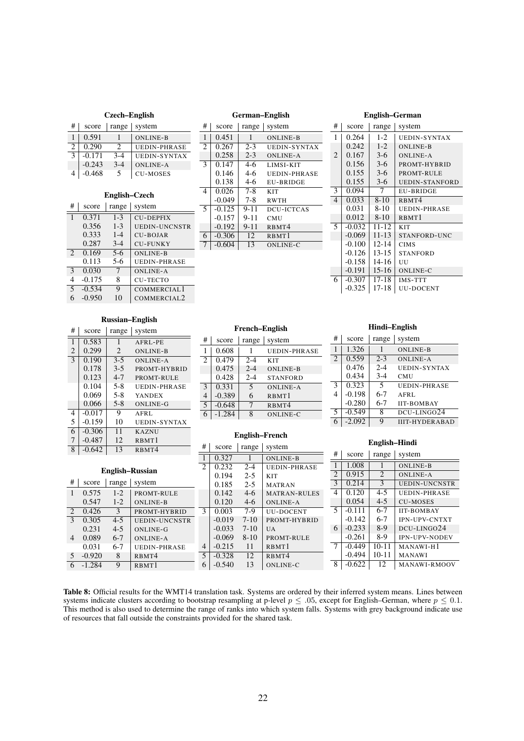**Czech–English**

| # | score | range | system |
|---|---|---|---|
| 1 | 0.591 | 1 | ONLINE-B |
| 2 | 0.290 | 2 | UEDIN-PHRASE |
| 3 | -0.171 | 3-4 | UEDIN-SYNTAX |
|  | -0.243 | 3-4 | ONLINE-A |
| 4 | -0.468 | 5 | CU-MOSES |

**English–Czech**

| # | score | range | system |
|---|---|---|---|
| 1 | 0.371 | 1-3 | CU-DEPFIX |
|  | 0.356 | 1-3 | UEDIN-UNCNSTR |
|  | 0.333 | 1-4 | CU-BOJAR |
|  | 0.287 | 3-4 | CU-FUNKY |
| 2 | 0.169 | 5-6 | ONLINE-B |
|  | 0.113 | 5-6 | UEDIN-PHRASE |
| 3 | 0.030 | 7 | ONLINE-A |
| 4 | -0.175 | 8 | CU-TECTO |
| 5 | -0.534 | 9 | COMMERCIAL1 |
| 6 | -0.950 | 10 | COMMERCIAL2 |

**German–English**

| # | score | range | system |
|---|---|---|---|
| 1 | 0.451 | 1 | ONLINE-B |
| 2 | 0.267 | 2-3 | UEDIN-SYNTAX |
|  | 0.258 | 2-3 | ONLINE-A |
| 3 | 0.147 | 4-6 | LIMSI-KIT |
|  | 0.146 | 4-6 | UEDIN-PHRASE |
|  | 0.138 | 4-6 | EU-BRIDGE |
| 4 | 0.026 | 7-8 | KIT |
|  | -0.049 | 7-8 | RWTH |
| 5 | -0.125 | 9-11 | DCU-ICTCAS |
|  | -0.157 | 9-11 | CMU |
|  | -0.192 | 9-11 | RBMT4 |
| 6 | -0.306 | 12 | RBMT1 |
| 7 | -0.604 | 13 | ONLINE-C |

**English–German**

| # | score | range | system |
|---|---|---|---|
| 1 | 0.264 | 1-2 | UEDIN-SYNTAX |
|  | 0.242 | 1-2 | ONLINE-B |
| 2 | 0.167 | 3-6 | ONLINE-A |
|  | 0.156 | 3-6 | PROMT-HYBRID |
|  | 0.155 | 3-6 | PROMT-RULE |
|  | 0.155 | 3-6 | UEDIN-STANFORD |
| 3 | 0.094 | 7 | EU-BRIDGE |
| 4 | 0.033 | 8-10 | RBMT4 |
|  | 0.031 | 8-10 | UEDIN-PHRASE |
|  | 0.012 | 8-10 | RBMT1 |
| 5 | -0.032 | 11-12 | KIT |
|  | -0.069 | 11-13 | STANFORD-UNC |
|  | -0.100 | 12-14 | CIMS |
|  | -0.126 | 13-15 | STANFORD |
|  | -0.158 | 14-16 | UU |
|  | -0.191 | 15-16 | ONLINE-C |
| 6 | -0.307 | 17-18 | IMS-TTT |
|  | -0.325 | 17-18 | UU-DOCENT |

**Russian–English**

| # | score | range | system |
|---|---|---|---|
| 1 | 0.583 | 1 | AFRL-PE |
| 2 | 0.299 | 2 | ONLINE-B |
| 3 | 0.190 | 3-5 | ONLINE-A |
|  | 0.178 | 3-5 | PROMT-HYBRID |
|  | 0.123 | 4-7 | PROMT-RULE |
|  | 0.104 | 5-8 | UEDIN-PHRASE |
|  | 0.069 | 5-8 | YANDEX |
|  | 0.066 | 5-8 | ONLINE-G |
| 4 | -0.017 | 9 | AFRL |
| 5 | -0.159 | 10 | UEDIN-SYNTAX |
| 6 | -0.306 | 11 | KAZNU |
| 7 | -0.487 | 12 | RBMT1 |
| 8 | -0.642 | 13 | RBMT4 |

**English–Russian**

| # | score | range | system |
|---|---|---|---|
| 1 | 0.575 | 1-2 | PROMT-RULE |
|  | 0.547 | 1-2 | ONLINE-B |
| 2 | 0.426 | 3 | PROMT-HYBRID |
| 3 | 0.305 | 4-5 | UEDIN-UNCNSTR |
|  | 0.231 | 4-5 | ONLINE-G |
| 4 | 0.089 | 6-7 | ONLINE-A |
|  | 0.031 | 6-7 | UEDIN-PHRASE |
| 5 | -0.920 | 8 | RBMT4 |
| 6 | -1.284 | 9 | RBMT1 |

**French–English**

| # | score | range | system |
|---|---|---|---|
| 1 | 0.608 | 1 | UEDIN-PHRASE |
| 2 | 0.479 | 2-4 | KIT |
|  | 0.475 | 2-4 | ONLINE-B |
|  | 0.428 | 2-4 | STANFORD |
| 3 | 0.331 | 5 | ONLINE-A |
| 4 | -0.389 | 6 | RBMT1 |
| 5 | -0.648 | 7 | RBMT4 |
| 6 | -1.284 | 8 | ONLINE-C |

**English–French**

| # | score | range | system |
|---|---|---|---|
| 1 | 0.327 | 1 | ONLINE-B |
| 2 | 0.232 | 2-4 | UEDIN-PHRASE |
|  | 0.194 | 2-5 | KIT |
|  | 0.185 | 2-5 | MATRAN |
|  | 0.142 | 4-6 | MATRAN-RULES |
|  | 0.120 | 4-6 | ONLINE-A |
| 3 | 0.003 | 7-9 | UU-DOCENT |
|  | -0.019 | 7-10 | PROMT-HYBRID |
|  | -0.033 | 7-10 | UA |
|  | -0.069 | 8-10 | PROMT-RULE |
| 4 | -0.215 | 11 | RBMT1 |
| 5 | -0.328 | 12 | RBMT4 |
| 6 | -0.540 | 13 | ONLINE-C |

**Hindi–English**

| # | score | range | system |
|---|---|---|---|
| 1 | 1.326 | 1 | ONLINE-B |
| 2 | 0.559 | 2-3 | ONLINE-A |
|  | 0.476 | 2-4 | UEDIN-SYNTAX |
|  | 0.434 | 3-4 | CMU |
| 3 | 0.323 | 5 | UEDIN-PHRASE |
| 4 | -0.198 | 6-7 | AFRL |
|  | -0.280 | 6-7 | IIT-BOMBAY |
| 5 | -0.549 | 8 | DCU-LINGO24 |
| 6 | -2.092 | 9 | IIIT-HYDERABAD |

**English–Hindi**

| # | score | range | system |
|---|---|---|---|
| 1 | 1.008 | 1 | ONLINE-B |
| 2 | 0.915 | 2 | ONLINE-A |
| 3 | 0.214 | 3 | UEDIN-UNCNSTR |
| 4 | 0.120 | 4-5 | UEDIN-PHRASE |
|  | 0.054 | 4-5 | CU-MOSES |
| 5 | -0.111 | 6-7 | IIT-BOMBAY |
|  | -0.142 | 6-7 | IPN-UPV-CNTXT |
| 6 | -0.233 | 8-9 | DCU-LINGO24 |
|  | -0.261 | 8-9 | IPN-UPV-NODEV |
| 7 | -0.449 | 10-11 | MANAWI-H1 |
|  | -0.494 | 10-11 | MANAWI |
| 8 | -0.622 | 12 | MANAWI-RMOOV |

**Table 8:** Official results for the WMT14 translation task. Systems are ordered by their inferred system means. Lines between systems indicate clusters according to bootstrap resampling at p-level $p \leq .05$, except for English–German, where $p \leq 0.1$. This method is also used to determine the range of ranks into which system falls. Systems with grey background indicate use of resources that fall outside the constraints provided for the shared task.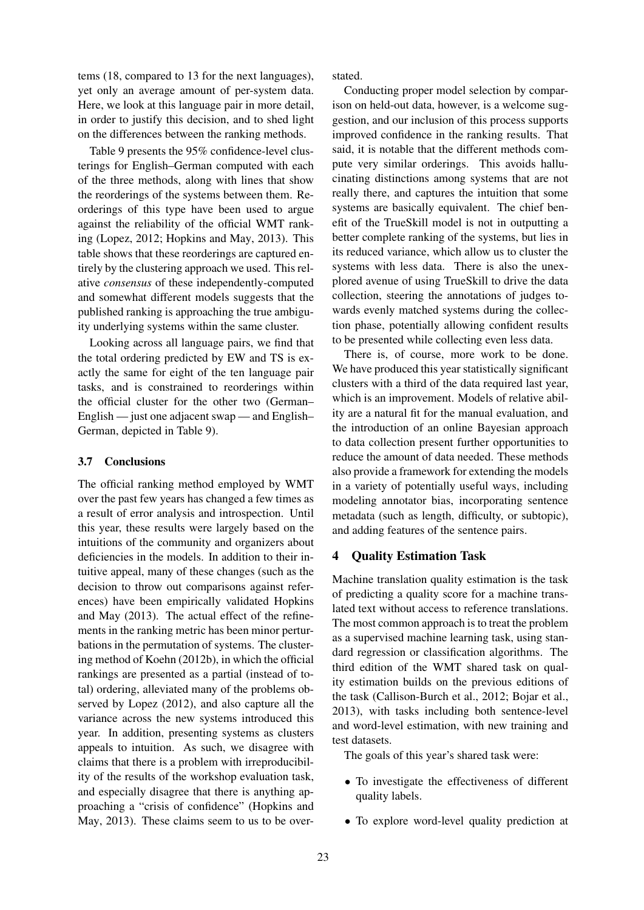tems (18, compared to 13 for the next languages), yet only an average amount of per-system data. Here, we look at this language pair in more detail, in order to justify this decision, and to shed light on the differences between the ranking methods.

Table 9 presents the 95% confidence-level clusterings for English–German computed with each of the three methods, along with lines that show the reorderings of the systems between them. Reorderings of this type have been used to argue against the reliability of the official WMT ranking (Lopez, 2012; Hopkins and May, 2013). This table shows that these reorderings are captured entirely by the clustering approach we used. This relative *consensus* of these independently-computed and somewhat different models suggests that the published ranking is approaching the true ambiguity underlying systems within the same cluster.

Looking across all language pairs, we find that the total ordering predicted by EW and TS is exactly the same for eight of the ten language pair tasks, and is constrained to reorderings within the official cluster for the other two (German–English — just one adjacent swap — and English–German, depicted in Table 9).

### 3.7 Conclusions

The official ranking method employed by WMT over the past few years has changed a few times as a result of error analysis and introspection. Until this year, these results were largely based on the intuitions of the community and organizers about deficiencies in the models. In addition to their intuitive appeal, many of these changes (such as the decision to throw out comparisons against references) have been empirically validated Hopkins and May (2013). The actual effect of the refinements in the ranking metric has been minor perturbations in the permutation of systems. The clustering method of Koehn (2012b), in which the official rankings are presented as a partial (instead of total) ordering, alleviated many of the problems observed by Lopez (2012), and also capture all the variance across the new systems introduced this year. In addition, presenting systems as clusters appeals to intuition. As such, we disagree with claims that there is a problem with irreproducibility of the results of the workshop evaluation task, and especially disagree that there is anything approaching a "crisis of confidence" (Hopkins and May, 2013). These claims seem to us to be overstated.

Conducting proper model selection by comparison on held-out data, however, is a welcome suggestion, and our inclusion of this process supports improved confidence in the ranking results. That said, it is notable that the different methods compute very similar orderings. This avoids hallucinating distinctions among systems that are not really there, and captures the intuition that some systems are basically equivalent. The chief benefit of the TrueSkill model is not in outputting a better complete ranking of the systems, but lies in its reduced variance, which allow us to cluster the systems with less data. There is also the unexplored avenue of using TrueSkill to drive the data collection, steering the annotations of judges towards evenly matched systems during the collection phase, potentially allowing confident results to be presented while collecting even less data.

There is, of course, more work to be done. We have produced this year statistically significant clusters with a third of the data required last year, which is an improvement. Models of relative ability are a natural fit for the manual evaluation, and the introduction of an online Bayesian approach to data collection present further opportunities to reduce the amount of data needed. These methods also provide a framework for extending the models in a variety of potentially useful ways, including modeling annotator bias, incorporating sentence metadata (such as length, difficulty, or subtopic), and adding features of the sentence pairs.

## 4 Quality Estimation Task

Machine translation quality estimation is the task of predicting a quality score for a machine translated text without access to reference translations. The most common approach is to treat the problem as a supervised machine learning task, using standard regression or classification algorithms. The third edition of the WMT shared task on quality estimation builds on the previous editions of the task (Callison-Burch et al., 2012; Bojar et al., 2013), with tasks including both sentence-level and word-level estimation, with new training and test datasets.

The goals of this year's shared task were:

- To investigate the effectiveness of different quality labels.
- To explore word-level quality prediction at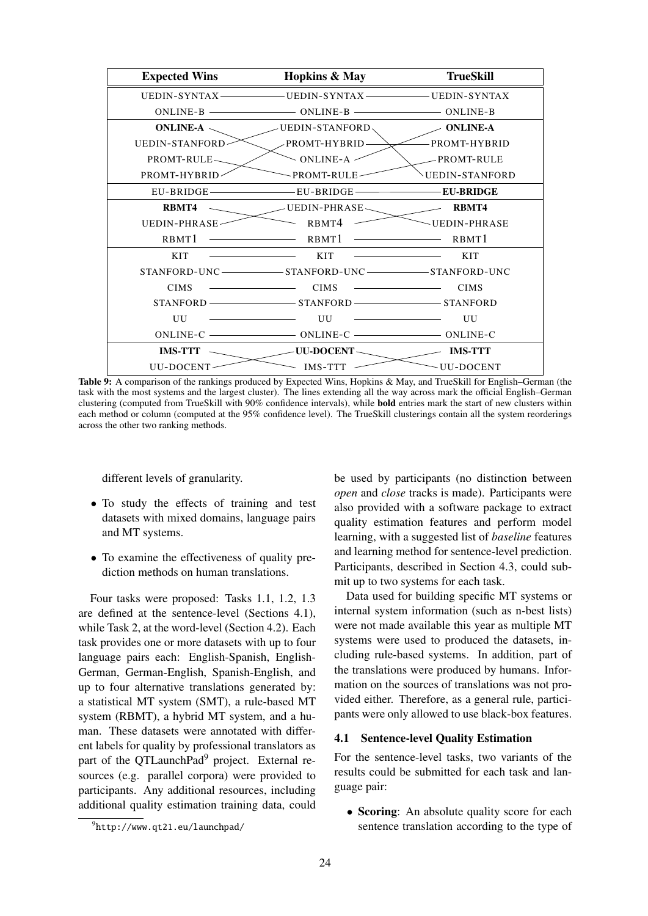| Expected Wins | Hopkins & May | TrueSkill |
|---|---|---|
| UEDIN-SYNTAX | UEDIN-SYNTAX | UEDIN-SYNTAX |
| ONLINE-B | ONLINE-B | ONLINE-B |
| **ONLINE-A** | UEDIN-STANFORD | **ONLINE-A** |
| UEDIN-STANFORD | PROMT-HYBRID | PROMT-HYBRID |
| PROMT-RULE | ONLINE-A | PROMT-RULE |
| PROMT-HYBRID | PROMT-RULE | UEDIN-STANFORD |
| EU-BRIDGE | EU-BRIDGE | **EU-BRIDGE** |
| **RBMT4** | UEDIN-PHRASE | **RBMT4** |
| UEDIN-PHRASE | RBMT4 | UEDIN-PHRASE |
| RBMT1 | RBMT1 | RBMT1 |
| KIT | KIT | KIT |
| STANFORD-UNC | STANFORD-UNC | STANFORD-UNC |
| CIMS | CIMS | CIMS |
| STANFORD | STANFORD | STANFORD |
| UU | UU | UU |
| ONLINE-C | ONLINE-C | ONLINE-C |
| **IMS-TTT** | **UU-DOCENT** | **IMS-TTT** |
| UU-DOCENT | IMS-TTT | UU-DOCENT |

**Table 9:** A comparison of the rankings produced by Expected Wins, Hopkins & May, and TrueSkill for English–German (the task with the most systems and the largest cluster). The lines extending all the way across mark the official English–German clustering (computed from TrueSkill with 90% confidence intervals), while **bold** entries mark the start of new clusters within each method or column (computed at the 95% confidence level). The TrueSkill clusterings contain all the system reorderings across the other two ranking methods.

different levels of granularity.

- To study the effects of training and test datasets with mixed domains, language pairs and MT systems.
- To examine the effectiveness of quality prediction methods on human translations.

Four tasks were proposed: Tasks 1.1, 1.2, 1.3 are defined at the sentence-level (Sections 4.1), while Task 2, at the word-level (Section 4.2). Each task provides one or more datasets with up to four language pairs each: English-Spanish, English-German, German-English, Spanish-English, and up to four alternative translations generated by: a statistical MT system (SMT), a rule-based MT system (RBMT), a hybrid MT system, and a human. These datasets were annotated with different labels for quality by professional translators as part of the QTLaunchPad[9] project. External resources (e.g. parallel corpora) were provided to participants. Any additional resources, including additional quality estimation training data, could be used by participants (no distinction between *open* and *close* tracks is made). Participants were also provided with a software package to extract quality estimation features and perform model learning, with a suggested list of *baseline* features and learning method for sentence-level prediction. Participants, described in Section 4.3, could submit up to two systems for each task.

[9] http://www.qt21.eu/launchpad/

Data used for building specific MT systems or internal system information (such as n-best lists) were not made available this year as multiple MT systems were used to produced the datasets, including rule-based systems. In addition, part of the translations were produced by humans. Information on the sources of translations was not provided either. Therefore, as a general rule, participants were only allowed to use black-box features.

### 4.1 Sentence-level Quality Estimation

For the sentence-level tasks, two variants of the results could be submitted for each task and language pair:

- **Scoring**: An absolute quality score for each sentence translation according to the type of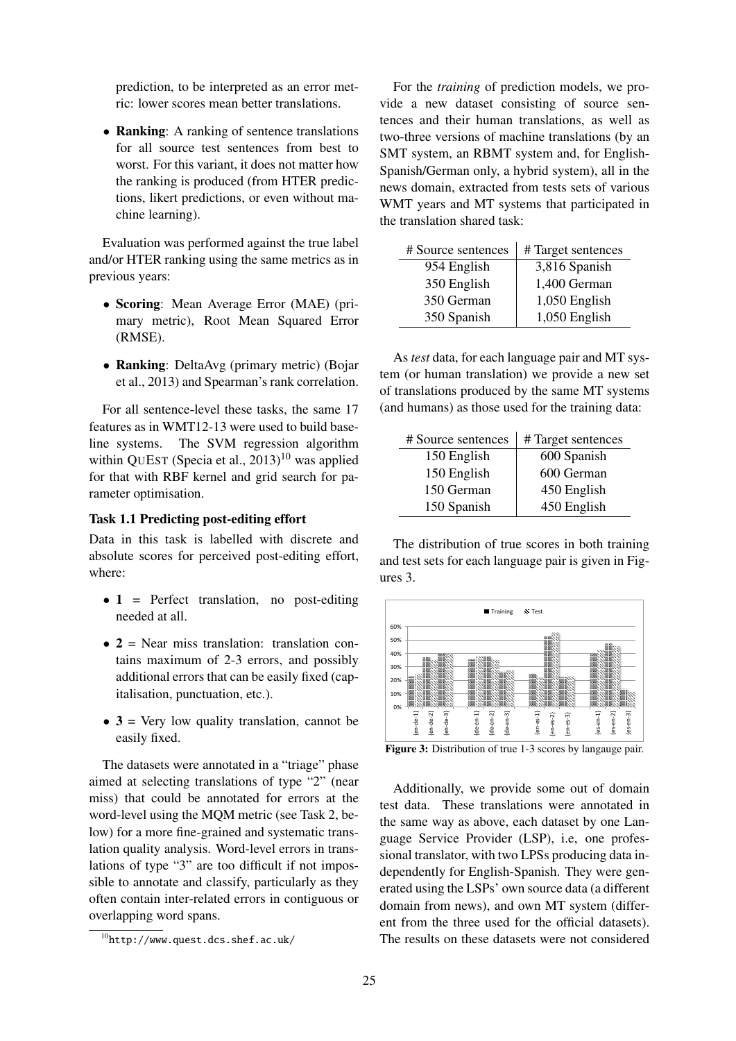prediction, to be interpreted as an error metric: lower scores mean better translations.

- **Ranking**: A ranking of sentence translations for all source test sentences from best to worst. For this variant, it does not matter how the ranking is produced (from HTER predictions, likert predictions, or even without machine learning).

Evaluation was performed against the true label and/or HTER ranking using the same metrics as in previous years:

- **Scoring**: Mean Average Error (MAE) (primary metric), Root Mean Squared Error (RMSE).
- **Ranking**: DeltaAvg (primary metric) (Bojar et al., 2013) and Spearman's rank correlation.

For all sentence-level these tasks, the same 17 features as in WMT12-13 were used to build baseline systems. The SVM regression algorithm within QuEst (Specia et al., 2013)[10] was applied for that with RBF kernel and grid search for parameter optimisation.

### Task 1.1 Predicting post-editing effort

Data in this task is labelled with discrete and absolute scores for perceived post-editing effort, where:

- **1** = Perfect translation, no post-editing needed at all.
- **2** = Near miss translation: translation contains maximum of 2-3 errors, and possibly additional errors that can be easily fixed (capitalisation, punctuation, etc.).
- **3** = Very low quality translation, cannot be easily fixed.

The datasets were annotated in a "triage" phase aimed at selecting translations of type "2" (near miss) that could be annotated for errors at the word-level using the MQM metric (see Task 2, below) for a more fine-grained and systematic translation quality analysis. Word-level errors in translations of type "3" are too difficult if not impossible to annotate and classify, particularly as they often contain inter-related errors in contiguous or overlapping word spans.

[10] http://www.quest.dcs.shef.ac.uk/

For the *training* of prediction models, we provide a new dataset consisting of source sentences and their human translations, as well as two-three versions of machine translations (by an SMT system, an RBMT system and, for English-Spanish/German only, a hybrid system), all in the news domain, extracted from tests sets of various WMT years and MT systems that participated in the translation shared task:

| # Source sentences | # Target sentences |
|---|---|
| 954 English | 3,816 Spanish |
| 350 English | 1,400 German |
| 350 German | 1,050 English |
| 350 Spanish | 1,050 English |

As *test* data, for each language pair and MT system (or human translation) we provide a new set of translations produced by the same MT systems (and humans) as those used for the training data:

| # Source sentences | # Target sentences |
|---|---|
| 150 English | 600 Spanish |
| 150 English | 600 German |
| 150 German | 450 English |
| 150 Spanish | 450 English |

The distribution of true scores in both training and test sets for each language pair is given in Figures 3.

**Figure 3:** Distribution of true 1-3 scores by langauge pair.

Additionally, we provide some out of domain test data. These translations were annotated in the same way as above, each dataset by one Language Service Provider (LSP), i.e, one professional translator, with two LPSs producing data independently for English-Spanish. They were generated using the LSPs' own source data (a different domain from news), and own MT system (different from the three used for the official datasets). The results on these datasets were not considered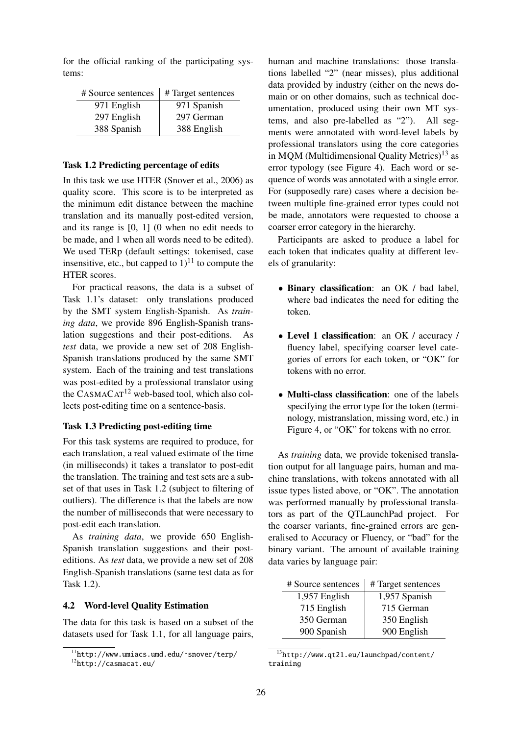for the official ranking of the participating systems:

| # Source sentences | # Target sentences |
| --- | --- |
| 971 English | 971 Spanish |
| 297 English | 297 German |
| 388 Spanish | 388 English |

**Task 1.2 Predicting percentage of edits**

In this task we use HTER (Snover et al., 2006) as quality score. This score is to be interpreted as the minimum edit distance between the machine translation and its manually post-edited version, and its range is [0, 1] (0 when no edit needs to be made, and 1 when all words need to be edited). We used TERp (default settings: tokenised, case insensitive, etc., but capped to 1)[11] to compute the HTER scores.

For practical reasons, the data is a subset of Task 1.1's dataset: only translations produced by the SMT system English-Spanish. As *training data*, we provide 896 English-Spanish translation suggestions and their post-editions. As *test* data, we provide a new set of 208 English-Spanish translations produced by the same SMT system. Each of the training and test translations was post-edited by a professional translator using the CASMACAT[12] web-based tool, which also collects post-editing time on a sentence-basis.

**Task 1.3 Predicting post-editing time**

For this task systems are required to produce, for each translation, a real valued estimate of the time (in milliseconds) it takes a translator to post-edit the translation. The training and test sets are a subset of that uses in Task 1.2 (subject to filtering of outliers). The difference is that the labels are now the number of milliseconds that were necessary to post-edit each translation.

As *training data*, we provide 650 English-Spanish translation suggestions and their post-editions. As *test* data, we provide a new set of 208 English-Spanish translations (same test data as for Task 1.2).

### 4.2 Word-level Quality Estimation

The data for this task is based on a subset of the datasets used for Task 1.1, for all language pairs, human and machine translations: those translations labelled "2" (near misses), plus additional data provided by industry (either on the news domain or on other domains, such as technical documentation, produced using their own MT systems, and also pre-labelled as "2"). All segments were annotated with word-level labels by professional translators using the core categories in MQM (Multidimensional Quality Metrics)[13] as error typology (see Figure 4). Each word or sequence of words was annotated with a single error. For (supposedly rare) cases where a decision between multiple fine-grained error types could not be made, annotators were requested to choose a coarser error category in the hierarchy.

Participants are asked to produce a label for each token that indicates quality at different levels of granularity:

- **Binary classification**: an OK / bad label, where bad indicates the need for editing the token.
- **Level 1 classification**: an OK / accuracy / fluency label, specifying coarser level categories of errors for each token, or "OK" for tokens with no error.
- **Multi-class classification**: one of the labels specifying the error type for the token (terminology, mistranslation, missing word, etc.) in Figure 4, or "OK" for tokens with no error.

As *training* data, we provide tokenised translation output for all language pairs, human and machine translations, with tokens annotated with all issue types listed above, or "OK". The annotation was performed manually by professional translators as part of the QTLaunchPad project. For the coarser variants, fine-grained errors are generalised to Accuracy or Fluency, or "bad" for the binary variant. The amount of available training data varies by language pair:

| # Source sentences | # Target sentences |
| --- | --- |
| 1,957 English | 1,957 Spanish |
| 715 English | 715 German |
| 350 German | 350 English |
| 900 Spanish | 900 English |

[11] http://www.umiacs.umd.edu/~snover/terp/

[12] http://casmacat.eu/

[13] http://www.qt21.eu/launchpad/content/training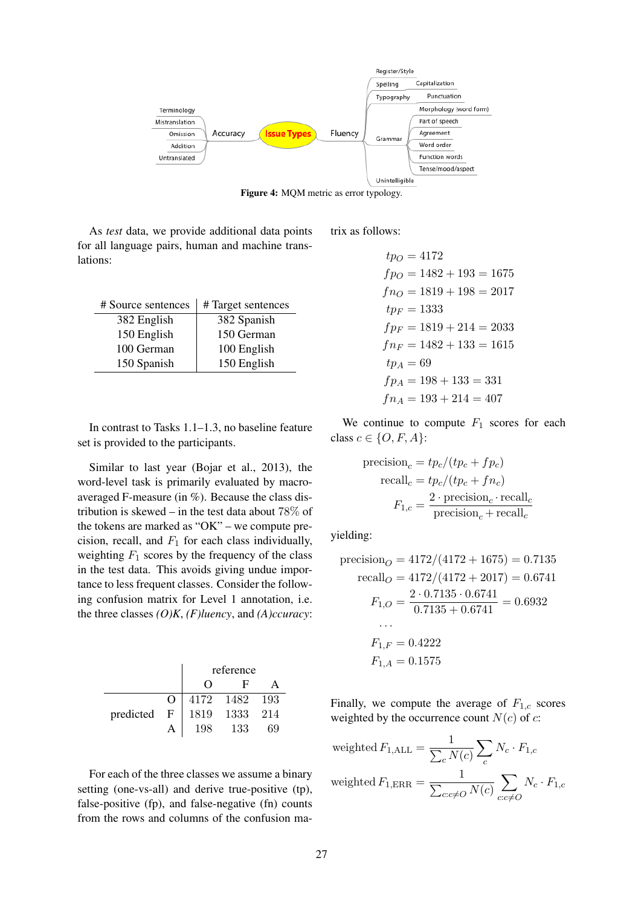Figure 4: MQM metric as error typology.

As *test* data, we provide additional data points for all language pairs, human and machine translations:

| # Source sentences | # Target sentences |
|---|---|
| 382 English | 382 Spanish |
| 150 English | 150 German |
| 100 German | 100 English |
| 150 Spanish | 150 English |

In contrast to Tasks 1.1–1.3, no baseline feature set is provided to the participants.

Similar to last year (Bojar et al., 2013), the word-level task is primarily evaluated by macro-averaged F-measure (in %). Because the class distribution is skewed – in the test data about 78% of the tokens are marked as "OK" – we compute precision, recall, and $F_1$ for each class individually, weighting $F_1$ scores by the frequency of the class in the test data. This avoids giving undue importance to less frequent classes. Consider the following confusion matrix for Level 1 annotation, i.e. the three classes *(O)K*, *(F)luency*, and *(A)ccuracy*:

| | | reference O | reference F | reference A |
|---|---|---|---|---|
| predicted | O | 4172 | 1482 | 193 |
| | F | 1819 | 1333 | 214 |
| | A | 198 | 133 | 69 |

For each of the three classes we assume a binary setting (one-vs-all) and derive true-positive (tp), false-positive (fp), and false-negative (fn) counts from the rows and columns of the confusion matrix as follows:

$$
\begin{aligned}
tp_O &= 4172 \\
fp_O &= 1482 + 193 = 1675 \\
fn_O &= 1819 + 198 = 2017 \\
tp_F &= 1333 \\
fp_F &= 1819 + 214 = 2033 \\
fn_F &= 1482 + 133 = 1615 \\
tp_A &= 69 \\
fp_A &= 198 + 133 = 331 \\
fn_A &= 193 + 214 = 407
\end{aligned}
$$

We continue to compute $F_1$ scores for each class $c \in \{O, F, A\}$:

$$
\begin{aligned}
\text{precision}_c &= tp_c / (tp_c + fp_c) \\
\text{recall}_c &= tp_c / (tp_c + fn_c) \\
F_{1,c} &= \frac{2 \cdot \text{precision}_c \cdot \text{recall}_c}{\text{precision}_c + \text{recall}_c}
\end{aligned}
$$

yielding:

$$
\begin{aligned}
\text{precision}_O &= 4172/(4172 + 1675) = 0.7135 \\
\text{recall}_O &= 4172/(4172 + 2017) = 0.6741 \\
F_{1,O} &= \frac{2 \cdot 0.7135 \cdot 0.6741}{0.7135 + 0.6741} = 0.6932 \\
&\ldots \\
F_{1,F} &= 0.4222 \\
F_{1,A} &= 0.1575
\end{aligned}
$$

Finally, we compute the average of $F_{1,c}$ scores weighted by the occurrence count $N(c)$ of $c$:

$$
\text{weighted } F_{1,\text{ALL}} = \frac{1}{\sum_c N(c)} \sum_c N_c \cdot F_{1,c}
$$

$$
\text{weighted } F_{1,\text{ERR}} = \frac{1}{\sum_{c:c \neq O} N(c)} \sum_{c:c \neq O} N_c \cdot F_{1,c}
$$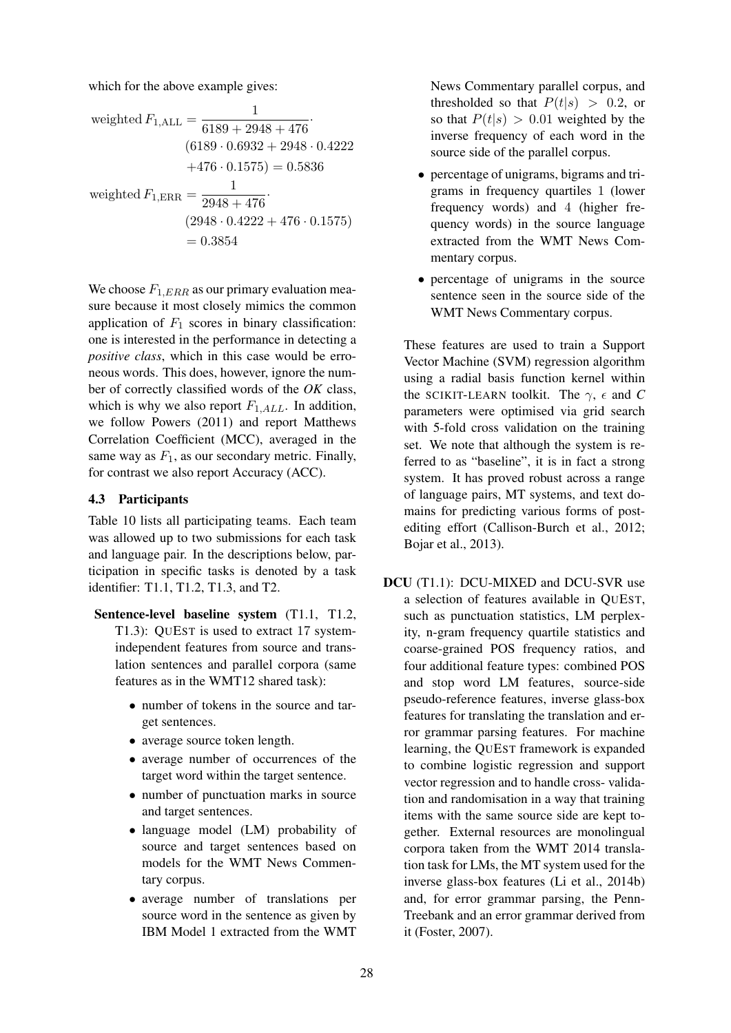which for the above example gives:

$$\text{weighted } F_{1,\text{ALL}} = \frac{1}{6189 + 2948 + 476} \cdot (6189 \cdot 0.6932 + 2948 \cdot 0.4222 + 476 \cdot 0.1575) = 0.5836$$

$$\text{weighted } F_{1,\text{ERR}} = \frac{1}{2948 + 476} \cdot (2948 \cdot 0.4222 + 476 \cdot 0.1575) = 0.3854$$

We choose $F_{1,ERR}$ as our primary evaluation measure because it most closely mimics the common application of $F_1$ scores in binary classification: one is interested in the performance in detecting a *positive class*, which in this case would be erroneous words. This does, however, ignore the number of correctly classified words of the *OK* class, which is why we also report $F_{1,ALL}$. In addition, we follow Powers (2011) and report Matthews Correlation Coefficient (MCC), averaged in the same way as $F_1$, as our secondary metric. Finally, for contrast we also report Accuracy (ACC).

### 4.3 Participants

Table 10 lists all participating teams. Each team was allowed up to two submissions for each task and language pair. In the descriptions below, participation in specific tasks is denoted by a task identifier: T1.1, T1.2, T1.3, and T2.

**Sentence-level baseline system** (T1.1, T1.2, T1.3): QUEST is used to extract 17 system-independent features from source and translation sentences and parallel corpora (same features as in the WMT12 shared task):

- number of tokens in the source and target sentences.
- average source token length.
- average number of occurrences of the target word within the target sentence.
- number of punctuation marks in source and target sentences.
- language model (LM) probability of source and target sentences based on models for the WMT News Commentary corpus.
- average number of translations per source word in the sentence as given by IBM Model 1 extracted from the WMT News Commentary parallel corpus, and thresholded so that $P(t|s) > 0.2$, or so that $P(t|s) > 0.01$ weighted by the inverse frequency of each word in the source side of the parallel corpus.
- percentage of unigrams, bigrams and trigrams in frequency quartiles 1 (lower frequency words) and 4 (higher frequency words) in the source language extracted from the WMT News Commentary corpus.
- percentage of unigrams in the source sentence seen in the source side of the WMT News Commentary corpus.

These features are used to train a Support Vector Machine (SVM) regression algorithm using a radial basis function kernel within the SCIKIT-LEARN toolkit. The $\gamma$, $\epsilon$ and $C$ parameters were optimised via grid search with 5-fold cross validation on the training set. We note that although the system is referred to as "baseline", it is in fact a strong system. It has proved robust across a range of language pairs, MT systems, and text domains for predicting various forms of post-editing effort (Callison-Burch et al., 2012; Bojar et al., 2013).

**DCU** (T1.1): DCU-MIXED and DCU-SVR use a selection of features available in QUEST, such as punctuation statistics, LM perplexity, n-gram frequency quartile statistics and coarse-grained POS frequency ratios, and four additional feature types: combined POS and stop word LM features, source-side pseudo-reference features, inverse glass-box features for translating the translation and error grammar parsing features. For machine learning, the QUEST framework is expanded to combine logistic regression and support vector regression and to handle cross- validation and randomisation in a way that training items with the same source side are kept together. External resources are monolingual corpora taken from the WMT 2014 translation task for LMs, the MT system used for the inverse glass-box features (Li et al., 2014b) and, for error grammar parsing, the Penn-Treebank and an error grammar derived from it (Foster, 2007).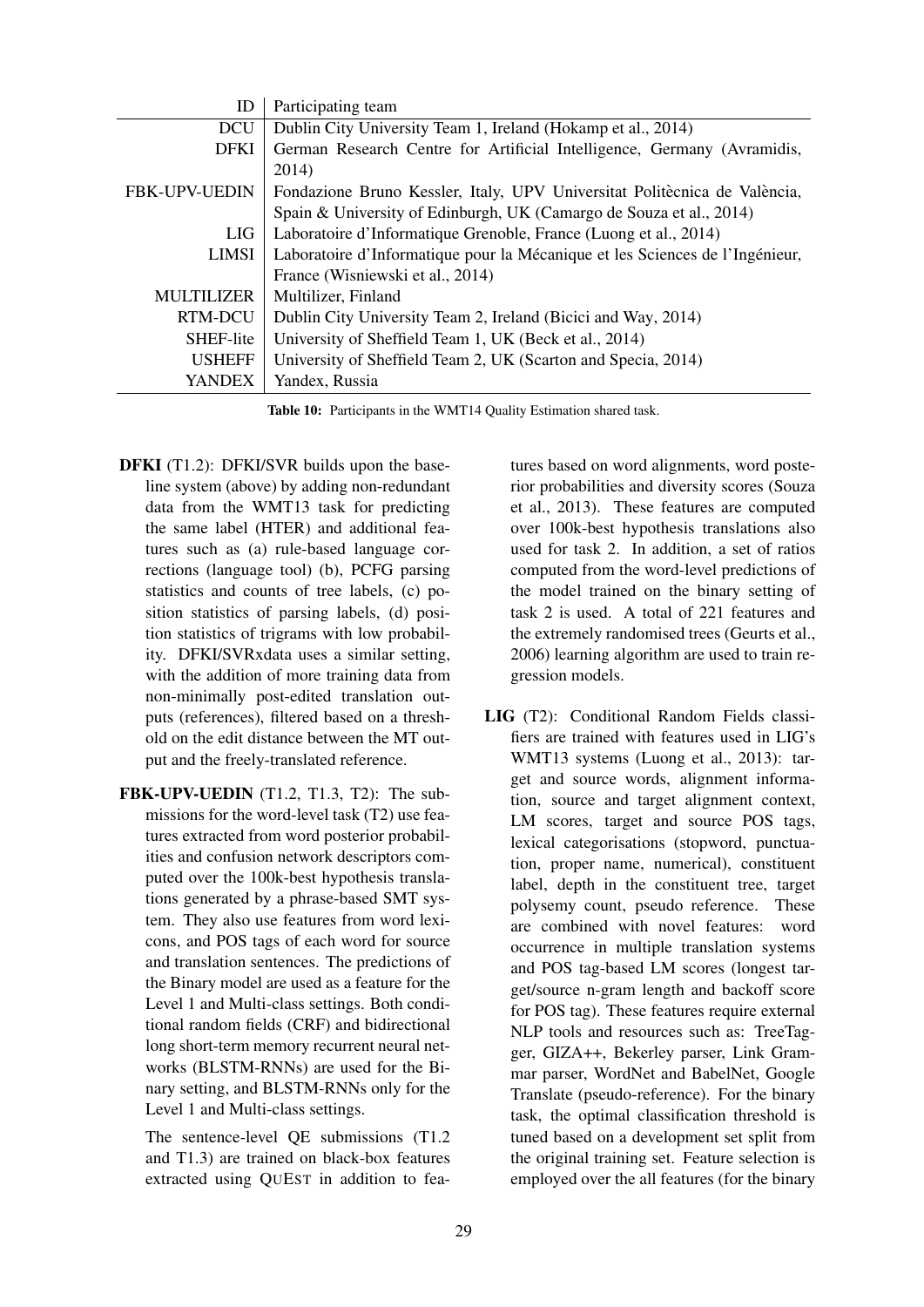| ID | Participating team |
|---|---|
| DCU | Dublin City University Team 1, Ireland (Hokamp et al., 2014) |
| DFKI | German Research Centre for Artificial Intelligence, Germany (Avramidis, 2014) |
| FBK-UPV-UEDIN | Fondazione Bruno Kessler, Italy, UPV Universitat Politècnica de València, Spain & University of Edinburgh, UK (Camargo de Souza et al., 2014) |
| LIG | Laboratoire d'Informatique Grenoble, France (Luong et al., 2014) |
| LIMSI | Laboratoire d'Informatique pour la Mécanique et les Sciences de l'Ingénieur, France (Wisniewski et al., 2014) |
| MULTILIZER | Multilizer, Finland |
| RTM-DCU | Dublin City University Team 2, Ireland (Bicici and Way, 2014) |
| SHEF-lite | University of Sheffield Team 1, UK (Beck et al., 2014) |
| USHEFF | University of Sheffield Team 2, UK (Scarton and Specia, 2014) |
| YANDEX | Yandex, Russia |

**Table 10:** Participants in the WMT14 Quality Estimation shared task.

**DFKI** (T1.2): DFKI/SVR builds upon the baseline system (above) by adding non-redundant data from the WMT13 task for predicting the same label (HTER) and additional features such as (a) rule-based language corrections (language tool) (b), PCFG parsing statistics and counts of tree labels, (c) position statistics of parsing labels, (d) position statistics of trigrams with low probability. DFKI/SVRxdata uses a similar setting, with the addition of more training data from non-minimally post-edited translation outputs (references), filtered based on a threshold on the edit distance between the MT output and the freely-translated reference.

**FBK-UPV-UEDIN** (T1.2, T1.3, T2): The submissions for the word-level task (T2) use features extracted from word posterior probabilities and confusion network descriptors computed over the 100k-best hypothesis translations generated by a phrase-based SMT system. They also use features from word lexicons, and POS tags of each word for source and translation sentences. The predictions of the Binary model are used as a feature for the Level 1 and Multi-class settings. Both conditional random fields (CRF) and bidirectional long short-term memory recurrent neural networks (BLSTM-RNNs) are used for the Binary setting, and BLSTM-RNNs only for the Level 1 and Multi-class settings.

The sentence-level QE submissions (T1.2 and T1.3) are trained on black-box features extracted using QuEst in addition to features based on word alignments, word posterior probabilities and diversity scores (Souza et al., 2013). These features are computed over 100k-best hypothesis translations also used for task 2. In addition, a set of ratios computed from the word-level predictions of the model trained on the binary setting of task 2 is used. A total of 221 features and the extremely randomised trees (Geurts et al., 2006) learning algorithm are used to train regression models.

**LIG** (T2): Conditional Random Fields classifiers are trained with features used in LIG's WMT13 systems (Luong et al., 2013): target and source words, alignment information, source and target alignment context, LM scores, target and source POS tags, lexical categorisations (stopword, punctuation, proper name, numerical), constituent label, depth in the constituent tree, target polysemy count, pseudo reference. These are combined with novel features: word occurrence in multiple translation systems and POS tag-based LM scores (longest target/source n-gram length and backoff score for POS tag). These features require external NLP tools and resources such as: TreeTagger, GIZA++, Bekerley parser, Link Grammar parser, WordNet and BabelNet, Google Translate (pseudo-reference). For the binary task, the optimal classification threshold is tuned based on a development set split from the original training set. Feature selection is employed over the all features (for the binary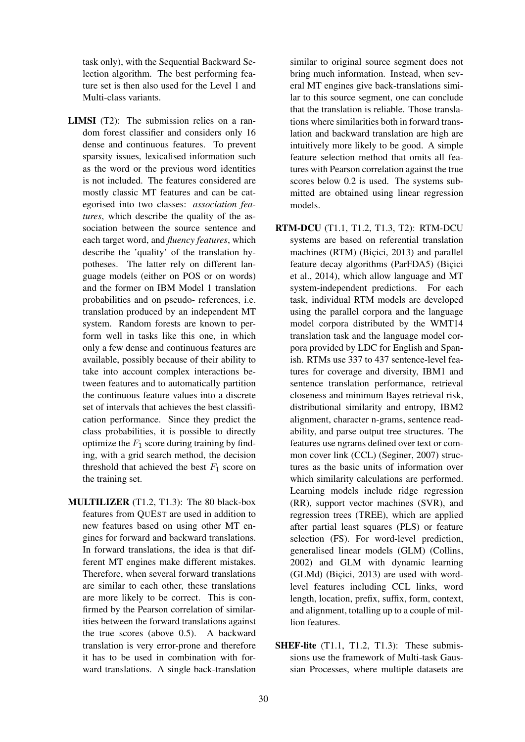task only), with the Sequential Backward Selection algorithm. The best performing feature set is then also used for the Level 1 and Multi-class variants.

**LIMSI** (T2): The submission relies on a random forest classifier and considers only 16 dense and continuous features. To prevent sparsity issues, lexicalised information such as the word or the previous word identities is not included. The features considered are mostly classic MT features and can be categorised into two classes: *association features*, which describe the quality of the association between the source sentence and each target word, and *fluency features*, which describe the 'quality' of the translation hypotheses. The latter rely on different language models (either on POS or on words) and the former on IBM Model 1 translation probabilities and on pseudo- references, i.e. translation produced by an independent MT system. Random forests are known to perform well in tasks like this one, in which only a few dense and continuous features are available, possibly because of their ability to take into account complex interactions between features and to automatically partition the continuous feature values into a discrete set of intervals that achieves the best classification performance. Since they predict the class probabilities, it is possible to directly optimize the $F_1$ score during training by finding, with a grid search method, the decision threshold that achieved the best $F_1$ score on the training set.

**MULTILIZER** (T1.2, T1.3): The 80 black-box features from QUEST are used in addition to new features based on using other MT engines for forward and backward translations. In forward translations, the idea is that different MT engines make different mistakes. Therefore, when several forward translations are similar to each other, these translations are more likely to be correct. This is confirmed by the Pearson correlation of similarities between the forward translations against the true scores (above 0.5). A backward translation is very error-prone and therefore it has to be used in combination with forward translations. A single back-translation similar to original source segment does not bring much information. Instead, when several MT engines give back-translations similar to this source segment, one can conclude that the translation is reliable. Those translations where similarities both in forward translation and backward translation are high are intuitively more likely to be good. A simple feature selection method that omits all features with Pearson correlation against the true scores below 0.2 is used. The systems submitted are obtained using linear regression models.

**RTM-DCU** (T1.1, T1.2, T1.3, T2): RTM-DCU systems are based on referential translation machines (RTM) (Biçici, 2013) and parallel feature decay algorithms (ParFDA5) (Biçici et al., 2014), which allow language and MT system-independent predictions. For each task, individual RTM models are developed using the parallel corpora and the language model corpora distributed by the WMT14 translation task and the language model corpora provided by LDC for English and Spanish. RTMs use 337 to 437 sentence-level features for coverage and diversity, IBM1 and sentence translation performance, retrieval closeness and minimum Bayes retrieval risk, distributional similarity and entropy, IBM2 alignment, character n-grams, sentence readability, and parse output tree structures. The features use ngrams defined over text or common cover link (CCL) (Seginer, 2007) structures as the basic units of information over which similarity calculations are performed. Learning models include ridge regression (RR), support vector machines (SVR), and regression trees (TREE), which are applied after partial least squares (PLS) or feature selection (FS). For word-level prediction, generalised linear models (GLM) (Collins, 2002) and GLM with dynamic learning (GLMd) (Biçici, 2013) are used with word-level features including CCL links, word length, location, prefix, suffix, form, context, and alignment, totalling up to a couple of million features.

**SHEF-lite** (T1.1, T1.2, T1.3): These submissions use the framework of Multi-task Gaussian Processes, where multiple datasets are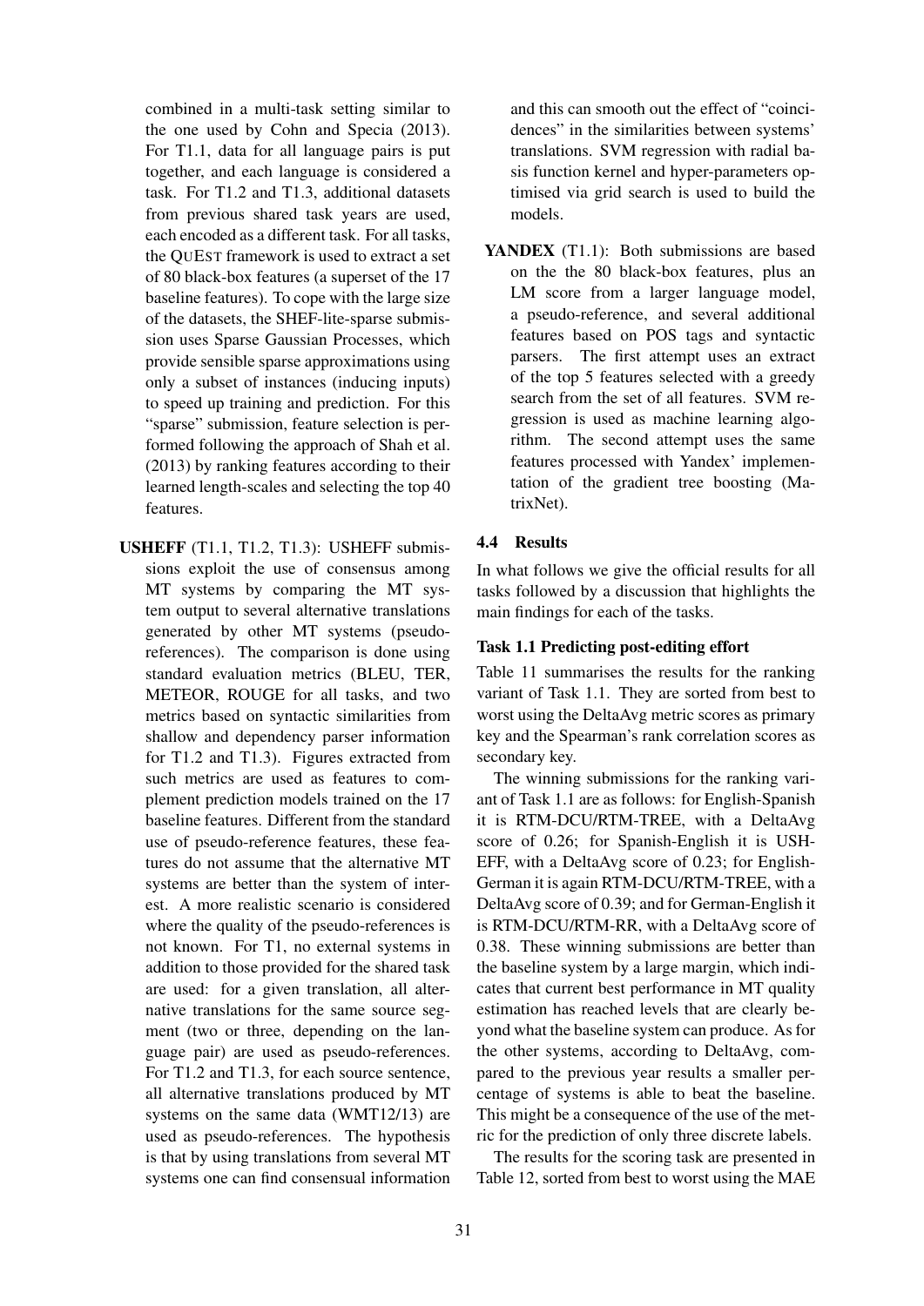combined in a multi-task setting similar to the one used by Cohn and Specia (2013). For T1.1, data for all language pairs is put together, and each language is considered a task. For T1.2 and T1.3, additional datasets from previous shared task years are used, each encoded as a different task. For all tasks, the QuEst framework is used to extract a set of 80 black-box features (a superset of the 17 baseline features). To cope with the large size of the datasets, the SHEF-lite-sparse submission uses Sparse Gaussian Processes, which provide sensible sparse approximations using only a subset of instances (inducing inputs) to speed up training and prediction. For this "sparse" submission, feature selection is performed following the approach of Shah et al. (2013) by ranking features according to their learned length-scales and selecting the top 40 features.

**USHEFF** (T1.1, T1.2, T1.3): USHEFF submissions exploit the use of consensus among MT systems by comparing the MT system output to several alternative translations generated by other MT systems (pseudo-references). The comparison is done using standard evaluation metrics (BLEU, TER, METEOR, ROUGE for all tasks, and two metrics based on syntactic similarities from shallow and dependency parser information for T1.2 and T1.3). Figures extracted from such metrics are used as features to complement prediction models trained on the 17 baseline features. Different from the standard use of pseudo-reference features, these features do not assume that the alternative MT systems are better than the system of interest. A more realistic scenario is considered where the quality of the pseudo-references is not known. For T1, no external systems in addition to those provided for the shared task are used: for a given translation, all alternative translations for the same source segment (two or three, depending on the language pair) are used as pseudo-references. For T1.2 and T1.3, for each source sentence, all alternative translations produced by MT systems on the same data (WMT12/13) are used as pseudo-references. The hypothesis is that by using translations from several MT systems one can find consensual information and this can smooth out the effect of "coincidences" in the similarities between systems' translations. SVM regression with radial basis function kernel and hyper-parameters optimised via grid search is used to build the models.

**YANDEX** (T1.1): Both submissions are based on the the 80 black-box features, plus an LM score from a larger language model, a pseudo-reference, and several additional features based on POS tags and syntactic parsers. The first attempt uses an extract of the top 5 features selected with a greedy search from the set of all features. SVM regression is used as machine learning algorithm. The second attempt uses the same features processed with Yandex' implementation of the gradient tree boosting (MatrixNet).

### 4.4 Results

In what follows we give the official results for all tasks followed by a discussion that highlights the main findings for each of the tasks.

#### Task 1.1 Predicting post-editing effort

Table 11 summarises the results for the ranking variant of Task 1.1. They are sorted from best to worst using the DeltaAvg metric scores as primary key and the Spearman's rank correlation scores as secondary key.

The winning submissions for the ranking variant of Task 1.1 are as follows: for English-Spanish it is RTM-DCU/RTM-TREE, with a DeltaAvg score of 0.26; for Spanish-English it is USHEFF, with a DeltaAvg score of 0.23; for English-German it is again RTM-DCU/RTM-TREE, with a DeltaAvg score of 0.39; and for German-English it is RTM-DCU/RTM-RR, with a DeltaAvg score of 0.38. These winning submissions are better than the baseline system by a large margin, which indicates that current best performance in MT quality estimation has reached levels that are clearly beyond what the baseline system can produce. As for the other systems, according to DeltaAvg, compared to the previous year results a smaller percentage of systems is able to beat the baseline. This might be a consequence of the use of the metric for the prediction of only three discrete labels.

The results for the scoring task are presented in Table 12, sorted from best to worst using the MAE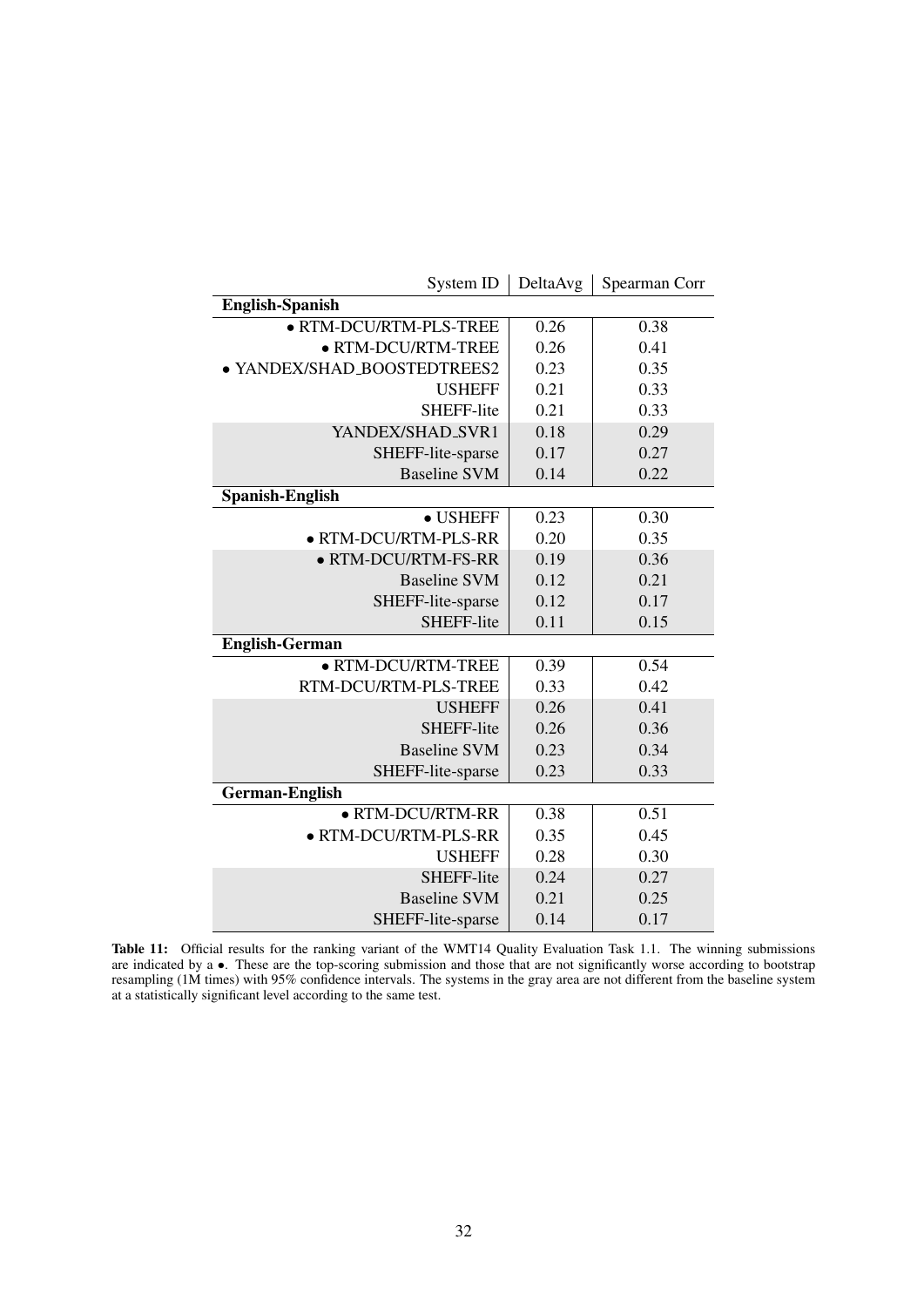| System ID | DeltaAvg | Spearman Corr |
|---|---|---|
| **English-Spanish** | | |
| • RTM-DCU/RTM-PLS-TREE | 0.26 | 0.38 |
| • RTM-DCU/RTM-TREE | 0.26 | 0.41 |
| • YANDEX/SHAD_BOOSTEDTREES2 | 0.23 | 0.35 |
| USHEFF | 0.21 | 0.33 |
| SHEFF-lite | 0.21 | 0.33 |
| YANDEX/SHAD_SVR1 | 0.18 | 0.29 |
| SHEFF-lite-sparse | 0.17 | 0.27 |
| Baseline SVM | 0.14 | 0.22 |
| **Spanish-English** | | |
| • USHEFF | 0.23 | 0.30 |
| • RTM-DCU/RTM-PLS-RR | 0.20 | 0.35 |
| • RTM-DCU/RTM-FS-RR | 0.19 | 0.36 |
| Baseline SVM | 0.12 | 0.21 |
| SHEFF-lite-sparse | 0.12 | 0.17 |
| SHEFF-lite | 0.11 | 0.15 |
| **English-German** | | |
| • RTM-DCU/RTM-TREE | 0.39 | 0.54 |
| RTM-DCU/RTM-PLS-TREE | 0.33 | 0.42 |
| USHEFF | 0.26 | 0.41 |
| SHEFF-lite | 0.26 | 0.36 |
| Baseline SVM | 0.23 | 0.34 |
| SHEFF-lite-sparse | 0.23 | 0.33 |
| **German-English** | | |
| • RTM-DCU/RTM-RR | 0.38 | 0.51 |
| • RTM-DCU/RTM-PLS-RR | 0.35 | 0.45 |
| USHEFF | 0.28 | 0.30 |
| SHEFF-lite | 0.24 | 0.27 |
| Baseline SVM | 0.21 | 0.25 |
| SHEFF-lite-sparse | 0.14 | 0.17 |

**Table 11:** Official results for the ranking variant of the WMT14 Quality Evaluation Task 1.1. The winning submissions are indicated by a •. These are the top-scoring submission and those that are not significantly worse according to bootstrap resampling (1M times) with 95% confidence intervals. The systems in the gray area are not different from the baseline system at a statistically significant level according to the same test.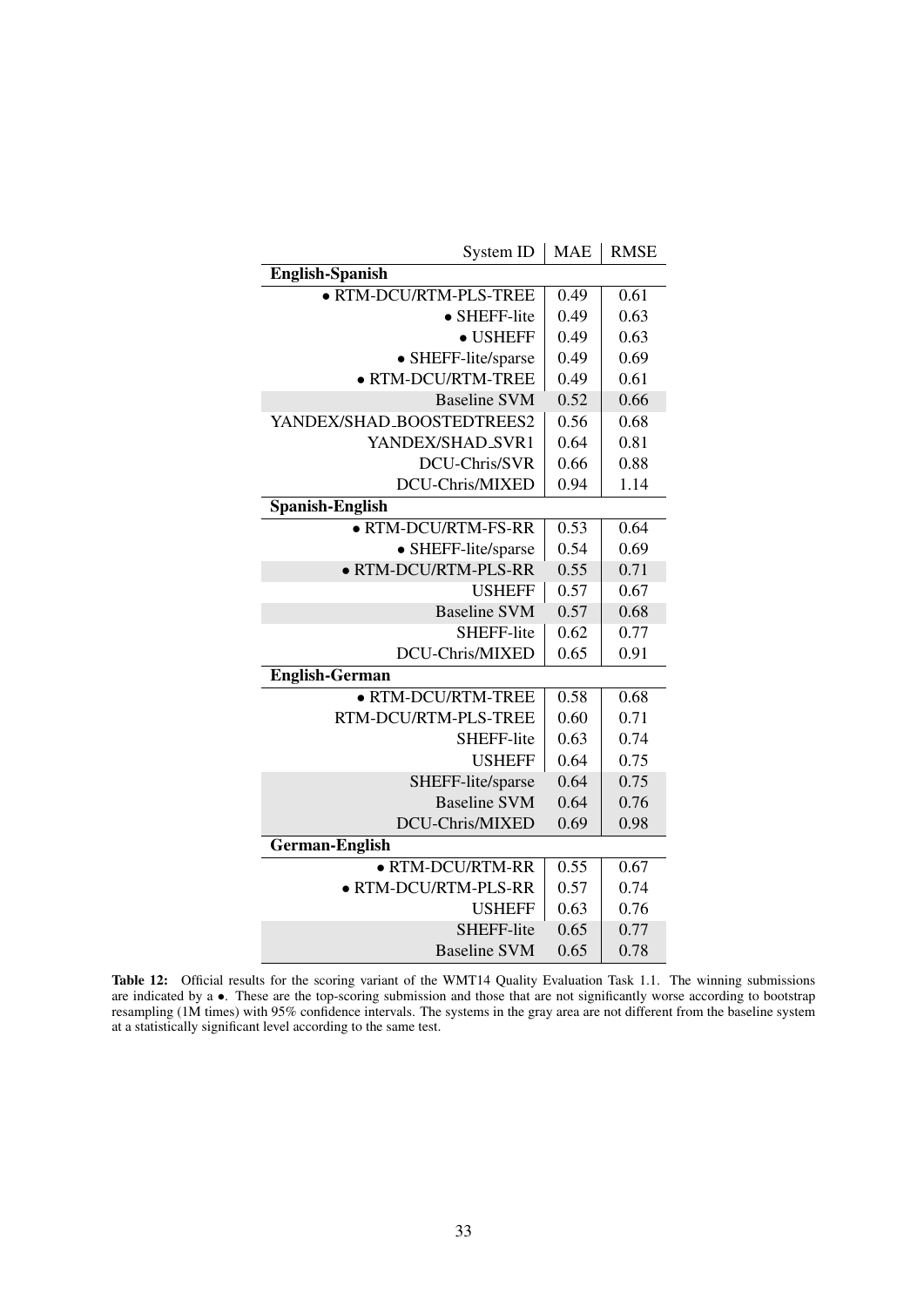| System ID | MAE | RMSE |
|---|---|---|
| **English-Spanish** | | |
| • RTM-DCU/RTM-PLS-TREE | 0.49 | 0.61 |
| • SHEFF-lite | 0.49 | 0.63 |
| • USHEFF | 0.49 | 0.63 |
| • SHEFF-lite/sparse | 0.49 | 0.69 |
| • RTM-DCU/RTM-TREE | 0.49 | 0.61 |
| Baseline SVM | 0.52 | 0.66 |
| YANDEX/SHAD_BOOSTEDTREES2 | 0.56 | 0.68 |
| YANDEX/SHAD_SVR1 | 0.64 | 0.81 |
| DCU-Chris/SVR | 0.66 | 0.88 |
| DCU-Chris/MIXED | 0.94 | 1.14 |
| **Spanish-English** | | |
| • RTM-DCU/RTM-FS-RR | 0.53 | 0.64 |
| • SHEFF-lite/sparse | 0.54 | 0.69 |
| • RTM-DCU/RTM-PLS-RR | 0.55 | 0.71 |
| USHEFF | 0.57 | 0.67 |
| Baseline SVM | 0.57 | 0.68 |
| SHEFF-lite | 0.62 | 0.77 |
| DCU-Chris/MIXED | 0.65 | 0.91 |
| **English-German** | | |
| • RTM-DCU/RTM-TREE | 0.58 | 0.68 |
| RTM-DCU/RTM-PLS-TREE | 0.60 | 0.71 |
| SHEFF-lite | 0.63 | 0.74 |
| USHEFF | 0.64 | 0.75 |
| SHEFF-lite/sparse | 0.64 | 0.75 |
| Baseline SVM | 0.64 | 0.76 |
| DCU-Chris/MIXED | 0.69 | 0.98 |
| **German-English** | | |
| • RTM-DCU/RTM-RR | 0.55 | 0.67 |
| • RTM-DCU/RTM-PLS-RR | 0.57 | 0.74 |
| USHEFF | 0.63 | 0.76 |
| SHEFF-lite | 0.65 | 0.77 |
| Baseline SVM | 0.65 | 0.78 |

**Table 12:** Official results for the scoring variant of the WMT14 Quality Evaluation Task 1.1. The winning submissions are indicated by a •. These are the top-scoring submission and those that are not significantly worse according to bootstrap resampling (1M times) with 95% confidence intervals. The systems in the gray area are not different from the baseline system at a statistically significant level according to the same test.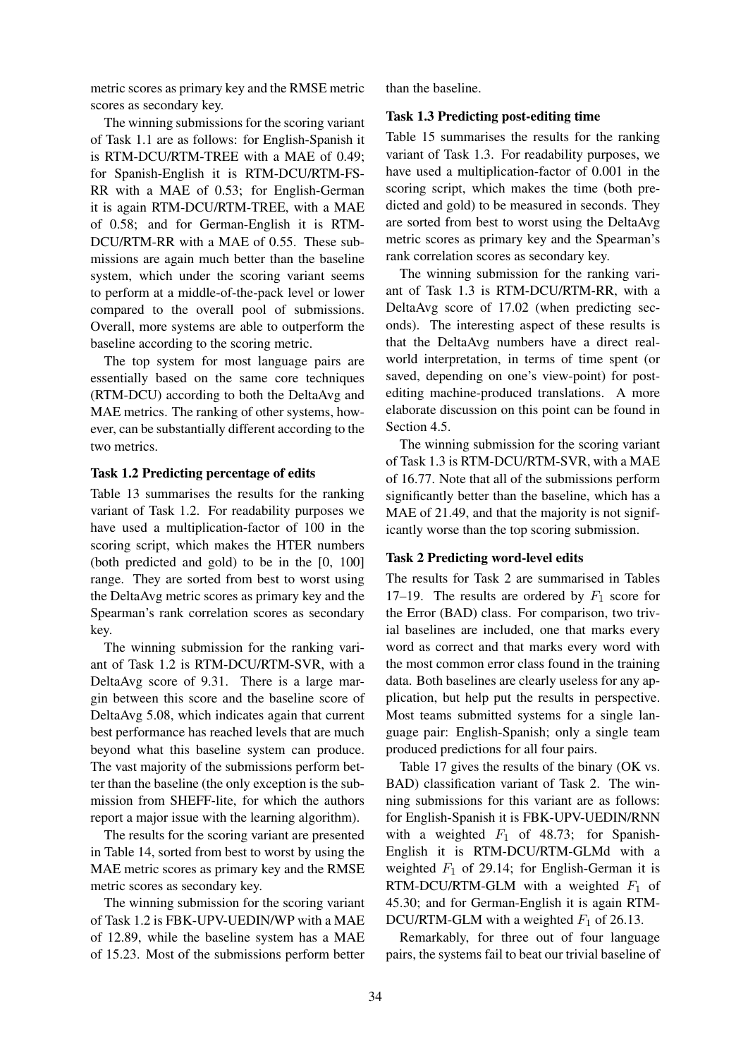metric scores as primary key and the RMSE metric scores as secondary key.

The winning submissions for the scoring variant of Task 1.1 are as follows: for English-Spanish it is RTM-DCU/RTM-TREE with a MAE of 0.49; for Spanish-English it is RTM-DCU/RTM-FS-RR with a MAE of 0.53; for English-German it is again RTM-DCU/RTM-TREE, with a MAE of 0.58; and for German-English it is RTM-DCU/RTM-RR with a MAE of 0.55. These submissions are again much better than the baseline system, which under the scoring variant seems to perform at a middle-of-the-pack level or lower compared to the overall pool of submissions. Overall, more systems are able to outperform the baseline according to the scoring metric.

The top system for most language pairs are essentially based on the same core techniques (RTM-DCU) according to both the DeltaAvg and MAE metrics. The ranking of other systems, however, can be substantially different according to the two metrics.

**Task 1.2 Predicting percentage of edits**

Table 13 summarises the results for the ranking variant of Task 1.2. For readability purposes we have used a multiplication-factor of 100 in the scoring script, which makes the HTER numbers (both predicted and gold) to be in the [0, 100] range. They are sorted from best to worst using the DeltaAvg metric scores as primary key and the Spearman's rank correlation scores as secondary key.

The winning submission for the ranking variant of Task 1.2 is RTM-DCU/RTM-SVR, with a DeltaAvg score of 9.31. There is a large margin between this score and the baseline score of DeltaAvg 5.08, which indicates again that current best performance has reached levels that are much beyond what this baseline system can produce. The vast majority of the submissions perform better than the baseline (the only exception is the submission from SHEFF-lite, for which the authors report a major issue with the learning algorithm).

The results for the scoring variant are presented in Table 14, sorted from best to worst by using the MAE metric scores as primary key and the RMSE metric scores as secondary key.

The winning submission for the scoring variant of Task 1.2 is FBK-UPV-UEDIN/WP with a MAE of 12.89, while the baseline system has a MAE of 15.23. Most of the submissions perform better than the baseline.

**Task 1.3 Predicting post-editing time**

Table 15 summarises the results for the ranking variant of Task 1.3. For readability purposes, we have used a multiplication-factor of 0.001 in the scoring script, which makes the time (both predicted and gold) to be measured in seconds. They are sorted from best to worst using the DeltaAvg metric scores as primary key and the Spearman's rank correlation scores as secondary key.

The winning submission for the ranking variant of Task 1.3 is RTM-DCU/RTM-RR, with a DeltaAvg score of 17.02 (when predicting seconds). The interesting aspect of these results is that the DeltaAvg numbers have a direct real-world interpretation, in terms of time spent (or saved, depending on one's view-point) for post-editing machine-produced translations. A more elaborate discussion on this point can be found in Section 4.5.

The winning submission for the scoring variant of Task 1.3 is RTM-DCU/RTM-SVR, with a MAE of 16.77. Note that all of the submissions perform significantly better than the baseline, which has a MAE of 21.49, and that the majority is not significantly worse than the top scoring submission.

**Task 2 Predicting word-level edits**

The results for Task 2 are summarised in Tables 17–19. The results are ordered by $F_1$ score for the Error (BAD) class. For comparison, two trivial baselines are included, one that marks every word as correct and that marks every word with the most common error class found in the training data. Both baselines are clearly useless for any application, but help put the results in perspective. Most teams submitted systems for a single language pair: English-Spanish; only a single team produced predictions for all four pairs.

Table 17 gives the results of the binary (OK vs. BAD) classification variant of Task 2. The winning submissions for this variant are as follows: for English-Spanish it is FBK-UPV-UEDIN/RNN with a weighted $F_1$ of 48.73; for Spanish-English it is RTM-DCU/RTM-GLMd with a weighted $F_1$ of 29.14; for English-German it is RTM-DCU/RTM-GLM with a weighted $F_1$ of 45.30; and for German-English it is again RTM-DCU/RTM-GLM with a weighted $F_1$ of 26.13.

Remarkably, for three out of four language pairs, the systems fail to beat our trivial baseline of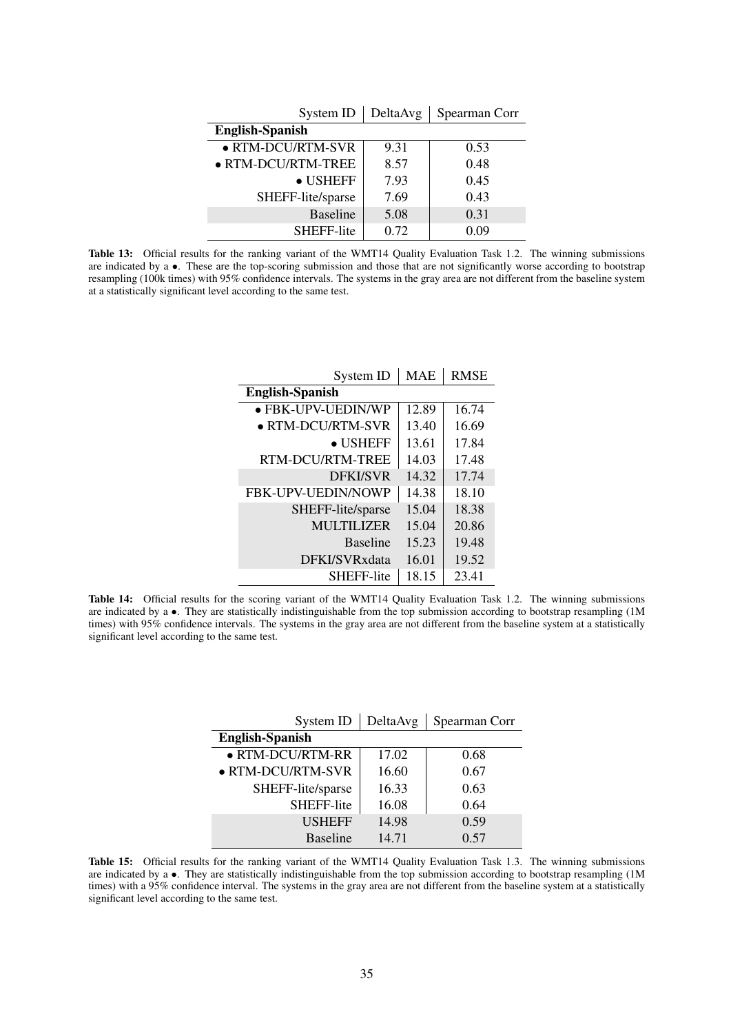| System ID | DeltaAvg | Spearman Corr |
|---|---|---|
| **English-Spanish** | | |
| • RTM-DCU/RTM-SVR | 9.31 | 0.53 |
| • RTM-DCU/RTM-TREE | 8.57 | 0.48 |
| • USHEFF | 7.93 | 0.45 |
| SHEFF-lite/sparse | 7.69 | 0.43 |
| Baseline | 5.08 | 0.31 |
| SHEFF-lite | 0.72 | 0.09 |

**Table 13:** Official results for the ranking variant of the WMT14 Quality Evaluation Task 1.2. The winning submissions are indicated by a •. These are the top-scoring submission and those that are not significantly worse according to bootstrap resampling (100k times) with 95% confidence intervals. The systems in the gray area are not different from the baseline system at a statistically significant level according to the same test.

| System ID | MAE | RMSE |
|---|---|---|
| **English-Spanish** | | |
| • FBK-UPV-UEDIN/WP | 12.89 | 16.74 |
| • RTM-DCU/RTM-SVR | 13.40 | 16.69 |
| • USHEFF | 13.61 | 17.84 |
| RTM-DCU/RTM-TREE | 14.03 | 17.48 |
| DFKI/SVR | 14.32 | 17.74 |
| FBK-UPV-UEDIN/NOWP | 14.38 | 18.10 |
| SHEFF-lite/sparse | 15.04 | 18.38 |
| MULTILIZER | 15.04 | 20.86 |
| Baseline | 15.23 | 19.48 |
| DFKI/SVRxdata | 16.01 | 19.52 |
| SHEFF-lite | 18.15 | 23.41 |

**Table 14:** Official results for the scoring variant of the WMT14 Quality Evaluation Task 1.2. The winning submissions are indicated by a •. They are statistically indistinguishable from the top submission according to bootstrap resampling (1M times) with 95% confidence intervals. The systems in the gray area are not different from the baseline system at a statistically significant level according to the same test.

| System ID | DeltaAvg | Spearman Corr |
|---|---|---|
| **English-Spanish** | | |
| • RTM-DCU/RTM-RR | 17.02 | 0.68 |
| • RTM-DCU/RTM-SVR | 16.60 | 0.67 |
| SHEFF-lite/sparse | 16.33 | 0.63 |
| SHEFF-lite | 16.08 | 0.64 |
| USHEFF | 14.98 | 0.59 |
| Baseline | 14.71 | 0.57 |

**Table 15:** Official results for the ranking variant of the WMT14 Quality Evaluation Task 1.3. The winning submissions are indicated by a •. They are statistically indistinguishable from the top submission according to bootstrap resampling (1M times) with a 95% confidence interval. The systems in the gray area are not different from the baseline system at a statistically significant level according to the same test.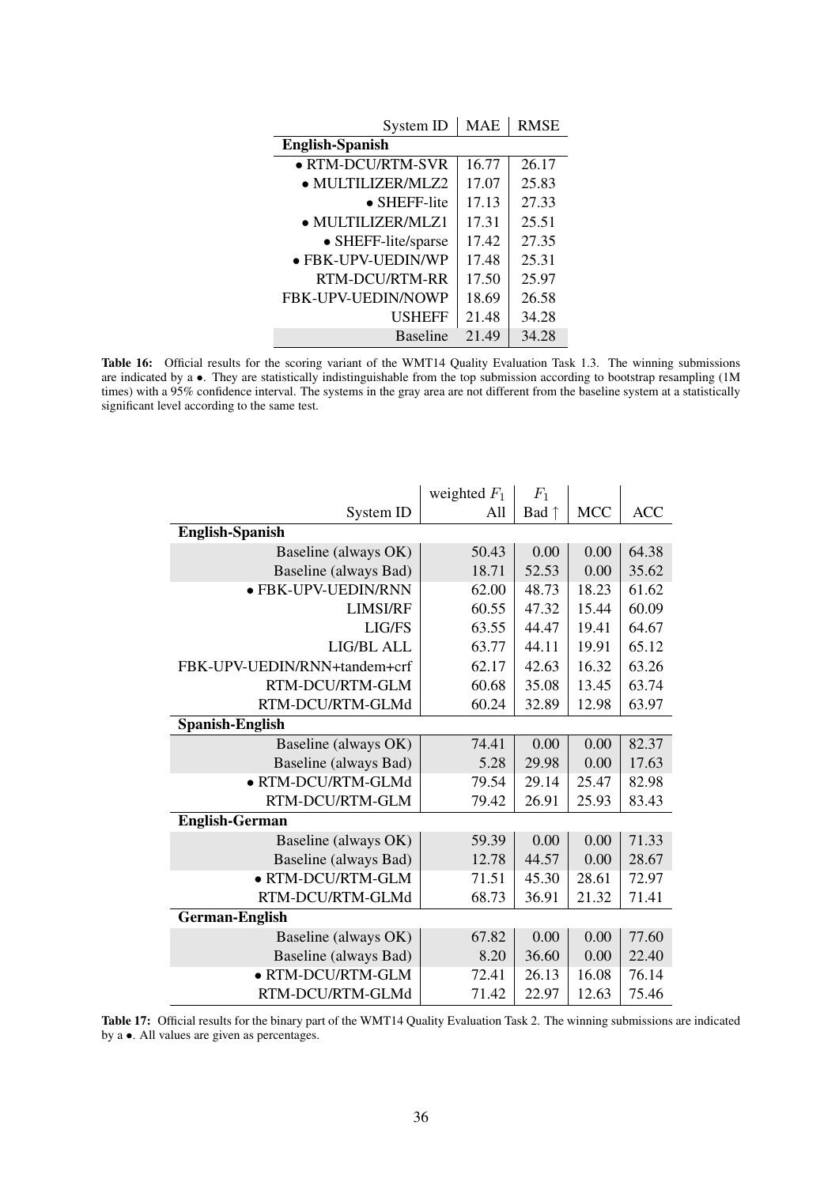| System ID | MAE | RMSE |
|---|---|---|
| **English-Spanish** | | |
| • RTM-DCU/RTM-SVR | 16.77 | 26.17 |
| • MULTILIZER/MLZ2 | 17.07 | 25.83 |
| • SHEFF-lite | 17.13 | 27.33 |
| • MULTILIZER/MLZ1 | 17.31 | 25.51 |
| • SHEFF-lite/sparse | 17.42 | 27.35 |
| • FBK-UPV-UEDIN/WP | 17.48 | 25.31 |
| RTM-DCU/RTM-RR | 17.50 | 25.97 |
| FBK-UPV-UEDIN/NOWP | 18.69 | 26.58 |
| USHEFF | 21.48 | 34.28 |
| Baseline | 21.49 | 34.28 |

**Table 16:** Official results for the scoring variant of the WMT14 Quality Evaluation Task 1.3. The winning submissions are indicated by a •. They are statistically indistinguishable from the top submission according to bootstrap resampling (1M times) with a 95% confidence interval. The systems in the gray area are not different from the baseline system at a statistically significant level according to the same test.

| | weighted $F_1$ | $F_1$ | | |
|---|---|---|---|---|
| System ID | All | Bad ↑ | MCC | ACC |
| **English-Spanish** | | | | |
| Baseline (always OK) | 50.43 | 0.00 | 0.00 | 64.38 |
| Baseline (always Bad) | 18.71 | 52.53 | 0.00 | 35.62 |
| • FBK-UPV-UEDIN/RNN | 62.00 | 48.73 | 18.23 | 61.62 |
| LIMSI/RF | 60.55 | 47.32 | 15.44 | 60.09 |
| LIG/FS | 63.55 | 44.47 | 19.41 | 64.67 |
| LIG/BL ALL | 63.77 | 44.11 | 19.91 | 65.12 |
| FBK-UPV-UEDIN/RNN+tandem+crf | 62.17 | 42.63 | 16.32 | 63.26 |
| RTM-DCU/RTM-GLM | 60.68 | 35.08 | 13.45 | 63.74 |
| RTM-DCU/RTM-GLMd | 60.24 | 32.89 | 12.98 | 63.97 |
| **Spanish-English** | | | | |
| Baseline (always OK) | 74.41 | 0.00 | 0.00 | 82.37 |
| Baseline (always Bad) | 5.28 | 29.98 | 0.00 | 17.63 |
| • RTM-DCU/RTM-GLMd | 79.54 | 29.14 | 25.47 | 82.98 |
| RTM-DCU/RTM-GLM | 79.42 | 26.91 | 25.93 | 83.43 |
| **English-German** | | | | |
| Baseline (always OK) | 59.39 | 0.00 | 0.00 | 71.33 |
| Baseline (always Bad) | 12.78 | 44.57 | 0.00 | 28.67 |
| • RTM-DCU/RTM-GLM | 71.51 | 45.30 | 28.61 | 72.97 |
| RTM-DCU/RTM-GLMd | 68.73 | 36.91 | 21.32 | 71.41 |
| **German-English** | | | | |
| Baseline (always OK) | 67.82 | 0.00 | 0.00 | 77.60 |
| Baseline (always Bad) | 8.20 | 36.60 | 0.00 | 22.40 |
| • RTM-DCU/RTM-GLM | 72.41 | 26.13 | 16.08 | 76.14 |
| RTM-DCU/RTM-GLMd | 71.42 | 22.97 | 12.63 | 75.46 |

**Table 17:** Official results for the binary part of the WMT14 Quality Evaluation Task 2. The winning submissions are indicated by a •. All values are given as percentages.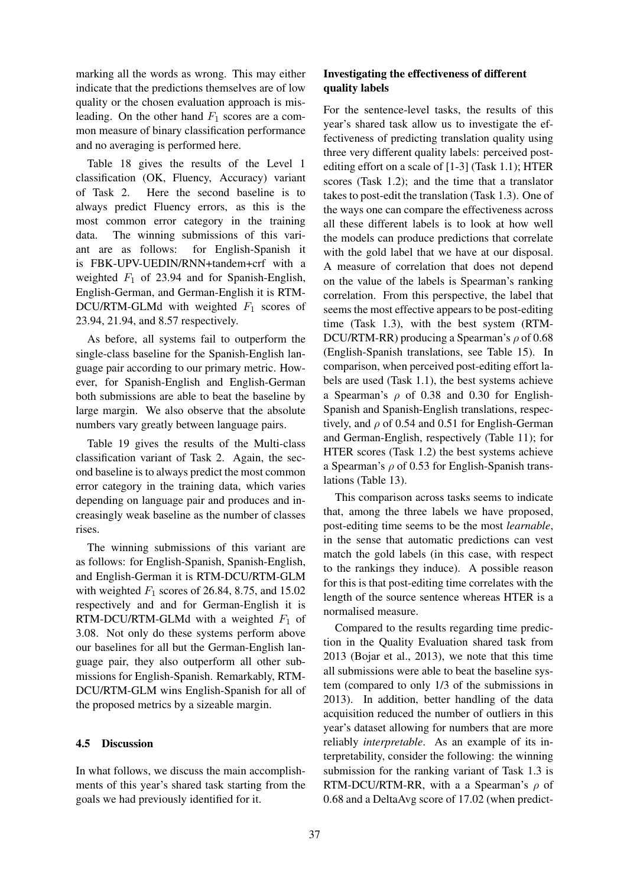marking all the words as wrong. This may either indicate that the predictions themselves are of low quality or the chosen evaluation approach is misleading. On the other hand $F_1$ scores are a common measure of binary classification performance and no averaging is performed here.

Table 18 gives the results of the Level 1 classification (OK, Fluency, Accuracy) variant of Task 2. Here the second baseline is to always predict Fluency errors, as this is the most common error category in the training data. The winning submissions of this variant are as follows: for English-Spanish it is FBK-UPV-UEDIN/RNN+tandem+crf with a weighted $F_1$ of 23.94 and for Spanish-English, English-German, and German-English it is RTM-DCU/RTM-GLMd with weighted $F_1$ scores of 23.94, 21.94, and 8.57 respectively.

As before, all systems fail to outperform the single-class baseline for the Spanish-English language pair according to our primary metric. However, for Spanish-English and English-German both submissions are able to beat the baseline by large margin. We also observe that the absolute numbers vary greatly between language pairs.

Table 19 gives the results of the Multi-class classification variant of Task 2. Again, the second baseline is to always predict the most common error category in the training data, which varies depending on language pair and produces and increasingly weak baseline as the number of classes rises.

The winning submissions of this variant are as follows: for English-Spanish, Spanish-English, and English-German it is RTM-DCU/RTM-GLM with weighted $F_1$ scores of 26.84, 8.75, and 15.02 respectively and and for German-English it is RTM-DCU/RTM-GLMd with a weighted $F_1$ of 3.08. Not only do these systems perform above our baselines for all but the German-English language pair, they also outperform all other submissions for English-Spanish. Remarkably, RTM-DCU/RTM-GLM wins English-Spanish for all of the proposed metrics by a sizeable margin.

### 4.5 Discussion

In what follows, we discuss the main accomplishments of this year's shared task starting from the goals we had previously identified for it.

**Investigating the effectiveness of different quality labels**

For the sentence-level tasks, the results of this year's shared task allow us to investigate the effectiveness of predicting translation quality using three very different quality labels: perceived post-editing effort on a scale of [1-3] (Task 1.1); HTER scores (Task 1.2); and the time that a translator takes to post-edit the translation (Task 1.3). One of the ways one can compare the effectiveness across all these different labels is to look at how well the models can produce predictions that correlate with the gold label that we have at our disposal. A measure of correlation that does not depend on the value of the labels is Spearman's ranking correlation. From this perspective, the label that seems the most effective appears to be post-editing time (Task 1.3), with the best system (RTM-DCU/RTM-RR) producing a Spearman's $\rho$ of 0.68 (English-Spanish translations, see Table 15). In comparison, when perceived post-editing effort labels are used (Task 1.1), the best systems achieve a Spearman's $\rho$ of 0.38 and 0.30 for English-Spanish and Spanish-English translations, respectively, and $\rho$ of 0.54 and 0.51 for English-German and German-English, respectively (Table 11); for HTER scores (Task 1.2) the best systems achieve a Spearman's $\rho$ of 0.53 for English-Spanish translations (Table 13).

This comparison across tasks seems to indicate that, among the three labels we have proposed, post-editing time seems to be the most *learnable*, in the sense that automatic predictions can vest match the gold labels (in this case, with respect to the rankings they induce). A possible reason for this is that post-editing time correlates with the length of the source sentence whereas HTER is a normalised measure.

Compared to the results regarding time prediction in the Quality Evaluation shared task from 2013 (Bojar et al., 2013), we note that this time all submissions were able to beat the baseline system (compared to only 1/3 of the submissions in 2013). In addition, better handling of the data acquisition reduced the number of outliers in this year's dataset allowing for numbers that are more reliably *interpretable*. As an example of its interpretability, consider the following: the winning submission for the ranking variant of Task 1.3 is RTM-DCU/RTM-RR, with a a Spearman's $\rho$ of 0.68 and a DeltaAvg score of 17.02 (when predict-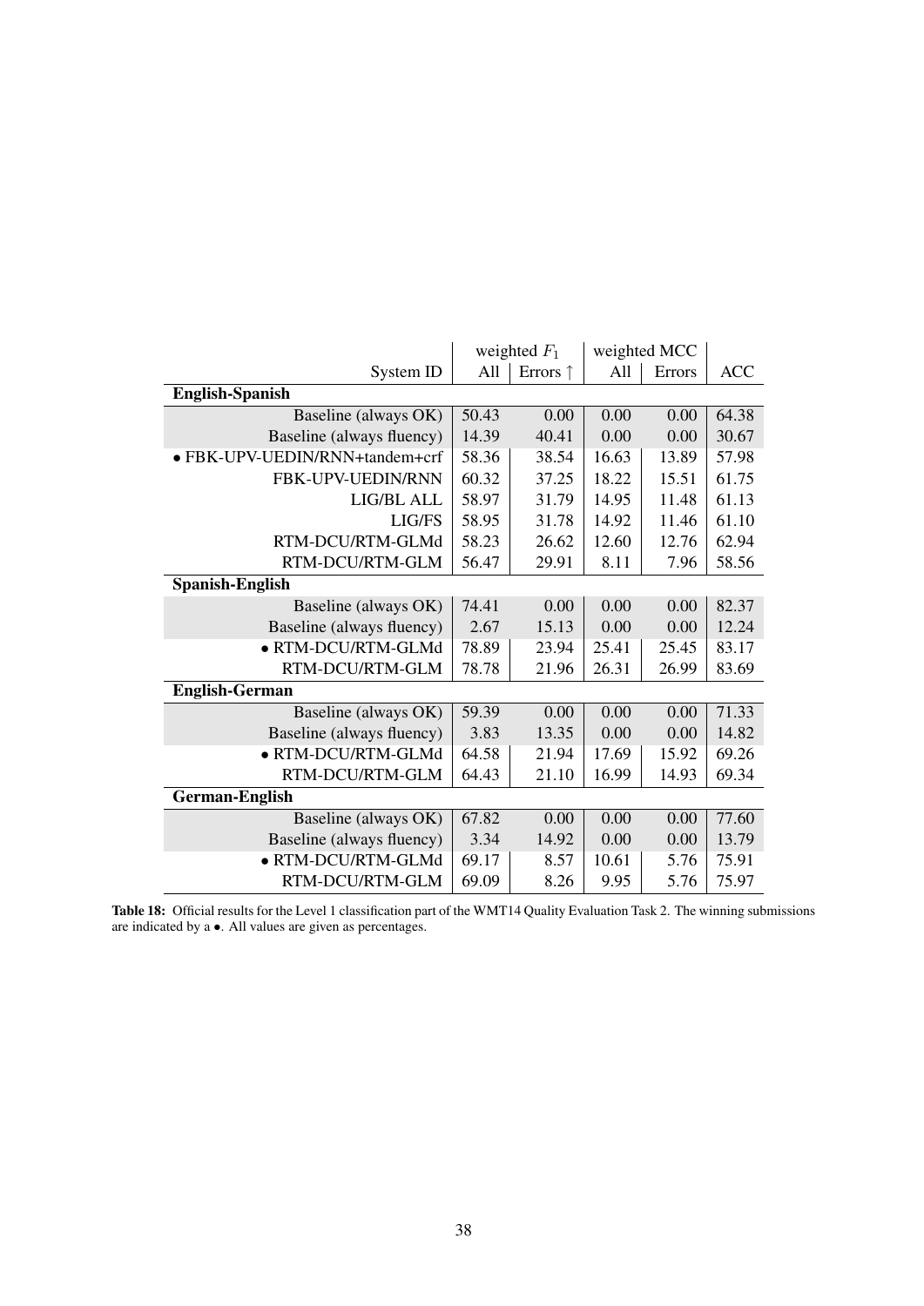| | weighted $F_1$ | | weighted MCC | | |
|---|---|---|---|---|---|
| System ID | All | Errors ↑ | All | Errors | ACC |
| **English-Spanish** | | | | | |
| Baseline (always OK) | 50.43 | 0.00 | 0.00 | 0.00 | 64.38 |
| Baseline (always fluency) | 14.39 | 40.41 | 0.00 | 0.00 | 30.67 |
| • FBK-UPV-UEDIN/RNN+tandem+crf | 58.36 | 38.54 | 16.63 | 13.89 | 57.98 |
| FBK-UPV-UEDIN/RNN | 60.32 | 37.25 | 18.22 | 15.51 | 61.75 |
| LIG/BL ALL | 58.97 | 31.79 | 14.95 | 11.48 | 61.13 |
| LIG/FS | 58.95 | 31.78 | 14.92 | 11.46 | 61.10 |
| RTM-DCU/RTM-GLMd | 58.23 | 26.62 | 12.60 | 12.76 | 62.94 |
| RTM-DCU/RTM-GLM | 56.47 | 29.91 | 8.11 | 7.96 | 58.56 |
| **Spanish-English** | | | | | |
| Baseline (always OK) | 74.41 | 0.00 | 0.00 | 0.00 | 82.37 |
| Baseline (always fluency) | 2.67 | 15.13 | 0.00 | 0.00 | 12.24 |
| • RTM-DCU/RTM-GLMd | 78.89 | 23.94 | 25.41 | 25.45 | 83.17 |
| RTM-DCU/RTM-GLM | 78.78 | 21.96 | 26.31 | 26.99 | 83.69 |
| **English-German** | | | | | |
| Baseline (always OK) | 59.39 | 0.00 | 0.00 | 0.00 | 71.33 |
| Baseline (always fluency) | 3.83 | 13.35 | 0.00 | 0.00 | 14.82 |
| • RTM-DCU/RTM-GLMd | 64.58 | 21.94 | 17.69 | 15.92 | 69.26 |
| RTM-DCU/RTM-GLM | 64.43 | 21.10 | 16.99 | 14.93 | 69.34 |
| **German-English** | | | | | |
| Baseline (always OK) | 67.82 | 0.00 | 0.00 | 0.00 | 77.60 |
| Baseline (always fluency) | 3.34 | 14.92 | 0.00 | 0.00 | 13.79 |
| • RTM-DCU/RTM-GLMd | 69.17 | 8.57 | 10.61 | 5.76 | 75.91 |
| RTM-DCU/RTM-GLM | 69.09 | 8.26 | 9.95 | 5.76 | 75.97 |

**Table 18:** Official results for the Level 1 classification part of the WMT14 Quality Evaluation Task 2. The winning submissions are indicated by a •. All values are given as percentages.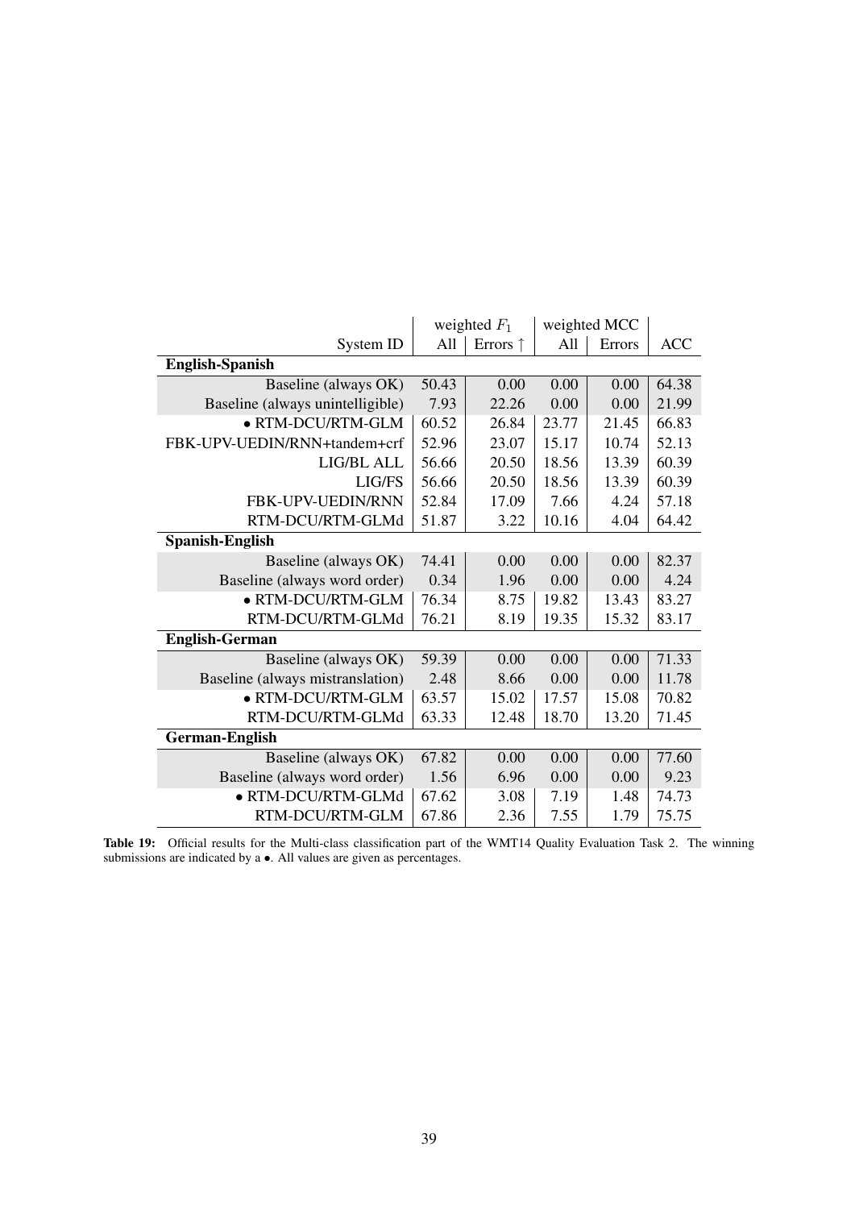| System ID | weighted $F_1$ All | weighted $F_1$ Errors ↑ | weighted MCC All | weighted MCC Errors | ACC |
|---|---|---|---|---|---|
| **English-Spanish** | | | | | |
| Baseline (always OK) | 50.43 | 0.00 | 0.00 | 0.00 | 64.38 |
| Baseline (always unintelligible) | 7.93 | 22.26 | 0.00 | 0.00 | 21.99 |
| • RTM-DCU/RTM-GLM | 60.52 | 26.84 | 23.77 | 21.45 | 66.83 |
| FBK-UPV-UEDIN/RNN+tandem+crf | 52.96 | 23.07 | 15.17 | 10.74 | 52.13 |
| LIG/BL ALL | 56.66 | 20.50 | 18.56 | 13.39 | 60.39 |
| LIG/FS | 56.66 | 20.50 | 18.56 | 13.39 | 60.39 |
| FBK-UPV-UEDIN/RNN | 52.84 | 17.09 | 7.66 | 4.24 | 57.18 |
| RTM-DCU/RTM-GLMd | 51.87 | 3.22 | 10.16 | 4.04 | 64.42 |
| **Spanish-English** | | | | | |
| Baseline (always OK) | 74.41 | 0.00 | 0.00 | 0.00 | 82.37 |
| Baseline (always word order) | 0.34 | 1.96 | 0.00 | 0.00 | 4.24 |
| • RTM-DCU/RTM-GLM | 76.34 | 8.75 | 19.82 | 13.43 | 83.27 |
| RTM-DCU/RTM-GLMd | 76.21 | 8.19 | 19.35 | 15.32 | 83.17 |
| **English-German** | | | | | |
| Baseline (always OK) | 59.39 | 0.00 | 0.00 | 0.00 | 71.33 |
| Baseline (always mistranslation) | 2.48 | 8.66 | 0.00 | 0.00 | 11.78 |
| • RTM-DCU/RTM-GLM | 63.57 | 15.02 | 17.57 | 15.08 | 70.82 |
| RTM-DCU/RTM-GLMd | 63.33 | 12.48 | 18.70 | 13.20 | 71.45 |
| **German-English** | | | | | |
| Baseline (always OK) | 67.82 | 0.00 | 0.00 | 0.00 | 77.60 |
| Baseline (always word order) | 1.56 | 6.96 | 0.00 | 0.00 | 9.23 |
| • RTM-DCU/RTM-GLMd | 67.62 | 3.08 | 7.19 | 1.48 | 74.73 |
| RTM-DCU/RTM-GLM | 67.86 | 2.36 | 7.55 | 1.79 | 75.75 |

**Table 19:** Official results for the Multi-class classification part of the WMT14 Quality Evaluation Task 2. The winning submissions are indicated by a •. All values are given as percentages.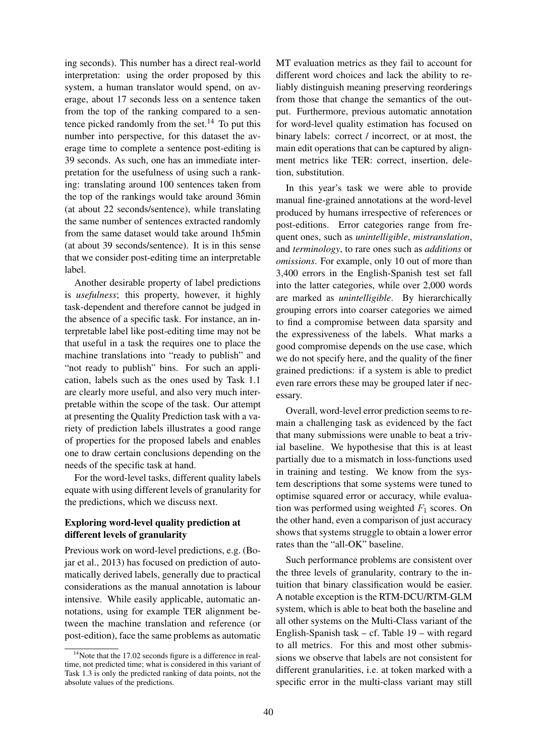ing seconds). This number has a direct real-world interpretation: using the order proposed by this system, a human translator would spend, on average, about 17 seconds less on a sentence taken from the top of the ranking compared to a sentence picked randomly from the set.[14] To put this number into perspective, for this dataset the average time to complete a sentence post-editing is 39 seconds. As such, one has an immediate interpretation for the usefulness of using such a ranking: translating around 100 sentences taken from the top of the rankings would take around 36min (at about 22 seconds/sentence), while translating the same number of sentences extracted randomly from the same dataset would take around 1h5min (at about 39 seconds/sentence). It is in this sense that we consider post-editing time an interpretable label.

Another desirable property of label predictions is *usefulness*; this property, however, it highly task-dependent and therefore cannot be judged in the absence of a specific task. For instance, an interpretable label like post-editing time may not be that useful in a task the requires one to place the machine translations into "ready to publish" and "not ready to publish" bins. For such an application, labels such as the ones used by Task 1.1 are clearly more useful, and also very much interpretable within the scope of the task. Our attempt at presenting the Quality Prediction task with a variety of prediction labels illustrates a good range of properties for the proposed labels and enables one to draw certain conclusions depending on the needs of the specific task at hand.

For the word-level tasks, different quality labels equate with using different levels of granularity for the predictions, which we discuss next.

**Exploring word-level quality prediction at different levels of granularity**

Previous work on word-level predictions, e.g. (Bojar et al., 2013) has focused on prediction of automatically derived labels, generally due to practical considerations as the manual annotation is labour intensive. While easily applicable, automatic annotations, using for example TER alignment between the machine translation and reference (or post-edition), face the same problems as automatic MT evaluation metrics as they fail to account for different word choices and lack the ability to reliably distinguish meaning preserving reorderings from those that change the semantics of the output. Furthermore, previous automatic annotation for word-level quality estimation has focused on binary labels: correct / incorrect, or at most, the main edit operations that can be captured by alignment metrics like TER: correct, insertion, deletion, substitution.

In this year's task we were able to provide manual fine-grained annotations at the word-level produced by humans irrespective of references or post-editions. Error categories range from frequent ones, such as *unintelligible*, *mistranslation*, and *terminology*, to rare ones such as *additions* or *omissions*. For example, only 10 out of more than 3,400 errors in the English-Spanish test set fall into the latter categories, while over 2,000 words are marked as *unintelligible*. By hierarchically grouping errors into coarser categories we aimed to find a compromise between data sparsity and the expressiveness of the labels. What marks a good compromise depends on the use case, which we do not specify here, and the quality of the finer grained predictions: if a system is able to predict even rare errors these may be grouped later if necessary.

Overall, word-level error prediction seems to remain a challenging task as evidenced by the fact that many submissions were unable to beat a trivial baseline. We hypothesise that this is at least partially due to a mismatch in loss-functions used in training and testing. We know from the system descriptions that some systems were tuned to optimise squared error or accuracy, while evaluation was performed using weighted $F_1$ scores. On the other hand, even a comparison of just accuracy shows that systems struggle to obtain a lower error rates than the "all-OK" baseline.

Such performance problems are consistent over the three levels of granularity, contrary to the intuition that binary classification would be easier. A notable exception is the RTM-DCU/RTM-GLM system, which is able to beat both the baseline and all other systems on the Multi-Class variant of the English-Spanish task – cf. Table 19 – with regard to all metrics. For this and most other submissions we observe that labels are not consistent for different granularities, i.e. at token marked with a specific error in the multi-class variant may still

[14] Note that the 17.02 seconds figure is a difference in real-time, not predicted time; what is considered in this variant of Task 1.3 is only the predicted ranking of data points, not the absolute values of the predictions.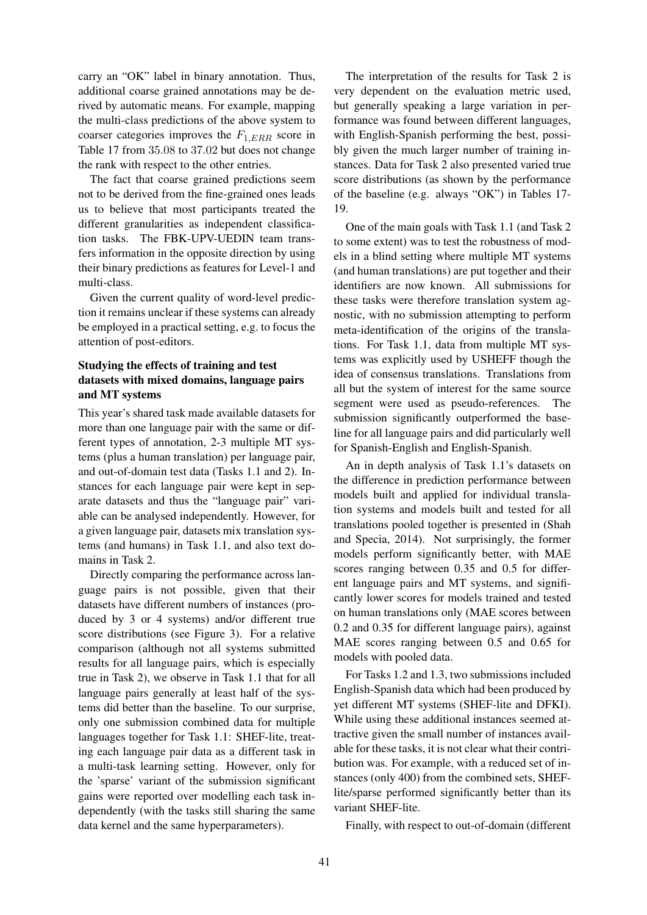carry an "OK" label in binary annotation. Thus, additional coarse grained annotations may be derived by automatic means. For example, mapping the multi-class predictions of the above system to coarser categories improves the $F_{1,ERR}$ score in Table 17 from 35.08 to 37.02 but does not change the rank with respect to the other entries.

The fact that coarse grained predictions seem not to be derived from the fine-grained ones leads us to believe that most participants treated the different granularities as independent classification tasks. The FBK-UPV-UEDIN team transfers information in the opposite direction by using their binary predictions as features for Level-1 and multi-class.

Given the current quality of word-level prediction it remains unclear if these systems can already be employed in a practical setting, e.g. to focus the attention of post-editors.

**Studying the effects of training and test datasets with mixed domains, language pairs and MT systems**

This year's shared task made available datasets for more than one language pair with the same or different types of annotation, 2-3 multiple MT systems (plus a human translation) per language pair, and out-of-domain test data (Tasks 1.1 and 2). Instances for each language pair were kept in separate datasets and thus the "language pair" variable can be analysed independently. However, for a given language pair, datasets mix translation systems (and humans) in Task 1.1, and also text domains in Task 2.

Directly comparing the performance across language pairs is not possible, given that their datasets have different numbers of instances (produced by 3 or 4 systems) and/or different true score distributions (see Figure 3). For a relative comparison (although not all systems submitted results for all language pairs, which is especially true in Task 2), we observe in Task 1.1 that for all language pairs generally at least half of the systems did better than the baseline. To our surprise, only one submission combined data for multiple languages together for Task 1.1: SHEF-lite, treating each language pair data as a different task in a multi-task learning setting. However, only for the 'sparse' variant of the submission significant gains were reported over modelling each task independently (with the tasks still sharing the same data kernel and the same hyperparameters).

The interpretation of the results for Task 2 is very dependent on the evaluation metric used, but generally speaking a large variation in performance was found between different languages, with English-Spanish performing the best, possibly given the much larger number of training instances. Data for Task 2 also presented varied true score distributions (as shown by the performance of the baseline (e.g. always "OK") in Tables 17-19.

One of the main goals with Task 1.1 (and Task 2 to some extent) was to test the robustness of models in a blind setting where multiple MT systems (and human translations) are put together and their identifiers are now known. All submissions for these tasks were therefore translation system agnostic, with no submission attempting to perform meta-identification of the origins of the translations. For Task 1.1, data from multiple MT systems was explicitly used by USHEFF though the idea of consensus translations. Translations from all but the system of interest for the same source segment were used as pseudo-references. The submission significantly outperformed the baseline for all language pairs and did particularly well for Spanish-English and English-Spanish.

An in depth analysis of Task 1.1's datasets on the difference in prediction performance between models built and applied for individual translation systems and models built and tested for all translations pooled together is presented in (Shah and Specia, 2014). Not surprisingly, the former models perform significantly better, with MAE scores ranging between 0.35 and 0.5 for different language pairs and MT systems, and significantly lower scores for models trained and tested on human translations only (MAE scores between 0.2 and 0.35 for different language pairs), against MAE scores ranging between 0.5 and 0.65 for models with pooled data.

For Tasks 1.2 and 1.3, two submissions included English-Spanish data which had been produced by yet different MT systems (SHEF-lite and DFKI). While using these additional instances seemed attractive given the small number of instances available for these tasks, it is not clear what their contribution was. For example, with a reduced set of instances (only 400) from the combined sets, SHEF-lite/sparse performed significantly better than its variant SHEF-lite.

Finally, with respect to out-of-domain (different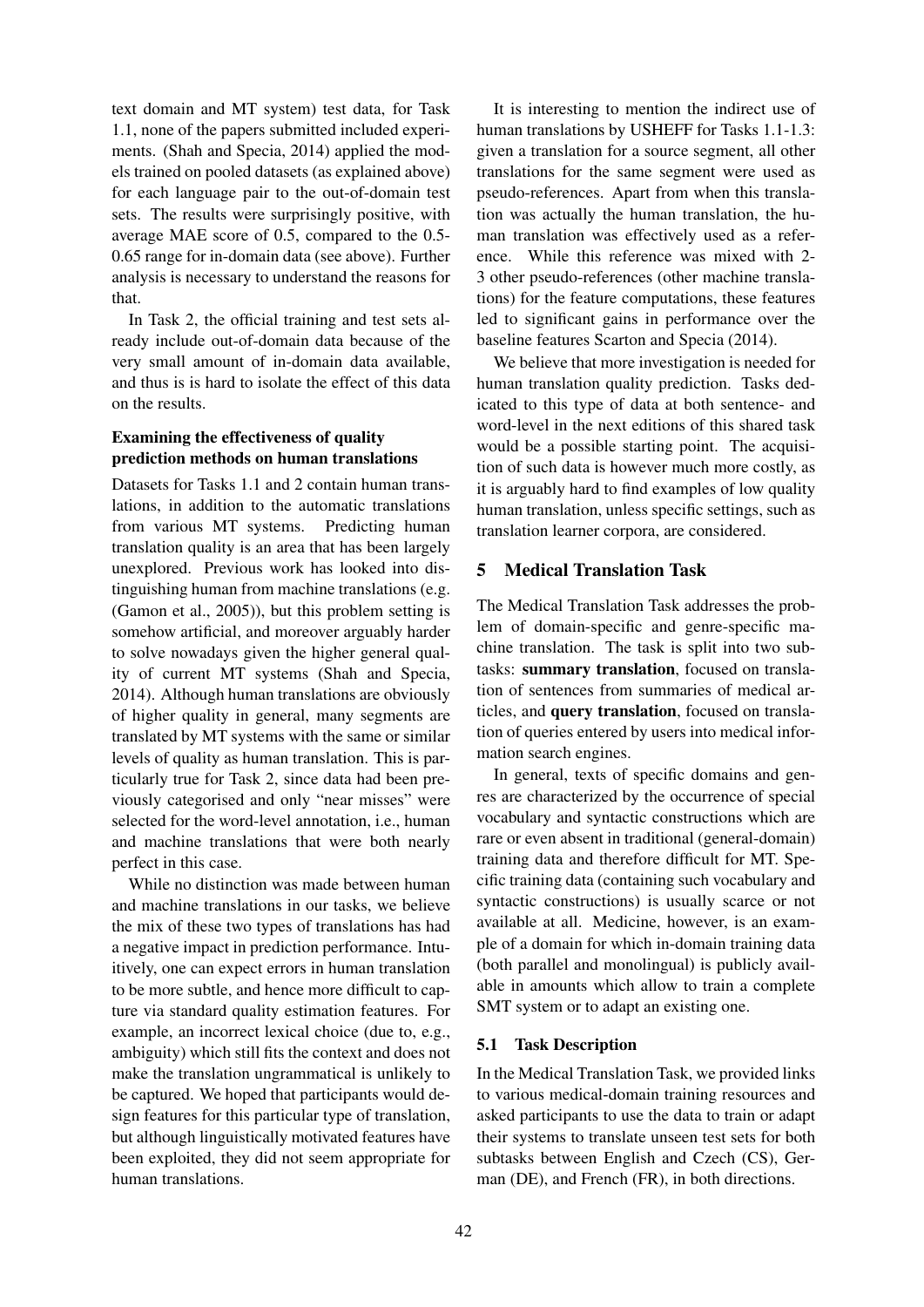text domain and MT system) test data, for Task 1.1, none of the papers submitted included experiments. (Shah and Specia, 2014) applied the models trained on pooled datasets (as explained above) for each language pair to the out-of-domain test sets. The results were surprisingly positive, with average MAE score of 0.5, compared to the 0.5-0.65 range for in-domain data (see above). Further analysis is necessary to understand the reasons for that.

In Task 2, the official training and test sets already include out-of-domain data because of the very small amount of in-domain data available, and thus is is hard to isolate the effect of this data on the results.

**Examining the effectiveness of quality prediction methods on human translations**

Datasets for Tasks 1.1 and 2 contain human translations, in addition to the automatic translations from various MT systems. Predicting human translation quality is an area that has been largely unexplored. Previous work has looked into distinguishing human from machine translations (e.g. (Gamon et al., 2005)), but this problem setting is somehow artificial, and moreover arguably harder to solve nowadays given the higher general quality of current MT systems (Shah and Specia, 2014). Although human translations are obviously of higher quality in general, many segments are translated by MT systems with the same or similar levels of quality as human translation. This is particularly true for Task 2, since data had been previously categorised and only "near misses" were selected for the word-level annotation, i.e., human and machine translations that were both nearly perfect in this case.

While no distinction was made between human and machine translations in our tasks, we believe the mix of these two types of translations has had a negative impact in prediction performance. Intuitively, one can expect errors in human translation to be more subtle, and hence more difficult to capture via standard quality estimation features. For example, an incorrect lexical choice (due to, e.g., ambiguity) which still fits the context and does not make the translation ungrammatical is unlikely to be captured. We hoped that participants would design features for this particular type of translation, but although linguistically motivated features have been exploited, they did not seem appropriate for human translations.

It is interesting to mention the indirect use of human translations by USHEFF for Tasks 1.1-1.3: given a translation for a source segment, all other translations for the same segment were used as pseudo-references. Apart from when this translation was actually the human translation, the human translation was effectively used as a reference. While this reference was mixed with 2-3 other pseudo-references (other machine translations) for the feature computations, these features led to significant gains in performance over the baseline features Scarton and Specia (2014).

We believe that more investigation is needed for human translation quality prediction. Tasks dedicated to this type of data at both sentence- and word-level in the next editions of this shared task would be a possible starting point. The acquisition of such data is however much more costly, as it is arguably hard to find examples of low quality human translation, unless specific settings, such as translation learner corpora, are considered.

## 5 Medical Translation Task

The Medical Translation Task addresses the problem of domain-specific and genre-specific machine translation. The task is split into two subtasks: **summary translation**, focused on translation of sentences from summaries of medical articles, and **query translation**, focused on translation of queries entered by users into medical information search engines.

In general, texts of specific domains and genres are characterized by the occurrence of special vocabulary and syntactic constructions which are rare or even absent in traditional (general-domain) training data and therefore difficult for MT. Specific training data (containing such vocabulary and syntactic constructions) is usually scarce or not available at all. Medicine, however, is an example of a domain for which in-domain training data (both parallel and monolingual) is publicly available in amounts which allow to train a complete SMT system or to adapt an existing one.

### 5.1 Task Description

In the Medical Translation Task, we provided links to various medical-domain training resources and asked participants to use the data to train or adapt their systems to translate unseen test sets for both subtasks between English and Czech (CS), German (DE), and French (FR), in both directions.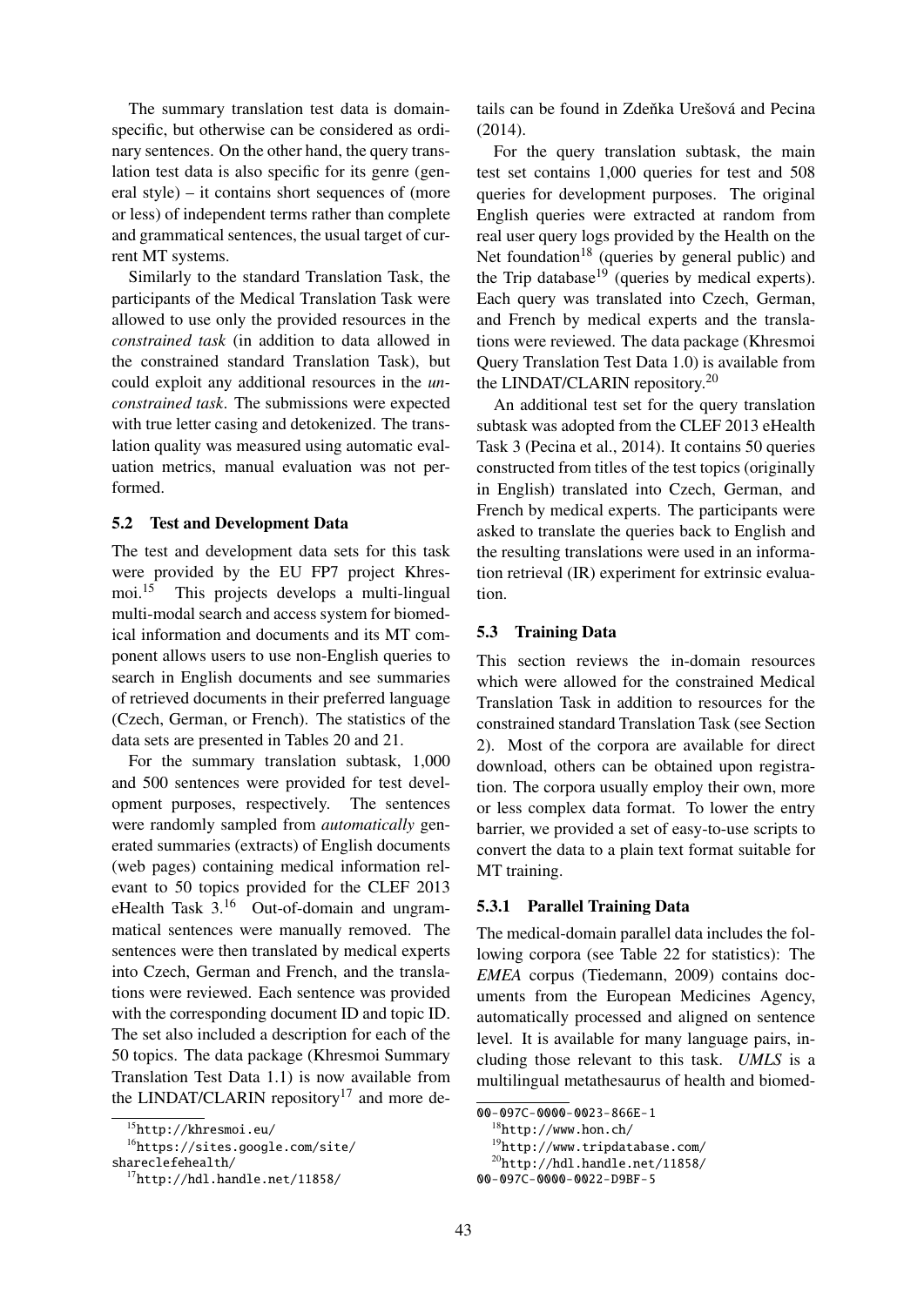The summary translation test data is domain-specific, but otherwise can be considered as ordinary sentences. On the other hand, the query translation test data is also specific for its genre (general style) – it contains short sequences of (more or less) of independent terms rather than complete and grammatical sentences, the usual target of current MT systems.

Similarly to the standard Translation Task, the participants of the Medical Translation Task were allowed to use only the provided resources in the *constrained task* (in addition to data allowed in the constrained standard Translation Task), but could exploit any additional resources in the *unconstrained task*. The submissions were expected with true letter casing and detokenized. The translation quality was measured using automatic evaluation metrics, manual evaluation was not performed.

### 5.2 Test and Development Data

The test and development data sets for this task were provided by the EU FP7 project Khresmoi.[15] This projects develops a multi-lingual multi-modal search and access system for biomedical information and documents and its MT component allows users to use non-English queries to search in English documents and see summaries of retrieved documents in their preferred language (Czech, German, or French). The statistics of the data sets are presented in Tables 20 and 21.

For the summary translation subtask, 1,000 and 500 sentences were provided for test development purposes, respectively. The sentences were randomly sampled from *automatically* generated summaries (extracts) of English documents (web pages) containing medical information relevant to 50 topics provided for the CLEF 2013 eHealth Task 3.[16] Out-of-domain and ungrammatical sentences were manually removed. The sentences were then translated by medical experts into Czech, German and French, and the translations were reviewed. Each sentence was provided with the corresponding document ID and topic ID. The set also included a description for each of the 50 topics. The data package (Khresmoi Summary Translation Test Data 1.1) is now available from the LINDAT/CLARIN repository[17] and more details can be found in Zdeňka Urešová and Pecina (2014).

For the query translation subtask, the main test set contains 1,000 queries for test and 508 queries for development purposes. The original English queries were extracted at random from real user query logs provided by the Health on the Net foundation[18] (queries by general public) and the Trip database[19] (queries by medical experts). Each query was translated into Czech, German, and French by medical experts and the translations were reviewed. The data package (Khresmoi Query Translation Test Data 1.0) is available from the LINDAT/CLARIN repository.[20]

An additional test set for the query translation subtask was adopted from the CLEF 2013 eHealth Task 3 (Pecina et al., 2014). It contains 50 queries constructed from titles of the test topics (originally in English) translated into Czech, German, and French by medical experts. The participants were asked to translate the queries back to English and the resulting translations were used in an information retrieval (IR) experiment for extrinsic evaluation.

### 5.3 Training Data

This section reviews the in-domain resources which were allowed for the constrained Medical Translation Task in addition to resources for the constrained standard Translation Task (see Section 2). Most of the corpora are available for direct download, others can be obtained upon registration. The corpora usually employ their own, more or less complex data format. To lower the entry barrier, we provided a set of easy-to-use scripts to convert the data to a plain text format suitable for MT training.

#### 5.3.1 Parallel Training Data

The medical-domain parallel data includes the following corpora (see Table 22 for statistics): The *EMEA* corpus (Tiedemann, 2009) contains documents from the European Medicines Agency, automatically processed and aligned on sentence level. It is available for many language pairs, including those relevant to this task. *UMLS* is a multilingual metathesaurus of health and biomed-

[15] http://khresmoi.eu/

[16] https://sites.google.com/site/shareclefehealth/

[17] http://hdl.handle.net/11858/00-097C-0000-0023-866E-1

[18] http://www.hon.ch/

[19] http://www.tripdatabase.com/

[20] http://hdl.handle.net/11858/00-097C-0000-0022-D9BF-5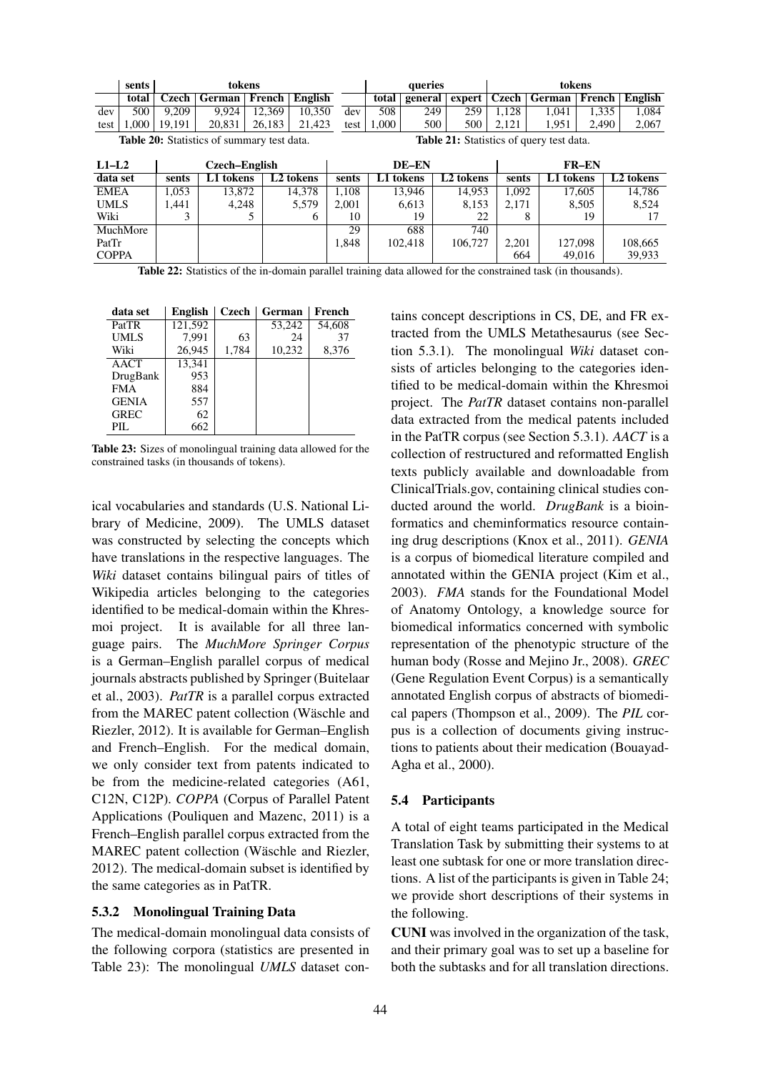| | sents | tokens | | | |
|---|---|---|---|---|---|
| | total | Czech | German | French | English |
| dev | 500 | 9,209 | 9,924 | 12,369 | 10,350 |
| test | 1,000 | 19,191 | 20,831 | 26,183 | 21,423 |

**Table 20:** Statistics of summary test data.

| | queries | | | tokens | | | |
|---|---|---|---|---|---|---|---|
| | total | general | expert | Czech | German | French | English |
| dev | 508 | 249 | 259 | 1,128 | 1,041 | 1,335 | 1,084 |
| test | 1,000 | 500 | 500 | 2,121 | 1,951 | 2,490 | 2,067 |

**Table 21:** Statistics of query test data.

| L1–L2 | Czech–English | | | DE–EN | | | FR–EN | | |
|---|---|---|---|---|---|---|---|---|---|
| data set | sents | L1 tokens | L2 tokens | sents | L1 tokens | L2 tokens | sents | L1 tokens | L2 tokens |
| EMEA | 1,053 | 13,872 | 14,378 | 1,108 | 13,946 | 14,953 | 1,092 | 17,605 | 14,786 |
| UMLS | 1,441 | 4,248 | 5,579 | 2,001 | 6,613 | 8,153 | 2,171 | 8,505 | 8,524 |
| Wiki | 3 | 5 | 6 | 10 | 19 | 22 | 8 | 19 | 17 |
| MuchMore | | | | 29 | 688 | 740 | | | |
| PatTr | | | | 1,848 | 102,418 | 106,727 | 2,201 | 127,098 | 108,665 |
| COPPA | | | | | | | 664 | 49,016 | 39,933 |

**Table 22:** Statistics of the in-domain parallel training data allowed for the constrained task (in thousands).

| data set | English | Czech | German | French |
|---|---|---|---|---|
| PatTR | 121,592 | | 53,242 | 54,608 |
| UMLS | 7,991 | 63 | 24 | 37 |
| Wiki | 26,945 | 1,784 | 10,232 | 8,376 |
| AACT | 13,341 | | | |
| DrugBank | 953 | | | |
| FMA | 884 | | | |
| GENIA | 557 | | | |
| GREC | 62 | | | |
| PIL | 662 | | | |

**Table 23:** Sizes of monolingual training data allowed for the constrained tasks (in thousands of tokens).

ical vocabularies and standards (U.S. National Library of Medicine, 2009). The UMLS dataset was constructed by selecting the concepts which have translations in the respective languages. The *Wiki* dataset contains bilingual pairs of titles of Wikipedia articles belonging to the categories identified to be medical-domain within the Khresmoi project. It is available for all three language pairs. The *MuchMore Springer Corpus* is a German–English parallel corpus of medical journals abstracts published by Springer (Buitelaar et al., 2003). *PatTR* is a parallel corpus extracted from the MAREC patent collection (Wäschle and Riezler, 2012). It is available for German–English and French–English. For the medical domain, we only consider text from patents indicated to be from the medicine-related categories (A61, C12N, C12P). *COPPA* (Corpus of Parallel Patent Applications (Pouliquen and Mazenc, 2011) is a French–English parallel corpus extracted from the MAREC patent collection (Wäschle and Riezler, 2012). The medical-domain subset is identified by the same categories as in PatTR.

### 5.3.2 Monolingual Training Data

The medical-domain monolingual data consists of the following corpora (statistics are presented in Table 23): The monolingual *UMLS* dataset contains concept descriptions in CS, DE, and FR extracted from the UMLS Metathesaurus (see Section 5.3.1). The monolingual *Wiki* dataset consists of articles belonging to the categories identified to be medical-domain within the Khresmoi project. The *PatTR* dataset contains non-parallel data extracted from the medical patents included in the PatTR corpus (see Section 5.3.1). *AACT* is a collection of restructured and reformatted English texts publicly available and downloadable from ClinicalTrials.gov, containing clinical studies conducted around the world. *DrugBank* is a bioinformatics and cheminformatics resource containing drug descriptions (Knox et al., 2011). *GENIA* is a corpus of biomedical literature compiled and annotated within the GENIA project (Kim et al., 2003). *FMA* stands for the Foundational Model of Anatomy Ontology, a knowledge source for biomedical informatics concerned with symbolic representation of the phenotypic structure of the human body (Rosse and Mejino Jr., 2008). *GREC* (Gene Regulation Event Corpus) is a semantically annotated English corpus of abstracts of biomedical papers (Thompson et al., 2009). The *PIL* corpus is a collection of documents giving instructions to patients about their medication (Bouayad-Agha et al., 2000).

## 5.4 Participants

A total of eight teams participated in the Medical Translation Task by submitting their systems to at least one subtask for one or more translation directions. A list of the participants is given in Table 24; we provide short descriptions of their systems in the following.

**CUNI** was involved in the organization of the task, and their primary goal was to set up a baseline for both the subtasks and for all translation directions.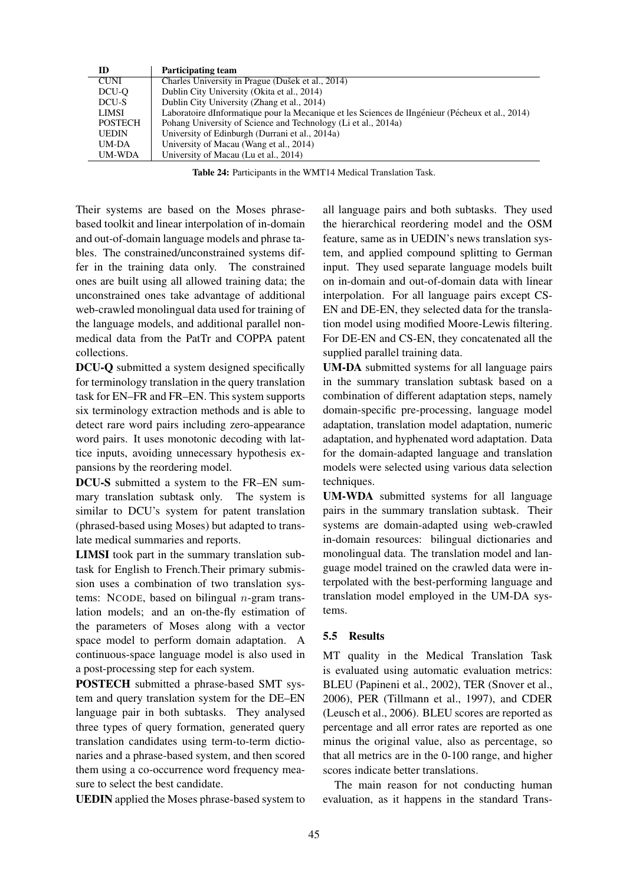| ID | Participating team |
|---|---|
| CUNI | Charles University in Prague (Dušek et al., 2014) |
| DCU-Q | Dublin City University (Okita et al., 2014) |
| DCU-S | Dublin City University (Zhang et al., 2014) |
| LIMSI | Laboratoire dInformatique pour la Mecanique et les Sciences de lIngénieur (Pécheux et al., 2014) |
| POSTECH | Pohang University of Science and Technology (Li et al., 2014a) |
| UEDIN | University of Edinburgh (Durrani et al., 2014a) |
| UM-DA | University of Macau (Wang et al., 2014) |
| UM-WDA | University of Macau (Lu et al., 2014) |

**Table 24:** Participants in the WMT14 Medical Translation Task.

Their systems are based on the Moses phrase-based toolkit and linear interpolation of in-domain and out-of-domain language models and phrase tables. The constrained/unconstrained systems differ in the training data only. The constrained ones are built using all allowed training data; the unconstrained ones take advantage of additional web-crawled monolingual data used for training of the language models, and additional parallel non-medical data from the PatTr and COPPA patent collections.

**DCU-Q** submitted a system designed specifically for terminology translation in the query translation task for EN–FR and FR–EN. This system supports six terminology extraction methods and is able to detect rare word pairs including zero-appearance word pairs. It uses monotonic decoding with lattice inputs, avoiding unnecessary hypothesis expansions by the reordering model.

**DCU-S** submitted a system to the FR–EN summary translation subtask only. The system is similar to DCU's system for patent translation (phrased-based using Moses) but adapted to translate medical summaries and reports.

**LIMSI** took part in the summary translation subtask for English to French.Their primary submission uses a combination of two translation systems: NCODE, based on bilingual $n$-gram translation models; and an on-the-fly estimation of the parameters of Moses along with a vector space model to perform domain adaptation. A continuous-space language model is also used in a post-processing step for each system.

**POSTECH** submitted a phrase-based SMT system and query translation system for the DE–EN language pair in both subtasks. They analysed three types of query formation, generated query translation candidates using term-to-term dictionaries and a phrase-based system, and then scored them using a co-occurrence word frequency measure to select the best candidate.

**UEDIN** applied the Moses phrase-based system to all language pairs and both subtasks. They used the hierarchical reordering model and the OSM feature, same as in UEDIN's news translation system, and applied compound splitting to German input. They used separate language models built on in-domain and out-of-domain data with linear interpolation. For all language pairs except CS-EN and DE-EN, they selected data for the translation model using modified Moore-Lewis filtering. For DE-EN and CS-EN, they concatenated all the supplied parallel training data.

**UM-DA** submitted systems for all language pairs in the summary translation subtask based on a combination of different adaptation steps, namely domain-specific pre-processing, language model adaptation, translation model adaptation, numeric adaptation, and hyphenated word adaptation. Data for the domain-adapted language and translation models were selected using various data selection techniques.

**UM-WDA** submitted systems for all language pairs in the summary translation subtask. Their systems are domain-adapted using web-crawled in-domain resources: bilingual dictionaries and monolingual data. The translation model and language model trained on the crawled data were interpolated with the best-performing language and translation model employed in the UM-DA systems.

### 5.5 Results

MT quality in the Medical Translation Task is evaluated using automatic evaluation metrics: BLEU (Papineni et al., 2002), TER (Snover et al., 2006), PER (Tillmann et al., 1997), and CDER (Leusch et al., 2006). BLEU scores are reported as percentage and all error rates are reported as one minus the original value, also as percentage, so that all metrics are in the 0-100 range, and higher scores indicate better translations.

The main reason for not conducting human evaluation, as it happens in the standard Trans-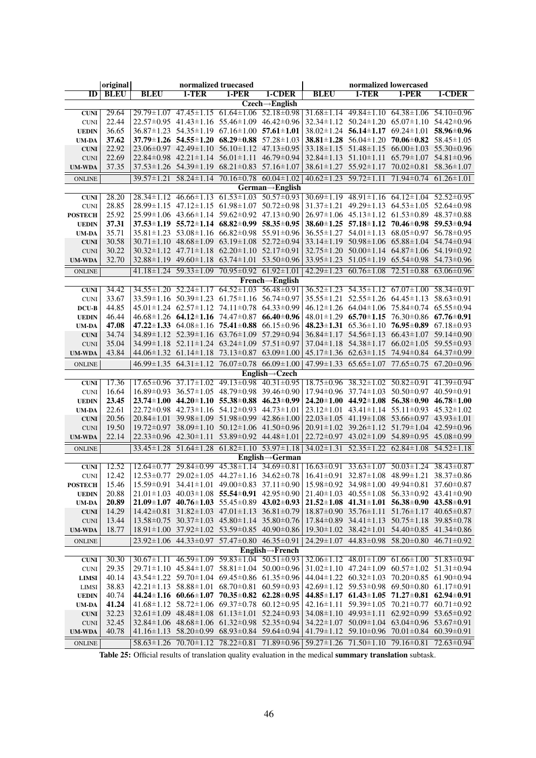| ID | original BLEU | normalized truecased BLEU | 1-TER | 1-PER | 1-CDER | normalized lowercased BLEU | 1-TER | 1-PER | 1-CDER |
|---|---|---|---|---|---|---|---|---|---|
| **Czech→English** | | | | | | | | | |
| **CUNI** | 29.64 | 29.79±1.07 | 47.45±1.15 | 61.64±1.06 | 52.18±0.98 | 31.68±1.14 | 49.84±1.10 | 64.38±1.06 | 54.10±0.96 |
| CUNI | 22.44 | 22.57±0.95 | 41.43±1.16 | 55.46±1.09 | 46.42±0.96 | 32.34±1.12 | 50.24±1.20 | 65.07±1.10 | 54.42±0.96 |
| **UEDIN** | 36.65 | 36.87±1.23 | 54.35±1.19 | 67.16±1.00 | **57.61±1.01** | 38.02±1.24 | **56.14±1.17** | 69.24±1.01 | **58.96±0.96** |
| **UM-DA** | **37.62** | **37.79±1.26** | **54.55±1.20** | **68.29±0.88** | 57.28±1.03 | **38.81±1.28** | 56.04±1.20 | **70.06±0.82** | 58.45±1.05 |
| **CUNI** | 22.92 | 23.06±0.97 | 42.49±1.10 | 56.10±1.12 | 47.13±0.95 | 33.18±1.15 | 51.48±1.15 | 66.00±1.03 | 55.30±0.96 |
| CUNI | 22.69 | 22.84±0.98 | 42.21±1.14 | 56.01±1.11 | 46.79±0.94 | 32.84±1.13 | 51.10±1.11 | 65.79±1.07 | 54.81±0.96 |
| **UM-WDA** | 37.35 | 37.53±1.26 | 54.39±1.19 | 68.21±0.83 | 57.16±1.07 | 38.61±1.27 | 55.92±1.17 | 70.02±0.81 | 58.36±1.07 |
| ONLINE | | 39.57±1.21 | 58.24±1.14 | 70.16±0.78 | 60.04±1.02 | 40.62±1.23 | 59.72±1.11 | 71.94±0.74 | 61.26±1.01 |
| **German→English** | | | | | | | | | |
| **CUNI** | 28.20 | 28.34±1.12 | 46.66±1.13 | 61.53±1.03 | 50.57±0.93 | 30.69±1.19 | 48.91±1.16 | 64.12±1.04 | 52.52±0.95 |
| CUNI | 28.85 | 28.99±1.15 | 47.12±1.15 | 61.98±1.07 | 50.72±0.98 | 31.37±1.21 | 49.29±1.13 | 64.53±1.05 | 52.64±0.98 |
| **POSTECH** | 25.92 | 25.99±1.06 | 43.66±1.14 | 59.62±0.92 | 47.13±0.90 | 26.97±1.06 | 45.13±1.12 | 61.53±0.89 | 48.37±0.88 |
| **UEDIN** | **37.31** | **37.53±1.19** | **55.72±1.14** | **68.82±0.99** | **58.35±0.95** | **38.60±1.25** | **57.18±1.12** | **70.46±0.98** | **59.53±0.94** |
| **UM-DA** | 35.71 | 35.81±1.23 | 53.08±1.16 | 66.82±0.98 | 55.91±0.96 | 36.55±1.27 | 54.01±1.13 | 68.05±0.97 | 56.78±0.95 |
| **CUNI** | 30.58 | 30.71±1.10 | 48.68±1.09 | 63.19±1.08 | 52.72±0.94 | 33.14±1.19 | 50.98±1.06 | 65.88±1.04 | 54.74±0.94 |
| CUNI | 30.22 | 30.32±1.12 | 47.71±1.18 | 62.20±1.10 | 52.17±0.91 | 32.75±1.20 | 50.00±1.14 | 64.87±1.06 | 54.19±0.92 |
| **UM-WDA** | 32.70 | 32.88±1.19 | 49.60±1.18 | 63.74±1.01 | 53.50±0.96 | 33.95±1.23 | 51.05±1.19 | 65.54±0.98 | 54.73±0.96 |
| ONLINE | | 41.18±1.24 | 59.33±1.09 | 70.95±0.92 | 61.92±1.01 | 42.29±1.23 | 60.76±1.08 | 72.51±0.88 | 63.06±0.96 |
| **French→English** | | | | | | | | | |
| **CUNI** | 34.42 | 34.55±1.20 | 52.24±1.17 | 64.52±1.03 | 56.48±0.91 | 36.52±1.23 | 54.35±1.12 | 67.07±1.00 | 58.34±0.91 |
| CUNI | 33.67 | 33.59±1.16 | 50.39±1.23 | 61.75±1.16 | 56.74±0.97 | 35.55±1.21 | 52.55±1.26 | 64.45±1.13 | 58.63±0.91 |
| **DCU-B** | 44.85 | 45.01±1.24 | 62.57±1.12 | 74.11±0.78 | 64.33±0.99 | 46.12±1.26 | 64.04±1.06 | 75.84±0.74 | 65.55±0.94 |
| **UEDIN** | 46.44 | 46.68±1.26 | **64.12±1.16** | 74.47±0.87 | **66.40±0.96** | 48.01±1.29 | **65.70±1.15** | 76.30±0.86 | **67.76±0.91** |
| **UM-DA** | **47.08** | **47.22±1.33** | 64.08±1.16 | **75.41±0.88** | 66.15±0.96 | **48.23±1.31** | 65.36±1.10 | **76.95±0.89** | 67.18±0.93 |
| **CUNI** | 34.74 | 34.89±1.12 | 52.39±1.16 | 63.76±1.09 | 57.29±0.94 | 36.84±1.17 | 54.56±1.13 | 66.43±1.07 | 59.14±0.90 |
| CUNI | 35.04 | 34.99±1.18 | 52.11±1.24 | 63.24±1.09 | 57.51±0.97 | 37.04±1.18 | 54.38±1.17 | 66.02±1.05 | 59.55±0.93 |
| **UM-WDA** | 43.84 | 44.06±1.32 | 61.14±1.18 | 73.13±0.87 | 63.09±1.00 | 45.17±1.36 | 62.63±1.15 | 74.94±0.84 | 64.37±0.99 |
| ONLINE | | 46.99±1.35 | 64.31±1.12 | 76.07±0.78 | 66.09±1.00 | 47.99±1.33 | 65.65±1.07 | 77.65±0.75 | 67.20±0.96 |
| **English→Czech** | | | | | | | | | |
| **CUNI** | 17.36 | 17.65±0.96 | 37.17±1.02 | 49.13±0.98 | 40.31±0.95 | 18.75±0.96 | 38.32±1.02 | 50.82±0.91 | 41.39±0.94 |
| CUNI | 16.64 | 16.89±0.93 | 36.57±1.05 | 48.79±0.98 | 39.46±0.90 | 17.94±0.96 | 37.74±1.03 | 50.50±0.97 | 40.59±0.91 |
| **UEDIN** | **23.45** | **23.74±1.00** | **44.20±1.10** | **55.38±0.88** | **46.23±0.99** | **24.20±1.00** | **44.92±1.08** | **56.38±0.90** | **46.78±1.00** |
| **UM-DA** | 22.61 | 22.72±0.98 | 42.73±1.16 | 54.12±0.93 | 44.73±1.01 | 23.12±1.01 | 43.41±1.14 | 55.11±0.93 | 45.32±1.02 |
| **CUNI** | 20.56 | 20.84±1.01 | 39.98±1.09 | 51.98±0.99 | 42.86±1.00 | 22.03±1.05 | 41.19±1.08 | 53.66±0.97 | 43.93±1.01 |
| CUNI | 19.50 | 19.72±0.97 | 38.09±1.10 | 50.12±1.06 | 41.50±0.96 | 20.91±1.02 | 39.26±1.12 | 51.79±1.04 | 42.59±0.96 |
| **UM-WDA** | 22.14 | 22.33±0.96 | 42.30±1.11 | 53.89±0.92 | 44.48±1.01 | 22.72±0.97 | 43.02±1.09 | 54.89±0.95 | 45.08±0.99 |
| ONLINE | | 33.45±1.28 | 51.64±1.28 | 61.82±1.10 | 53.97±1.18 | 34.02±1.31 | 52.35±1.22 | 62.84±1.08 | 54.52±1.18 |
| **English→German** | | | | | | | | | |
| **CUNI** | 12.52 | 12.64±0.77 | 29.84±0.99 | 45.38±1.14 | 34.69±0.81 | 16.63±0.91 | 33.63±1.07 | 50.03±1.24 | 38.43±0.87 |
| CUNI | 12.42 | 12.53±0.77 | 29.02±1.05 | 44.27±1.16 | 34.62±0.78 | 16.41±0.91 | 32.87±1.08 | 48.99±1.21 | 38.37±0.86 |
| **POSTECH** | 15.46 | 15.59±0.91 | 34.41±1.01 | 49.00±0.83 | 37.11±0.90 | 15.98±0.92 | 34.98±1.00 | 49.94±0.81 | 37.60±0.87 |
| **UEDIN** | 20.88 | 21.01±1.03 | 40.03±1.08 | **55.54±0.91** | 42.95±0.90 | 21.40±1.03 | 40.55±1.08 | 56.33±0.92 | 43.41±0.90 |
| **UM-DA** | **20.89** | **21.09±1.07** | **40.76±1.03** | 55.45±0.89 | **43.02±0.93** | **21.52±1.08** | **41.31±1.01** | **56.38±0.90** | **43.58±0.91** |
| **CUNI** | 14.29 | 14.42±0.81 | 31.82±1.03 | 47.01±1.13 | 36.81±0.79 | 18.87±0.90 | 35.76±1.11 | 51.76±1.17 | 40.65±0.87 |
| CUNI | 13.44 | 13.58±0.75 | 30.37±1.03 | 45.80±1.14 | 35.80±0.76 | 17.84±0.89 | 34.41±1.13 | 50.75±1.18 | 39.85±0.78 |
| **UM-WDA** | 18.77 | 18.91±1.00 | 37.92±1.02 | 53.59±0.85 | 40.90±0.86 | 19.30±1.02 | 38.42±1.01 | 54.40±0.85 | 41.34±0.86 |
| ONLINE | | 23.92±1.06 | 44.33±0.97 | 57.47±0.80 | 46.35±0.91 | 24.29±1.07 | 44.83±0.98 | 58.20±0.80 | 46.71±0.92 |
| **English→French** | | | | | | | | | |
| **CUNI** | 30.30 | 30.67±1.11 | 46.59±1.09 | 59.83±1.04 | 50.51±0.93 | 32.06±1.12 | 48.01±1.09 | 61.66±1.00 | 51.83±0.94 |
| CUNI | 29.35 | 29.71±1.10 | 45.84±1.07 | 58.81±1.04 | 50.00±0.96 | 31.02±1.10 | 47.24±1.09 | 60.57±1.02 | 51.31±0.94 |
| **LIMSI** | 40.14 | 43.54±1.22 | 59.70±1.04 | 69.45±0.86 | 61.35±0.96 | 44.04±1.22 | 60.32±1.03 | 70.20±0.85 | 61.90±0.94 |
| LIMSI | 38.83 | 42.21±1.13 | 58.88±1.01 | 68.70±0.81 | 60.59±0.93 | 42.69±1.12 | 59.53±0.98 | 69.50±0.80 | 61.17±0.91 |
| **UEDIN** | 40.74 | **44.24±1.16** | **60.66±1.07** | **70.35±0.82** | **62.28±0.95** | **44.85±1.17** | **61.43±1.05** | **71.27±0.81** | **62.94±0.91** |
| **UM-DA** | **41.24** | 41.68±1.12 | 58.72±1.06 | 69.37±0.78 | 60.12±0.95 | 42.16±1.11 | 59.39±1.05 | 70.21±0.77 | 60.71±0.92 |
| **CUNI** | 32.23 | 32.61±1.09 | 48.48±1.08 | 61.13±1.01 | 52.24±0.93 | 34.08±1.10 | 49.93±1.11 | 62.92±0.99 | 53.65±0.92 |
| CUNI | 32.45 | 32.84±1.06 | 48.68±1.06 | 61.32±0.98 | 52.35±0.94 | 34.22±1.07 | 50.09±1.04 | 63.04±0.96 | 53.67±0.91 |
| **UM-WDA** | 40.78 | 41.16±1.13 | 58.20±0.99 | 68.93±0.84 | 59.64±0.94 | 41.79±1.12 | 59.10±0.96 | 70.01±0.84 | 60.39±0.91 |
| ONLINE | | 58.63±1.26 | 70.70±1.12 | 78.22±0.81 | 71.89±0.96 | 59.27±1.26 | 71.50±1.10 | 79.16±0.81 | 72.63±0.94 |

**Table 25:** Official results of translation quality evaluation in the medical **summary translation** subtask.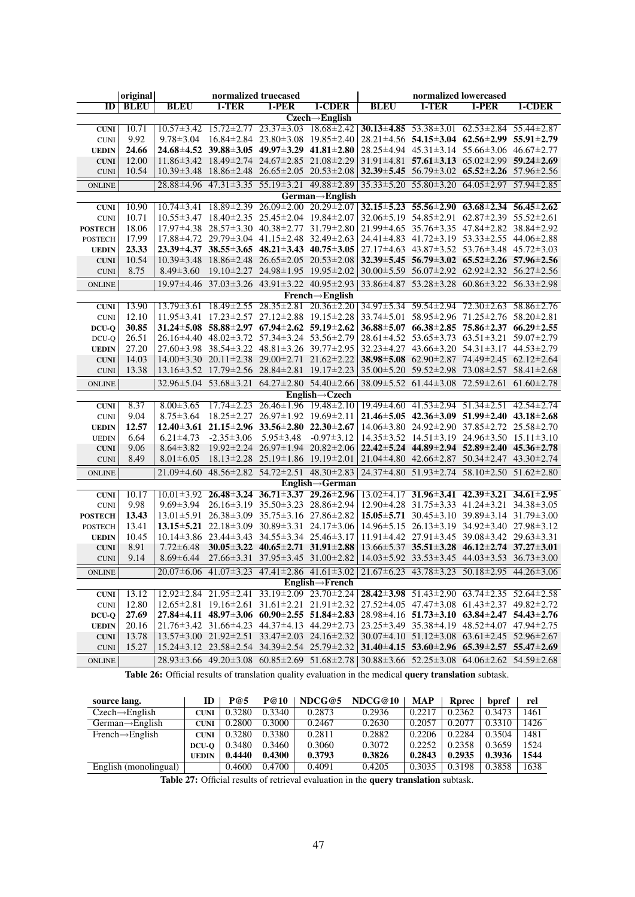| | original | normalized truecased | | | | normalized lowercased | | | |
|---|---|---|---|---|---|---|---|---|---|
| **ID** | **BLEU** | **BLEU** | **1-TER** | **1-PER** | **1-CDER** | **BLEU** | **1-TER** | **1-PER** | **1-CDER** |
| | | | | | **Czech→English** | | | | |
| **CUNI** | 10.71 | 10.57±3.42 | 15.72±2.77 | 23.37±3.03 | 18.68±2.42 | **30.13±4.85** | 53.38±3.01 | 62.53±2.84 | 55.44±2.87 |
| CUNI | 9.92 | 9.78±3.04 | 16.84±2.84 | 23.80±3.08 | 19.85±2.40 | 28.21±4.56 | **54.15±3.04** | **62.56±2.99** | **55.91±2.79** |
| **UEDIN** | **24.66** | **24.68±4.52** | **39.88±3.05** | **49.97±3.29** | **41.81±2.80** | 28.25±4.94 | 45.31±3.14 | 55.66±3.06 | 46.67±2.77 |
| **CUNI** | 12.00 | 11.86±3.42 | 18.49±2.74 | 24.67±2.85 | 21.08±2.29 | 31.91±4.81 | **57.61±3.13** | 65.02±2.99 | **59.24±2.69** |
| CUNI | 10.54 | 10.39±3.48 | 18.86±2.48 | 26.65±2.05 | 20.53±2.08 | **32.39±5.45** | 56.79±3.02 | **65.52±2.26** | 57.96±2.56 |
| ONLINE | | 28.88±4.96 | 47.31±3.35 | 55.19±3.21 | 49.88±2.89 | 35.33±5.20 | 55.80±3.20 | 64.05±2.97 | 57.94±2.85 |
| | | | | | **German→English** | | | | |
| **CUNI** | 10.90 | 10.74±3.41 | 18.89±2.39 | 26.09±2.00 | 20.29±2.07 | **32.15±5.23** | **55.56±2.90** | **63.68±2.34** | **56.45±2.62** |
| CUNI | 10.71 | 10.55±3.47 | 18.40±2.35 | 25.45±2.04 | 19.84±2.07 | 32.06±5.19 | 54.85±2.91 | 62.87±2.39 | 55.52±2.61 |
| **POSTECH** | 18.06 | 17.97±4.38 | 28.57±3.30 | 40.38±2.77 | 31.79±2.80 | 21.99±4.65 | 35.76±3.35 | 47.84±2.82 | 38.84±2.92 |
| POSTECH | 17.99 | 17.88±4.72 | 29.79±3.04 | 41.15±2.48 | 32.49±2.63 | 24.41±4.83 | 41.72±3.19 | 53.33±2.55 | 44.06±2.88 |
| **UEDIN** | **23.33** | **23.39±4.37** | **38.55±3.65** | **48.21±3.43** | **40.75±3.05** | 27.17±4.63 | 43.87±3.52 | 53.76±3.48 | 45.72±3.03 |
| **CUNI** | 10.54 | 10.39±3.48 | 18.86±2.48 | 26.65±2.05 | 20.53±2.08 | **32.39±5.45** | **56.79±3.02** | **65.52±2.26** | **57.96±2.56** |
| CUNI | 8.75 | 8.49±3.60 | 19.10±2.27 | 24.98±1.95 | 19.95±2.02 | 30.00±5.59 | 56.07±2.92 | 62.92±2.32 | 56.27±2.56 |
| ONLINE | | 19.97±4.46 | 37.03±3.26 | 43.91±3.22 | 40.95±2.93 | 33.86±4.87 | 53.28±3.28 | 60.86±3.22 | 56.33±2.98 |
| | | | | | **French→English** | | | | |
| **CUNI** | 13.90 | 13.79±3.61 | 18.49±2.55 | 28.35±2.81 | 20.36±2.20 | 34.97±5.34 | 59.54±2.94 | 72.30±2.63 | 58.86±2.76 |
| CUNI | 12.10 | 11.95±3.41 | 17.23±2.57 | 27.12±2.88 | 19.15±2.28 | 33.74±5.01 | 58.95±2.96 | 71.25±2.76 | 58.20±2.81 |
| **DCU-Q** | **30.85** | **31.24±5.08** | **58.88±2.97** | **67.94±2.62** | **59.19±2.62** | **36.88±5.07** | **66.38±2.85** | **75.86±2.37** | **66.29±2.55** |
| DCU-Q | 26.51 | 26.16±4.40 | 48.02±3.72 | 57.34±3.24 | 53.56±2.79 | 28.61±4.52 | 53.65±3.73 | 63.51±3.21 | 59.07±2.79 |
| **UEDIN** | 27.20 | 27.60±3.98 | 38.54±3.22 | 48.81±3.26 | 39.77±2.95 | 32.23±4.27 | 43.66±3.20 | 54.31±3.17 | 44.53±2.79 |
| **CUNI** | 14.03 | 14.00±3.30 | 20.11±2.38 | 29.00±2.71 | 21.62±2.22 | **38.98±5.08** | 62.90±2.87 | 74.49±2.45 | 62.12±2.64 |
| CUNI | 13.38 | 13.16±3.52 | 17.79±2.56 | 28.84±2.81 | 19.17±2.23 | 35.00±5.20 | 59.52±2.98 | 73.08±2.57 | 58.41±2.68 |
| ONLINE | | 32.96±5.04 | 53.68±3.21 | 64.27±2.80 | 54.40±2.66 | 38.09±5.52 | 61.44±3.08 | 72.59±2.61 | 61.60±2.78 |
| | | | | | **English→Czech** | | | | |
| **CUNI** | 8.37 | 8.00±3.65 | 17.74±2.23 | 26.46±1.96 | 19.48±2.10 | 19.49±4.60 | 41.53±2.94 | 51.34±2.51 | 42.54±2.74 |
| CUNI | 9.04 | 8.75±3.64 | 18.25±2.27 | 26.97±1.92 | 19.69±2.11 | **21.46±5.05** | **42.36±3.09** | **51.99±2.40** | **43.18±2.68** |
| **UEDIN** | **12.57** | **12.40±3.61** | **21.15±2.96** | **33.56±2.80** | **22.30±2.67** | 14.06±3.80 | 24.92±2.90 | 37.85±2.72 | 25.58±2.70 |
| UEDIN | 6.64 | 6.21±4.73 | -2.35±3.06 | 5.95±3.48 | -0.97±3.12 | 14.35±3.52 | 14.51±3.19 | 24.96±3.50 | 15.11±3.10 |
| **CUNI** | 9.06 | 8.64±3.82 | 19.92±2.24 | 26.97±1.94 | 20.82±2.06 | **22.42±5.24** | **44.89±2.94** | **52.89±2.40** | **45.36±2.78** |
| CUNI | 8.49 | 8.01±6.05 | 18.13±2.28 | 25.19±1.86 | 19.19±2.01 | 21.04±4.80 | 42.66±2.87 | 50.34±2.47 | 43.30±2.74 |
| ONLINE | | 21.09±4.60 | 48.56±2.82 | 54.72±2.51 | 48.30±2.83 | 24.37±4.80 | 51.93±2.74 | 58.10±2.50 | 51.62±2.80 |
| | | | | | **English→German** | | | | |
| **CUNI** | 10.17 | 10.01±3.92 | **26.48±3.24** | **36.71±3.37** | **29.26±2.96** | 13.02±4.17 | **31.96±3.41** | **42.39±3.21** | **34.61±2.95** |
| CUNI | 9.98 | 9.69±3.94 | 26.16±3.19 | 35.50±3.23 | 28.86±2.94 | 12.90±4.28 | 31.75±3.33 | 41.24±3.21 | 34.38±3.05 |
| **POSTECH** | **13.43** | 13.01±5.91 | 26.38±3.09 | 35.75±3.16 | 27.86±2.82 | **15.05±5.71** | 30.45±3.10 | 39.89±3.14 | 31.79±3.00 |
| POSTECH | 13.41 | **13.15±5.21** | 22.18±3.09 | 30.89±3.31 | 24.17±3.06 | 14.96±5.15 | 26.13±3.19 | 34.92±3.40 | 27.98±3.12 |
| **UEDIN** | 10.45 | 10.14±3.86 | 23.44±3.43 | 34.55±3.34 | 25.46±3.17 | 11.91±4.42 | 27.91±3.45 | 39.08±3.42 | 29.63±3.31 |
| **CUNI** | 8.91 | 7.72±6.48 | **30.05±3.22** | **40.65±2.71** | **31.91±2.88** | 13.66±5.37 | **35.51±3.28** | **46.12±2.74** | **37.27±3.01** |
| CUNI | 9.14 | 8.69±6.44 | 27.66±3.31 | 37.95±3.45 | 31.00±2.82 | 14.03±5.92 | 33.53±3.45 | 44.03±3.53 | 36.73±3.00 |
| ONLINE | | 20.07±6.06 | 41.07±3.23 | 47.41±2.86 | 41.61±3.02 | 21.67±6.23 | 43.78±3.23 | 50.18±2.95 | 44.26±3.06 |
| | | | | | **English→French** | | | | |
| **CUNI** | 13.12 | 12.92±2.84 | 21.95±2.41 | 33.19±2.09 | 23.70±2.24 | **28.42±3.98** | 51.43±2.90 | 63.74±2.35 | 52.64±2.58 |
| CUNI | 12.80 | 12.65±2.81 | 19.16±2.61 | 31.61±2.21 | 21.91±2.32 | 27.52±4.05 | 47.47±3.08 | 61.43±2.37 | 49.82±2.72 |
| **DCU-Q** | **27.69** | **27.84±4.11** | **48.97±3.06** | **60.90±2.55** | **51.84±2.83** | 28.98±4.16 | **51.73±3.10** | **63.84±2.47** | **54.43±2.76** |
| **UEDIN** | 20.16 | 21.76±3.42 | 31.66±4.23 | 44.37±4.13 | 44.29±2.73 | 23.25±3.49 | 35.38±4.19 | 48.52±4.07 | 47.94±2.75 |
| **CUNI** | 13.78 | 13.57±3.00 | 21.92±2.51 | 33.47±2.03 | 24.16±2.32 | 30.07±4.10 | 51.12±3.08 | 63.61±2.45 | 52.96±2.67 |
| CUNI | 15.27 | 15.24±3.12 | 23.58±2.54 | 34.39±2.54 | 25.79±2.32 | **31.40±4.15** | **53.60±2.96** | **65.39±2.57** | **55.47±2.69** |
| ONLINE | | 28.93±3.66 | 49.20±3.08 | 60.85±2.69 | 51.68±2.78 | 30.88±3.66 | 52.25±3.08 | 64.06±2.62 | 54.59±2.68 |

**Table 26:** Official results of translation quality evaluation in the medical **query translation** subtask.

| source lang. | ID | P@5 | P@10 | NDCG@5 | NDCG@10 | MAP | Rprec | bpref | rel |
|---|---|---|---|---|---|---|---|---|---|
| Czech→English | CUNI | 0.3280 | 0.3340 | 0.2873 | 0.2936 | 0.2217 | 0.2362 | 0.3473 | 1461 |
| German→English | CUNI | 0.2800 | 0.3000 | 0.2467 | 0.2630 | 0.2057 | 0.2077 | 0.3310 | 1426 |
| French→English | CUNI | 0.3280 | 0.3380 | 0.2811 | 0.2882 | 0.2206 | 0.2284 | 0.3504 | 1481 |
| | DCU-Q | 0.3480 | 0.3460 | 0.3060 | 0.3072 | 0.2252 | 0.2358 | 0.3659 | 1524 |
| | UEDIN | **0.4440** | **0.4300** | **0.3793** | **0.3826** | **0.2843** | **0.2935** | **0.3936** | **1544** |
| English (monolingual) | | 0.4600 | 0.4700 | 0.4091 | 0.4205 | 0.3035 | 0.3198 | 0.3858 | 1638 |

**Table 27:** Official results of retrieval evaluation in the **query translation** subtask.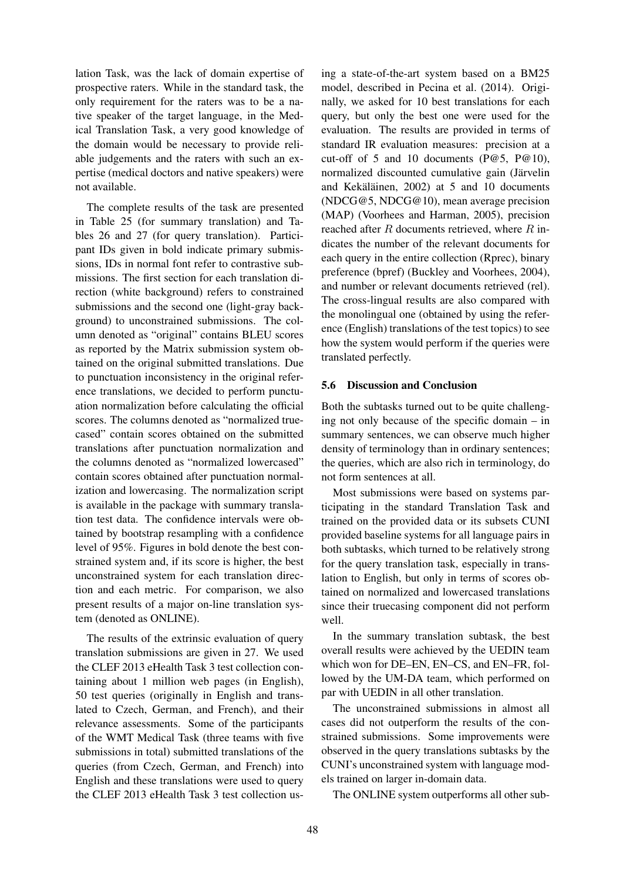lation Task, was the lack of domain expertise of prospective raters. While in the standard task, the only requirement for the raters was to be a native speaker of the target language, in the Medical Translation Task, a very good knowledge of the domain would be necessary to provide reliable judgements and the raters with such an expertise (medical doctors and native speakers) were not available.

The complete results of the task are presented in Table 25 (for summary translation) and Tables 26 and 27 (for query translation). Participant IDs given in bold indicate primary submissions, IDs in normal font refer to contrastive submissions. The first section for each translation direction (white background) refers to constrained submissions and the second one (light-gray background) to unconstrained submissions. The column denoted as "original" contains BLEU scores as reported by the Matrix submission system obtained on the original submitted translations. Due to punctuation inconsistency in the original reference translations, we decided to perform punctuation normalization before calculating the official scores. The columns denoted as "normalized truecased" contain scores obtained on the submitted translations after punctuation normalization and the columns denoted as "normalized lowercased" contain scores obtained after punctuation normalization and lowercasing. The normalization script is available in the package with summary translation test data. The confidence intervals were obtained by bootstrap resampling with a confidence level of 95%. Figures in bold denote the best constrained system and, if its score is higher, the best unconstrained system for each translation direction and each metric. For comparison, we also present results of a major on-line translation system (denoted as ONLINE).

The results of the extrinsic evaluation of query translation submissions are given in 27. We used the CLEF 2013 eHealth Task 3 test collection containing about 1 million web pages (in English), 50 test queries (originally in English and translated to Czech, German, and French), and their relevance assessments. Some of the participants of the WMT Medical Task (three teams with five submissions in total) submitted translations of the queries (from Czech, German, and French) into English and these translations were used to query the CLEF 2013 eHealth Task 3 test collection using a state-of-the-art system based on a BM25 model, described in Pecina et al. (2014). Originally, we asked for 10 best translations for each query, but only the best one were used for the evaluation. The results are provided in terms of standard IR evaluation measures: precision at a cut-off of 5 and 10 documents (P@5, P@10), normalized discounted cumulative gain (Järvelin and Kekäläinen, 2002) at 5 and 10 documents (NDCG@5, NDCG@10), mean average precision (MAP) (Voorhees and Harman, 2005), precision reached after $R$ documents retrieved, where $R$ indicates the number of the relevant documents for each query in the entire collection (Rprec), binary preference (bpref) (Buckley and Voorhees, 2004), and number or relevant documents retrieved (rel). The cross-lingual results are also compared with the monolingual one (obtained by using the reference (English) translations of the test topics) to see how the system would perform if the queries were translated perfectly.

### 5.6 Discussion and Conclusion

Both the subtasks turned out to be quite challenging not only because of the specific domain – in summary sentences, we can observe much higher density of terminology than in ordinary sentences; the queries, which are also rich in terminology, do not form sentences at all.

Most submissions were based on systems participating in the standard Translation Task and trained on the provided data or its subsets CUNI provided baseline systems for all language pairs in both subtasks, which turned to be relatively strong for the query translation task, especially in translation to English, but only in terms of scores obtained on normalized and lowercased translations since their truecasing component did not perform well.

In the summary translation subtask, the best overall results were achieved by the UEDIN team which won for DE–EN, EN–CS, and EN–FR, followed by the UM-DA team, which performed on par with UEDIN in all other translation.

The unconstrained submissions in almost all cases did not outperform the results of the constrained submissions. Some improvements were observed in the query translations subtasks by the CUNI's unconstrained system with language models trained on larger in-domain data.

The ONLINE system outperforms all other sub-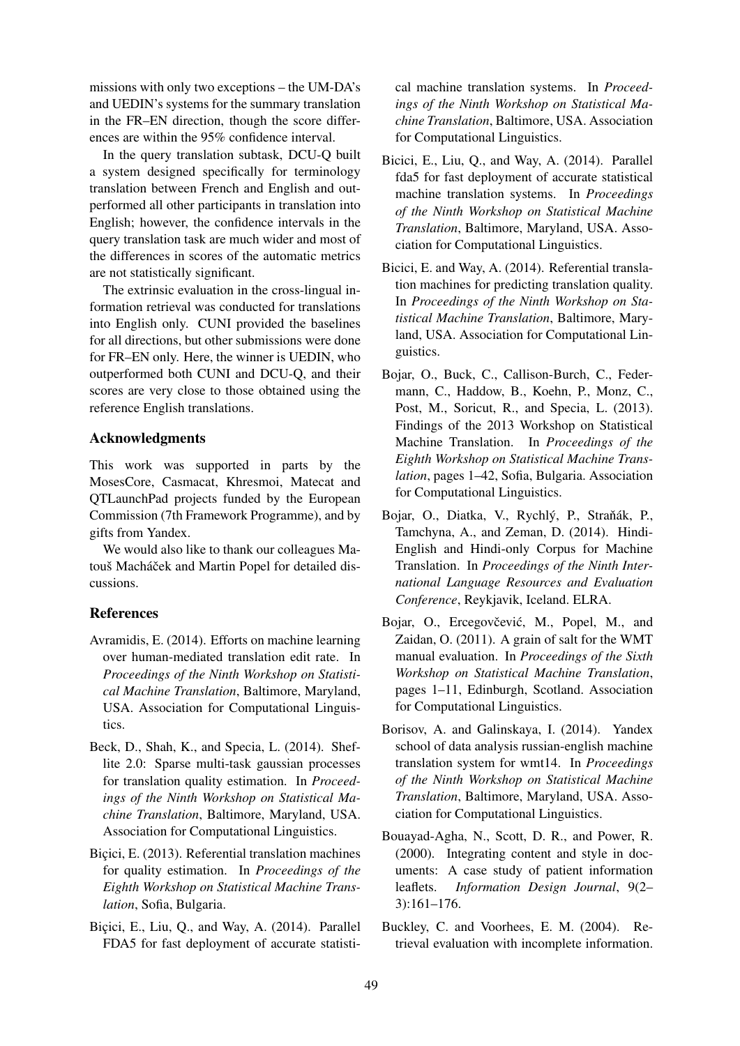missions with only two exceptions – the UM-DA's and UEDIN's systems for the summary translation in the FR–EN direction, though the score differences are within the 95% confidence interval.

In the query translation subtask, DCU-Q built a system designed specifically for terminology translation between French and English and outperformed all other participants in translation into English; however, the confidence intervals in the query translation task are much wider and most of the differences in scores of the automatic metrics are not statistically significant.

The extrinsic evaluation in the cross-lingual information retrieval was conducted for translations into English only. CUNI provided the baselines for all directions, but other submissions were done for FR–EN only. Here, the winner is UEDIN, who outperformed both CUNI and DCU-Q, and their scores are very close to those obtained using the reference English translations.

## Acknowledgments

This work was supported in parts by the MosesCore, Casmacat, Khresmoi, Matecat and QTLaunchPad projects funded by the European Commission (7th Framework Programme), and by gifts from Yandex.

We would also like to thank our colleagues Matouš Macháček and Martin Popel for detailed discussions.

## References

Avramidis, E. (2014). Efforts on machine learning over human-mediated translation edit rate. In *Proceedings of the Ninth Workshop on Statistical Machine Translation*, Baltimore, Maryland, USA. Association for Computational Linguistics.

Beck, D., Shah, K., and Specia, L. (2014). Sheflite 2.0: Sparse multi-task gaussian processes for translation quality estimation. In *Proceedings of the Ninth Workshop on Statistical Machine Translation*, Baltimore, Maryland, USA. Association for Computational Linguistics.

Biçici, E. (2013). Referential translation machines for quality estimation. In *Proceedings of the Eighth Workshop on Statistical Machine Translation*, Sofia, Bulgaria.

Biçici, E., Liu, Q., and Way, A. (2014). Parallel FDA5 for fast deployment of accurate statistical machine translation systems. In *Proceedings of the Ninth Workshop on Statistical Machine Translation*, Baltimore, USA. Association for Computational Linguistics.

Bicici, E., Liu, Q., and Way, A. (2014). Parallel fda5 for fast deployment of accurate statistical machine translation systems. In *Proceedings of the Ninth Workshop on Statistical Machine Translation*, Baltimore, Maryland, USA. Association for Computational Linguistics.

Bicici, E. and Way, A. (2014). Referential translation machines for predicting translation quality. In *Proceedings of the Ninth Workshop on Statistical Machine Translation*, Baltimore, Maryland, USA. Association for Computational Linguistics.

Bojar, O., Buck, C., Callison-Burch, C., Federmann, C., Haddow, B., Koehn, P., Monz, C., Post, M., Soricut, R., and Specia, L. (2013). Findings of the 2013 Workshop on Statistical Machine Translation. In *Proceedings of the Eighth Workshop on Statistical Machine Translation*, pages 1–42, Sofia, Bulgaria. Association for Computational Linguistics.

Bojar, O., Diatka, V., Rychlý, P., Straňák, P., Tamchyna, A., and Zeman, D. (2014). Hindi-English and Hindi-only Corpus for Machine Translation. In *Proceedings of the Ninth International Language Resources and Evaluation Conference*, Reykjavik, Iceland. ELRA.

Bojar, O., Ercegovčević, M., Popel, M., and Zaidan, O. (2011). A grain of salt for the WMT manual evaluation. In *Proceedings of the Sixth Workshop on Statistical Machine Translation*, pages 1–11, Edinburgh, Scotland. Association for Computational Linguistics.

Borisov, A. and Galinskaya, I. (2014). Yandex school of data analysis russian-english machine translation system for wmt14. In *Proceedings of the Ninth Workshop on Statistical Machine Translation*, Baltimore, Maryland, USA. Association for Computational Linguistics.

Bouayad-Agha, N., Scott, D. R., and Power, R. (2000). Integrating content and style in documents: A case study of patient information leaflets. *Information Design Journal*, 9(2–3):161–176.

Buckley, C. and Voorhees, E. M. (2004). Retrieval evaluation with incomplete information.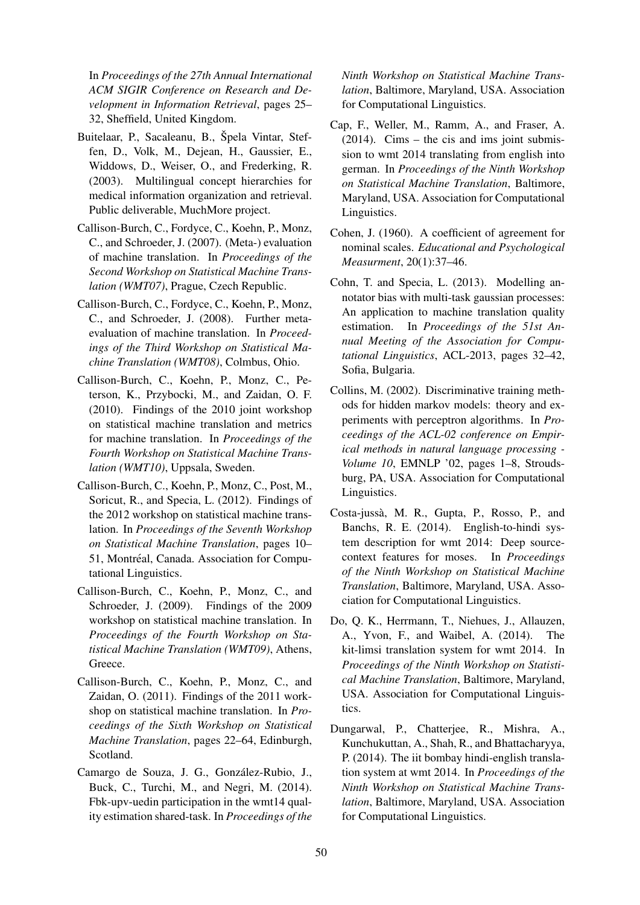In *Proceedings of the 27th Annual International ACM SIGIR Conference on Research and Development in Information Retrieval*, pages 25–32, Sheffield, United Kingdom.

Buitelaar, P., Sacaleanu, B., Špela Vintar, Steffen, D., Volk, M., Dejean, H., Gaussier, E., Widdows, D., Weiser, O., and Frederking, R. (2003). Multilingual concept hierarchies for medical information organization and retrieval. Public deliverable, MuchMore project.

Callison-Burch, C., Fordyce, C., Koehn, P., Monz, C., and Schroeder, J. (2007). (Meta-) evaluation of machine translation. In *Proceedings of the Second Workshop on Statistical Machine Translation (WMT07)*, Prague, Czech Republic.

Callison-Burch, C., Fordyce, C., Koehn, P., Monz, C., and Schroeder, J. (2008). Further meta-evaluation of machine translation. In *Proceedings of the Third Workshop on Statistical Machine Translation (WMT08)*, Colmbus, Ohio.

Callison-Burch, C., Koehn, P., Monz, C., Peterson, K., Przybocki, M., and Zaidan, O. F. (2010). Findings of the 2010 joint workshop on statistical machine translation and metrics for machine translation. In *Proceedings of the Fourth Workshop on Statistical Machine Translation (WMT10)*, Uppsala, Sweden.

Callison-Burch, C., Koehn, P., Monz, C., Post, M., Soricut, R., and Specia, L. (2012). Findings of the 2012 workshop on statistical machine translation. In *Proceedings of the Seventh Workshop on Statistical Machine Translation*, pages 10–51, Montréal, Canada. Association for Computational Linguistics.

Callison-Burch, C., Koehn, P., Monz, C., and Schroeder, J. (2009). Findings of the 2009 workshop on statistical machine translation. In *Proceedings of the Fourth Workshop on Statistical Machine Translation (WMT09)*, Athens, Greece.

Callison-Burch, C., Koehn, P., Monz, C., and Zaidan, O. (2011). Findings of the 2011 workshop on statistical machine translation. In *Proceedings of the Sixth Workshop on Statistical Machine Translation*, pages 22–64, Edinburgh, Scotland.

Camargo de Souza, J. G., González-Rubio, J., Buck, C., Turchi, M., and Negri, M. (2014). Fbk-upv-uedin participation in the wmt14 quality estimation shared-task. In *Proceedings of the Ninth Workshop on Statistical Machine Translation*, Baltimore, Maryland, USA. Association for Computational Linguistics.

Cap, F., Weller, M., Ramm, A., and Fraser, A. (2014). Cims – the cis and ims joint submission to wmt 2014 translating from english into german. In *Proceedings of the Ninth Workshop on Statistical Machine Translation*, Baltimore, Maryland, USA. Association for Computational Linguistics.

Cohen, J. (1960). A coefficient of agreement for nominal scales. *Educational and Psychological Measurment*, 20(1):37–46.

Cohn, T. and Specia, L. (2013). Modelling annotator bias with multi-task gaussian processes: An application to machine translation quality estimation. In *Proceedings of the 51st Annual Meeting of the Association for Computational Linguistics*, ACL-2013, pages 32–42, Sofia, Bulgaria.

Collins, M. (2002). Discriminative training methods for hidden markov models: theory and experiments with perceptron algorithms. In *Proceedings of the ACL-02 conference on Empirical methods in natural language processing - Volume 10*, EMNLP '02, pages 1–8, Stroudsburg, PA, USA. Association for Computational Linguistics.

Costa-jussà, M. R., Gupta, P., Rosso, P., and Banchs, R. E. (2014). English-to-hindi system description for wmt 2014: Deep source-context features for moses. In *Proceedings of the Ninth Workshop on Statistical Machine Translation*, Baltimore, Maryland, USA. Association for Computational Linguistics.

Do, Q. K., Herrmann, T., Niehues, J., Allauzen, A., Yvon, F., and Waibel, A. (2014). The kit-limsi translation system for wmt 2014. In *Proceedings of the Ninth Workshop on Statistical Machine Translation*, Baltimore, Maryland, USA. Association for Computational Linguistics.

Dungarwal, P., Chatterjee, R., Mishra, A., Kunchukuttan, A., Shah, R., and Bhattacharyya, P. (2014). The iit bombay hindi-english translation system at wmt 2014. In *Proceedings of the Ninth Workshop on Statistical Machine Translation*, Baltimore, Maryland, USA. Association for Computational Linguistics.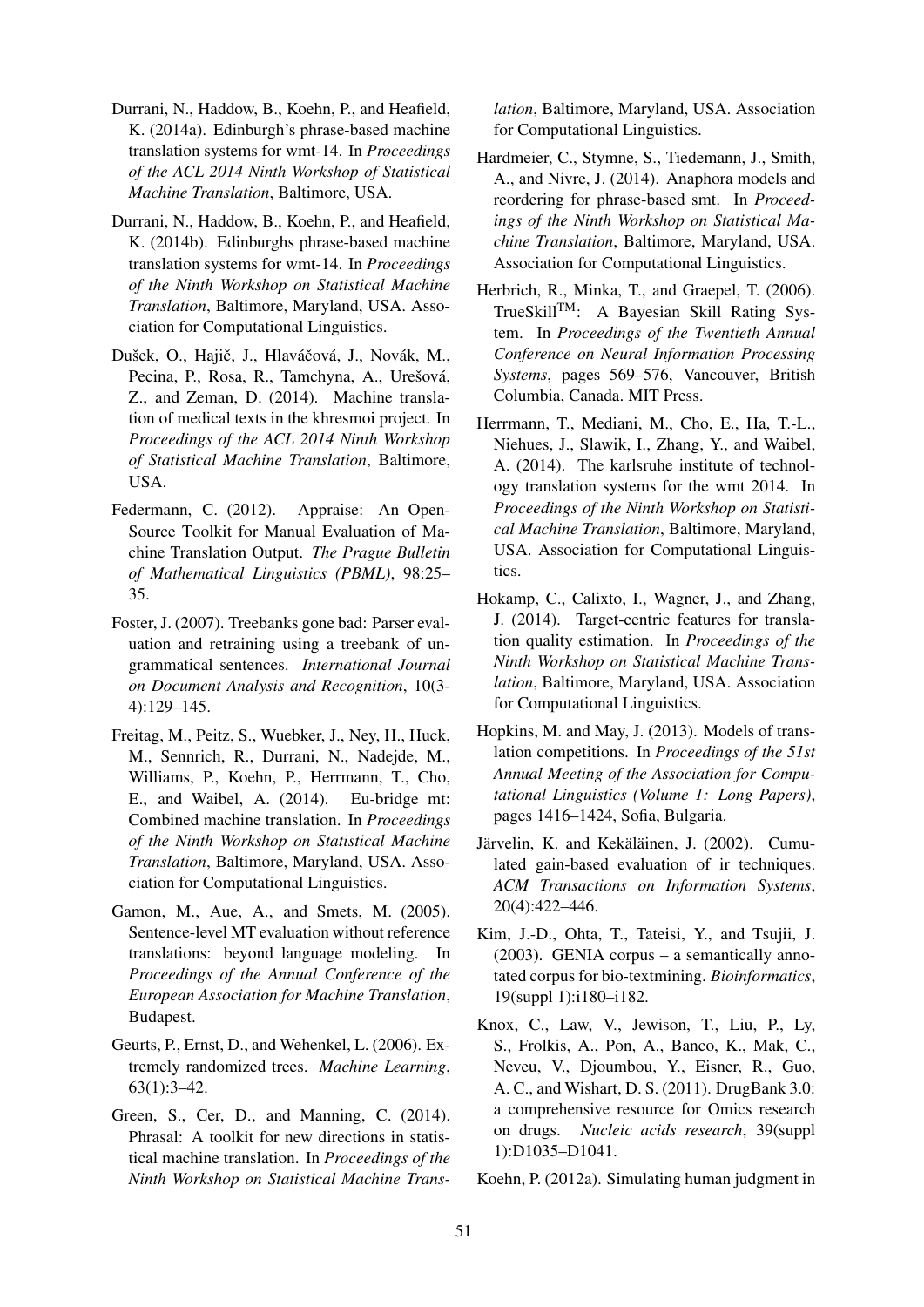Durrani, N., Haddow, B., Koehn, P., and Heafield, K. (2014a). Edinburgh's phrase-based machine translation systems for wmt-14. In *Proceedings of the ACL 2014 Ninth Workshop of Statistical Machine Translation*, Baltimore, USA.

Durrani, N., Haddow, B., Koehn, P., and Heafield, K. (2014b). Edinburghs phrase-based machine translation systems for wmt-14. In *Proceedings of the Ninth Workshop on Statistical Machine Translation*, Baltimore, Maryland, USA. Association for Computational Linguistics.

Dušek, O., Hajič, J., Hlaváčová, J., Novák, M., Pecina, P., Rosa, R., Tamchyna, A., Urešová, Z., and Zeman, D. (2014). Machine translation of medical texts in the khresmoi project. In *Proceedings of the ACL 2014 Ninth Workshop of Statistical Machine Translation*, Baltimore, USA.

Federmann, C. (2012). Appraise: An Open-Source Toolkit for Manual Evaluation of Machine Translation Output. *The Prague Bulletin of Mathematical Linguistics (PBML)*, 98:25–35.

Foster, J. (2007). Treebanks gone bad: Parser evaluation and retraining using a treebank of ungrammatical sentences. *International Journal on Document Analysis and Recognition*, 10(3-4):129–145.

Freitag, M., Peitz, S., Wuebker, J., Ney, H., Huck, M., Sennrich, R., Durrani, N., Nadejde, M., Williams, P., Koehn, P., Herrmann, T., Cho, E., and Waibel, A. (2014). Eu-bridge mt: Combined machine translation. In *Proceedings of the Ninth Workshop on Statistical Machine Translation*, Baltimore, Maryland, USA. Association for Computational Linguistics.

Gamon, M., Aue, A., and Smets, M. (2005). Sentence-level MT evaluation without reference translations: beyond language modeling. In *Proceedings of the Annual Conference of the European Association for Machine Translation*, Budapest.

Geurts, P., Ernst, D., and Wehenkel, L. (2006). Extremely randomized trees. *Machine Learning*, 63(1):3–42.

Green, S., Cer, D., and Manning, C. (2014). Phrasal: A toolkit for new directions in statistical machine translation. In *Proceedings of the Ninth Workshop on Statistical Machine Translation*, Baltimore, Maryland, USA. Association for Computational Linguistics.

Hardmeier, C., Stymne, S., Tiedemann, J., Smith, A., and Nivre, J. (2014). Anaphora models and reordering for phrase-based smt. In *Proceedings of the Ninth Workshop on Statistical Machine Translation*, Baltimore, Maryland, USA. Association for Computational Linguistics.

Herbrich, R., Minka, T., and Graepel, T. (2006). TrueSkill$^{\text{TM}}$: A Bayesian Skill Rating System. In *Proceedings of the Twentieth Annual Conference on Neural Information Processing Systems*, pages 569–576, Vancouver, British Columbia, Canada. MIT Press.

Herrmann, T., Mediani, M., Cho, E., Ha, T.-L., Niehues, J., Slawik, I., Zhang, Y., and Waibel, A. (2014). The karlsruhe institute of technology translation systems for the wmt 2014. In *Proceedings of the Ninth Workshop on Statistical Machine Translation*, Baltimore, Maryland, USA. Association for Computational Linguistics.

Hokamp, C., Calixto, I., Wagner, J., and Zhang, J. (2014). Target-centric features for translation quality estimation. In *Proceedings of the Ninth Workshop on Statistical Machine Translation*, Baltimore, Maryland, USA. Association for Computational Linguistics.

Hopkins, M. and May, J. (2013). Models of translation competitions. In *Proceedings of the 51st Annual Meeting of the Association for Computational Linguistics (Volume 1: Long Papers)*, pages 1416–1424, Sofia, Bulgaria.

Järvelin, K. and Kekäläinen, J. (2002). Cumulated gain-based evaluation of ir techniques. *ACM Transactions on Information Systems*, 20(4):422–446.

Kim, J.-D., Ohta, T., Tateisi, Y., and Tsujii, J. (2003). GENIA corpus – a semantically annotated corpus for bio-textmining. *Bioinformatics*, 19(suppl 1):i180–i182.

Knox, C., Law, V., Jewison, T., Liu, P., Ly, S., Frolkis, A., Pon, A., Banco, K., Mak, C., Neveu, V., Djoumbou, Y., Eisner, R., Guo, A. C., and Wishart, D. S. (2011). DrugBank 3.0: a comprehensive resource for Omics research on drugs. *Nucleic acids research*, 39(suppl 1):D1035–D1041.

Koehn, P. (2012a). Simulating human judgment in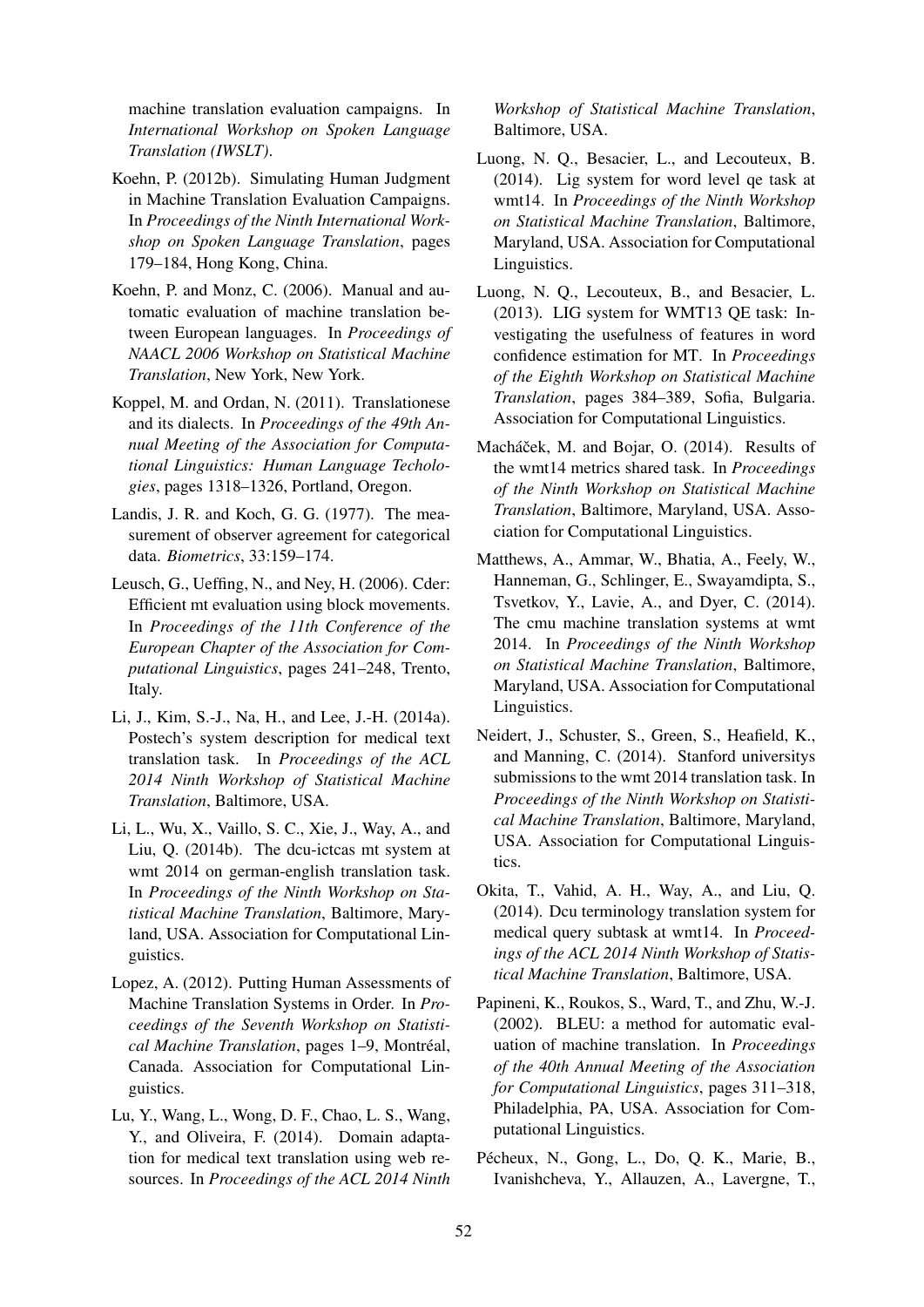machine translation evaluation campaigns. In *International Workshop on Spoken Language Translation (IWSLT)*.

Koehn, P. (2012b). Simulating Human Judgment in Machine Translation Evaluation Campaigns. In *Proceedings of the Ninth International Workshop on Spoken Language Translation*, pages 179–184, Hong Kong, China.

Koehn, P. and Monz, C. (2006). Manual and automatic evaluation of machine translation between European languages. In *Proceedings of NAACL 2006 Workshop on Statistical Machine Translation*, New York, New York.

Koppel, M. and Ordan, N. (2011). Translationese and its dialects. In *Proceedings of the 49th Annual Meeting of the Association for Computational Linguistics: Human Language Techologies*, pages 1318–1326, Portland, Oregon.

Landis, J. R. and Koch, G. G. (1977). The measurement of observer agreement for categorical data. *Biometrics*, 33:159–174.

Leusch, G., Ueffing, N., and Ney, H. (2006). Cder: Efficient mt evaluation using block movements. In *Proceedings of the 11th Conference of the European Chapter of the Association for Computational Linguistics*, pages 241–248, Trento, Italy.

Li, J., Kim, S.-J., Na, H., and Lee, J.-H. (2014a). Postech's system description for medical text translation task. In *Proceedings of the ACL 2014 Ninth Workshop of Statistical Machine Translation*, Baltimore, USA.

Li, L., Wu, X., Vaillo, S. C., Xie, J., Way, A., and Liu, Q. (2014b). The dcu-ictcas mt system at wmt 2014 on german-english translation task. In *Proceedings of the Ninth Workshop on Statistical Machine Translation*, Baltimore, Maryland, USA. Association for Computational Linguistics.

Lopez, A. (2012). Putting Human Assessments of Machine Translation Systems in Order. In *Proceedings of the Seventh Workshop on Statistical Machine Translation*, pages 1–9, Montréal, Canada. Association for Computational Linguistics.

Lu, Y., Wang, L., Wong, D. F., Chao, L. S., Wang, Y., and Oliveira, F. (2014). Domain adaptation for medical text translation using web resources. In *Proceedings of the ACL 2014 Ninth Workshop of Statistical Machine Translation*, Baltimore, USA.

Luong, N. Q., Besacier, L., and Lecouteux, B. (2014). Lig system for word level qe task at wmt14. In *Proceedings of the Ninth Workshop on Statistical Machine Translation*, Baltimore, Maryland, USA. Association for Computational Linguistics.

Luong, N. Q., Lecouteux, B., and Besacier, L. (2013). LIG system for WMT13 QE task: Investigating the usefulness of features in word confidence estimation for MT. In *Proceedings of the Eighth Workshop on Statistical Machine Translation*, pages 384–389, Sofia, Bulgaria. Association for Computational Linguistics.

Macháček, M. and Bojar, O. (2014). Results of the wmt14 metrics shared task. In *Proceedings of the Ninth Workshop on Statistical Machine Translation*, Baltimore, Maryland, USA. Association for Computational Linguistics.

Matthews, A., Ammar, W., Bhatia, A., Feely, W., Hanneman, G., Schlinger, E., Swayamdipta, S., Tsvetkov, Y., Lavie, A., and Dyer, C. (2014). The cmu machine translation systems at wmt 2014. In *Proceedings of the Ninth Workshop on Statistical Machine Translation*, Baltimore, Maryland, USA. Association for Computational Linguistics.

Neidert, J., Schuster, S., Green, S., Heafield, K., and Manning, C. (2014). Stanford universitys submissions to the wmt 2014 translation task. In *Proceedings of the Ninth Workshop on Statistical Machine Translation*, Baltimore, Maryland, USA. Association for Computational Linguistics.

Okita, T., Vahid, A. H., Way, A., and Liu, Q. (2014). Dcu terminology translation system for medical query subtask at wmt14. In *Proceedings of the ACL 2014 Ninth Workshop of Statistical Machine Translation*, Baltimore, USA.

Papineni, K., Roukos, S., Ward, T., and Zhu, W.-J. (2002). BLEU: a method for automatic evaluation of machine translation. In *Proceedings of the 40th Annual Meeting of the Association for Computational Linguistics*, pages 311–318, Philadelphia, PA, USA. Association for Computational Linguistics.

Pécheux, N., Gong, L., Do, Q. K., Marie, B., Ivanishcheva, Y., Allauzen, A., Lavergne, T.,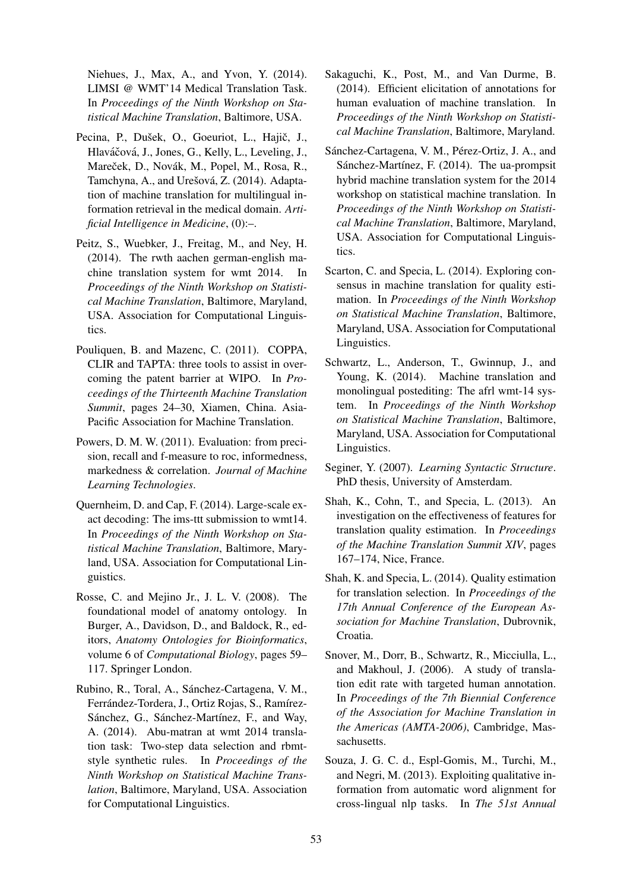Niehues, J., Max, A., and Yvon, Y. (2014). LIMSI @ WMT'14 Medical Translation Task. In *Proceedings of the Ninth Workshop on Statistical Machine Translation*, Baltimore, USA.

Pecina, P., Dušek, O., Goeuriot, L., Hajič, J., Hlaváčová, J., Jones, G., Kelly, L., Leveling, J., Mareček, D., Novák, M., Popel, M., Rosa, R., Tamchyna, A., and Urešová, Z. (2014). Adaptation of machine translation for multilingual information retrieval in the medical domain. *Artificial Intelligence in Medicine*, (0):–.

Peitz, S., Wuebker, J., Freitag, M., and Ney, H. (2014). The rwth aachen german-english machine translation system for wmt 2014. In *Proceedings of the Ninth Workshop on Statistical Machine Translation*, Baltimore, Maryland, USA. Association for Computational Linguistics.

Pouliquen, B. and Mazenc, C. (2011). COPPA, CLIR and TAPTA: three tools to assist in overcoming the patent barrier at WIPO. In *Proceedings of the Thirteenth Machine Translation Summit*, pages 24–30, Xiamen, China. Asia-Pacific Association for Machine Translation.

Powers, D. M. W. (2011). Evaluation: from precision, recall and f-measure to roc, informedness, markedness & correlation. *Journal of Machine Learning Technologies*.

Quernheim, D. and Cap, F. (2014). Large-scale exact decoding: The ims-ttt submission to wmt14. In *Proceedings of the Ninth Workshop on Statistical Machine Translation*, Baltimore, Maryland, USA. Association for Computational Linguistics.

Rosse, C. and Mejino Jr., J. L. V. (2008). The foundational model of anatomy ontology. In Burger, A., Davidson, D., and Baldock, R., editors, *Anatomy Ontologies for Bioinformatics*, volume 6 of *Computational Biology*, pages 59–117. Springer London.

Rubino, R., Toral, A., Sánchez-Cartagena, V. M., Ferrández-Tordera, J., Ortiz Rojas, S., Ramírez-Sánchez, G., Sánchez-Martínez, F., and Way, A. (2014). Abu-matran at wmt 2014 translation task: Two-step data selection and rbmt-style synthetic rules. In *Proceedings of the Ninth Workshop on Statistical Machine Translation*, Baltimore, Maryland, USA. Association for Computational Linguistics.

Sakaguchi, K., Post, M., and Van Durme, B. (2014). Efficient elicitation of annotations for human evaluation of machine translation. In *Proceedings of the Ninth Workshop on Statistical Machine Translation*, Baltimore, Maryland.

Sánchez-Cartagena, V. M., Pérez-Ortiz, J. A., and Sánchez-Martínez, F. (2014). The ua-prompsit hybrid machine translation system for the 2014 workshop on statistical machine translation. In *Proceedings of the Ninth Workshop on Statistical Machine Translation*, Baltimore, Maryland, USA. Association for Computational Linguistics.

Scarton, C. and Specia, L. (2014). Exploring consensus in machine translation for quality estimation. In *Proceedings of the Ninth Workshop on Statistical Machine Translation*, Baltimore, Maryland, USA. Association for Computational Linguistics.

Schwartz, L., Anderson, T., Gwinnup, J., and Young, K. (2014). Machine translation and monolingual postediting: The afrl wmt-14 system. In *Proceedings of the Ninth Workshop on Statistical Machine Translation*, Baltimore, Maryland, USA. Association for Computational Linguistics.

Seginer, Y. (2007). *Learning Syntactic Structure*. PhD thesis, University of Amsterdam.

Shah, K., Cohn, T., and Specia, L. (2013). An investigation on the effectiveness of features for translation quality estimation. In *Proceedings of the Machine Translation Summit XIV*, pages 167–174, Nice, France.

Shah, K. and Specia, L. (2014). Quality estimation for translation selection. In *Proceedings of the 17th Annual Conference of the European Association for Machine Translation*, Dubrovnik, Croatia.

Snover, M., Dorr, B., Schwartz, R., Micciulla, L., and Makhoul, J. (2006). A study of translation edit rate with targeted human annotation. In *Proceedings of the 7th Biennial Conference of the Association for Machine Translation in the Americas (AMTA-2006)*, Cambridge, Massachusetts.

Souza, J. G. C. d., Espl-Gomis, M., Turchi, M., and Negri, M. (2013). Exploiting qualitative information from automatic word alignment for cross-lingual nlp tasks. In *The 51st Annual*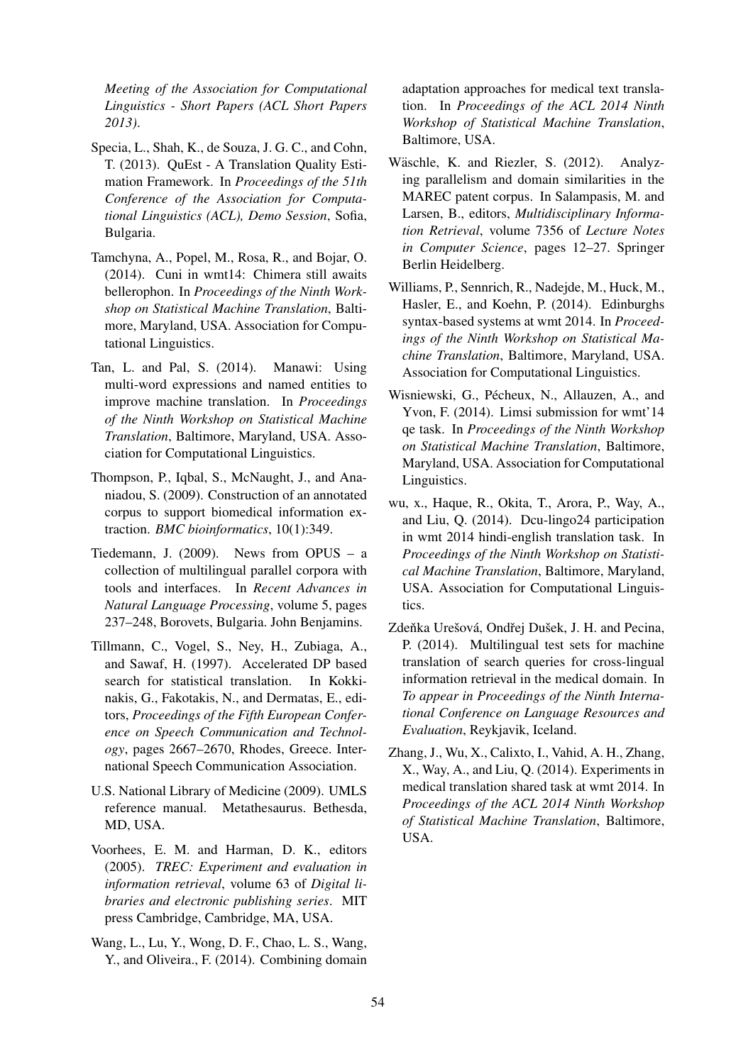*Meeting of the Association for Computational Linguistics - Short Papers (ACL Short Papers 2013)*.

Specia, L., Shah, K., de Souza, J. G. C., and Cohn, T. (2013). QuEst - A Translation Quality Estimation Framework. In *Proceedings of the 51th Conference of the Association for Computational Linguistics (ACL), Demo Session*, Sofia, Bulgaria.

Tamchyna, A., Popel, M., Rosa, R., and Bojar, O. (2014). Cuni in wmt14: Chimera still awaits bellerophon. In *Proceedings of the Ninth Workshop on Statistical Machine Translation*, Baltimore, Maryland, USA. Association for Computational Linguistics.

Tan, L. and Pal, S. (2014). Manawi: Using multi-word expressions and named entities to improve machine translation. In *Proceedings of the Ninth Workshop on Statistical Machine Translation*, Baltimore, Maryland, USA. Association for Computational Linguistics.

Thompson, P., Iqbal, S., McNaught, J., and Ananiadou, S. (2009). Construction of an annotated corpus to support biomedical information extraction. *BMC bioinformatics*, 10(1):349.

Tiedemann, J. (2009). News from OPUS – a collection of multilingual parallel corpora with tools and interfaces. In *Recent Advances in Natural Language Processing*, volume 5, pages 237–248, Borovets, Bulgaria. John Benjamins.

Tillmann, C., Vogel, S., Ney, H., Zubiaga, A., and Sawaf, H. (1997). Accelerated DP based search for statistical translation. In Kokkinakis, G., Fakotakis, N., and Dermatas, E., editors, *Proceedings of the Fifth European Conference on Speech Communication and Technology*, pages 2667–2670, Rhodes, Greece. International Speech Communication Association.

U.S. National Library of Medicine (2009). UMLS reference manual. Metathesaurus. Bethesda, MD, USA.

Voorhees, E. M. and Harman, D. K., editors (2005). *TREC: Experiment and evaluation in information retrieval*, volume 63 of *Digital libraries and electronic publishing series*. MIT press Cambridge, Cambridge, MA, USA.

Wang, L., Lu, Y., Wong, D. F., Chao, L. S., Wang, Y., and Oliveira., F. (2014). Combining domain adaptation approaches for medical text translation. In *Proceedings of the ACL 2014 Ninth Workshop of Statistical Machine Translation*, Baltimore, USA.

Wäschle, K. and Riezler, S. (2012). Analyzing parallelism and domain similarities in the MAREC patent corpus. In Salampasis, M. and Larsen, B., editors, *Multidisciplinary Information Retrieval*, volume 7356 of *Lecture Notes in Computer Science*, pages 12–27. Springer Berlin Heidelberg.

Williams, P., Sennrich, R., Nadejde, M., Huck, M., Hasler, E., and Koehn, P. (2014). Edinburghs syntax-based systems at wmt 2014. In *Proceedings of the Ninth Workshop on Statistical Machine Translation*, Baltimore, Maryland, USA. Association for Computational Linguistics.

Wisniewski, G., Pécheux, N., Allauzen, A., and Yvon, F. (2014). Limsi submission for wmt'14 qe task. In *Proceedings of the Ninth Workshop on Statistical Machine Translation*, Baltimore, Maryland, USA. Association for Computational Linguistics.

wu, x., Haque, R., Okita, T., Arora, P., Way, A., and Liu, Q. (2014). Dcu-lingo24 participation in wmt 2014 hindi-english translation task. In *Proceedings of the Ninth Workshop on Statistical Machine Translation*, Baltimore, Maryland, USA. Association for Computational Linguistics.

Zdeňka Urešová, Ondřej Dušek, J. H. and Pecina, P. (2014). Multilingual test sets for machine translation of search queries for cross-lingual information retrieval in the medical domain. In *To appear in Proceedings of the Ninth International Conference on Language Resources and Evaluation*, Reykjavik, Iceland.

Zhang, J., Wu, X., Calixto, I., Vahid, A. H., Zhang, X., Way, A., and Liu, Q. (2014). Experiments in medical translation shared task at wmt 2014. In *Proceedings of the ACL 2014 Ninth Workshop of Statistical Machine Translation*, Baltimore, USA.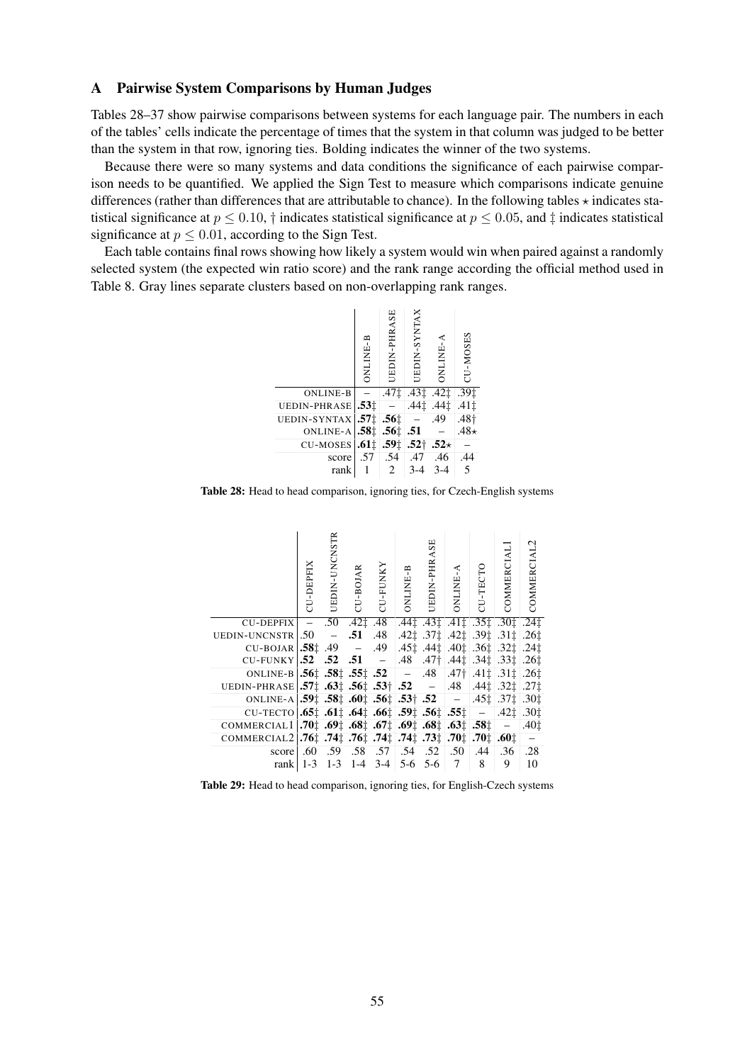## A Pairwise System Comparisons by Human Judges

Tables 28–37 show pairwise comparisons between systems for each language pair. The numbers in each of the tables' cells indicate the percentage of times that the system in that column was judged to be better than the system in that row, ignoring ties. Bolding indicates the winner of the two systems.

Because there were so many systems and data conditions the significance of each pairwise comparison needs to be quantified. We applied the Sign Test to measure which comparisons indicate genuine differences (rather than differences that are attributable to chance). In the following tables ⋆ indicates statistical significance at $p \leq 0.10$, † indicates statistical significance at $p \leq 0.05$, and ‡ indicates statistical significance at $p \leq 0.01$, according to the Sign Test.

Each table contains final rows showing how likely a system would win when paired against a randomly selected system (the expected win ratio score) and the rank range according the official method used in Table 8. Gray lines separate clusters based on non-overlapping rank ranges.

| | ONLINE-B | UEDIN-PHRASE | UEDIN-SYNTAX | ONLINE-A | CU-MOSES |
|---|---|---|---|---|---|
| ONLINE-B | – | .47‡ | .43‡ | .42‡ | .39‡ |
| UEDIN-PHRASE | **.53‡** | – | .44‡ | .44‡ | .41‡ |
| UEDIN-SYNTAX | **.57‡** | **.56‡** | – | .49 | .48† |
| ONLINE-A | **.58‡** | **.56‡** | **.51** | – | .48⋆ |
| CU-MOSES | **.61‡** | **.59‡** | **.52†** | **.52⋆** | – |
| score | .57 | .54 | .47 | .46 | .44 |
| rank | 1 | 2 | 3-4 | 3-4 | 5 |

**Table 28:** Head to head comparison, ignoring ties, for Czech-English systems

| | CU-DEPFIX | UEDIN-UNCNSTR | CU-BOJAR | CU-FUNKY | ONLINE-B | UEDIN-PHRASE | ONLINE-A | CU-TECTO | COMMERCIAL1 | COMMERCIAL2 |
|---|---|---|---|---|---|---|---|---|---|---|
| CU-DEPFIX | – | .50 | .42‡ | .48 | .44‡ | .43‡ | .41‡ | .35‡ | .30‡ | .24‡ |
| UEDIN-UNCNSTR | .50 | – | **.51** | .48 | .42‡ | .37‡ | .42‡ | .39‡ | .31‡ | .26‡ |
| CU-BOJAR | **.58‡** | .49 | – | .49 | .45‡ | .44‡ | .40‡ | .36‡ | .32‡ | .24‡ |
| CU-FUNKY | **.52** | **.52** | **.51** | – | .48 | .47† | .44‡ | .34‡ | .33‡ | .26‡ |
| ONLINE-B | **.56‡** | **.58‡** | **.55‡** | **.52** | – | .48 | .47† | .41‡ | .31‡ | .26‡ |
| UEDIN-PHRASE | **.57‡** | **.63‡** | **.56‡** | **.53†** | **.52** | – | .48 | .44‡ | .32‡ | .27‡ |
| ONLINE-A | **.59‡** | **.58‡** | **.60‡** | **.56‡** | **.53†** | **.52** | – | .45‡ | .37‡ | .30‡ |
| CU-TECTO | **.65‡** | **.61‡** | **.64‡** | **.66‡** | **.59‡** | **.56‡** | **.55‡** | – | .42‡ | .30‡ |
| COMMERCIAL1 | **.70‡** | **.69‡** | **.68‡** | **.67‡** | **.69‡** | **.68‡** | **.63‡** | **.58‡** | – | .40‡ |
| COMMERCIAL2 | **.76‡** | **.74‡** | **.76‡** | **.74‡** | **.74‡** | **.73‡** | **.70‡** | **.70‡** | **.60‡** | – |
| score | .60 | .59 | .58 | .57 | .54 | .52 | .50 | .44 | .36 | .28 |
| rank | 1-3 | 1-3 | 1-4 | 3-4 | 5-6 | 5-6 | 7 | 8 | 9 | 10 |

**Table 29:** Head to head comparison, ignoring ties, for English-Czech systems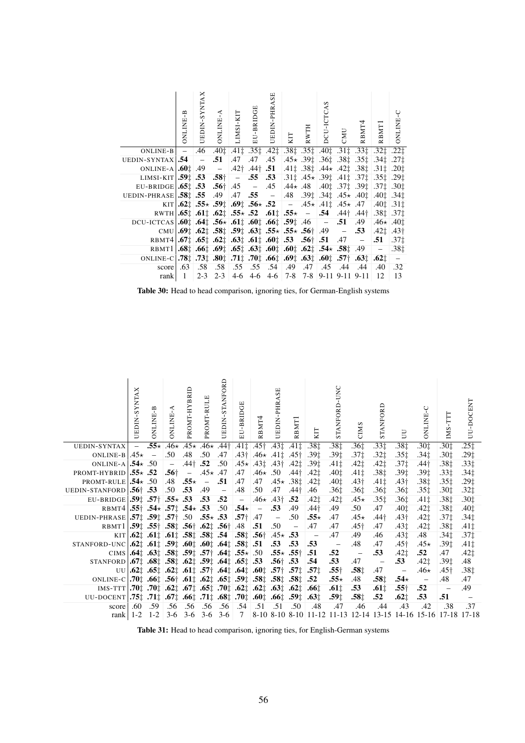| | ONLINE-B | UEDIN-SYNTAX | ONLINE-A | LIMSI-KIT | EU-BRIDGE | UEDIN-PHRASE | KIT | RWTH | DCU-ICTCAS | CMU | RBMT4 | RBMT1 | ONLINE-C |
|---|---|---|---|---|---|---|---|---|---|---|---|---|---|
| ONLINE-B | – | .46 | .40‡ | .41‡ | .35‡ | .42‡ | .38‡ | .35‡ | .40‡ | .31‡ | .33‡ | .32‡ | .22‡ |
| UEDIN-SYNTAX | **.54** | – | **.51** | .47 | .47 | .45 | .45⋆ | .39‡ | .36‡ | .38‡ | .35‡ | .34‡ | .27‡ |
| ONLINE-A | **.60‡** | .49 | – | .42† | .44† | **.51** | .41‡ | .38‡ | .44⋆ | .42‡ | .38‡ | .31‡ | .20‡ |
| LIMSI-KIT | **.59‡** | **.53** | **.58†** | – | **.55** | **.53** | .31‡ | .45⋆ | .39‡ | .41‡ | .37‡ | .35‡ | .29‡ |
| EU-BRIDGE | **.65‡** | **.53** | **.56†** | .45 | – | .45 | .44⋆ | .48 | .40‡ | .37‡ | .39‡ | .37‡ | .30‡ |
| UEDIN-PHRASE | **.58‡** | **.55** | .49 | .47 | **.55** | – | .48 | .39‡ | .34‡ | .45⋆ | .40‡ | .40‡ | .34‡ |
| KIT | **.62‡** | **.55⋆** | **.59‡** | **.69‡** | **.56⋆** | **.52** | – | .45⋆ | .41‡ | .45⋆ | .47 | .40‡ | .31‡ |
| RWTH | **.65‡** | **.61‡** | **.62‡** | **.55⋆** | **.52** | **.61‡** | **.55⋆** | – | **.54** | .44† | .44† | .38‡ | .37‡ |
| DCU-ICTCAS | **.60‡** | **.64‡** | **.56⋆** | **.61‡** | **.60‡** | **.66‡** | **.59‡** | .46 | – | **.51** | .49 | .46⋆ | .40‡ |
| CMU | **.69‡** | **.62‡** | **.58‡** | **.59‡** | **.63‡** | **.55⋆** | **.55⋆** | **.56†** | .49 | – | **.53** | .42‡ | .43† |
| RBMT4 | **.67‡** | **.65‡** | **.62‡** | **.63‡** | **.61‡** | **.60‡** | **.53** | **.56†** | **.51** | .47 | – | **.51** | .37‡ |
| RBMT1 | **.68‡** | **.66‡** | **.69‡** | **.65‡** | **.63‡** | **.60‡** | **.60‡** | **.62‡** | **.54⋆** | **.58‡** | .49 | – | .38‡ |
| ONLINE-C | **.78‡** | **.73‡** | **.80‡** | **.71‡** | **.70‡** | **.66‡** | **.69‡** | **.63‡** | **.60‡** | **.57†** | **.63‡** | **.62‡** | – |
| score | .63 | .58 | .58 | .55 | .55 | .54 | .49 | .47 | .45 | .44 | .44 | .40 | .32 |
| rank | 1 | 2-3 | 2-3 | 4-6 | 4-6 | 4-6 | 7-8 | 7-8 | 9-11 | 9-11 | 9-11 | 12 | 13 |

**Table 30:** Head to head comparison, ignoring ties, for German-English systems

| | UEDIN-SYNTAX | ONLINE-B | ONLINE-A | PROMT-HYBRID | PROMT-RULE | UEDIN-STANFORD | EU-BRIDGE | RBMT4 | UEDIN-PHRASE | RBMT1 | KIT | STANFORD-UNC | CIMS | STANFORD | UU | ONLINE-C | IMS-TTT | UU-DOCENT |
|---|---|---|---|---|---|---|---|---|---|---|---|---|---|---|---|---|---|---|
| UEDIN-SYNTAX | – | **.55⋆** | .46⋆ | .45⋆ | .46⋆ | .44† | .41‡ | .45† | .43‡ | .41‡ | .38‡ | .38‡ | .36‡ | .33‡ | .38‡ | .30‡ | .30‡ | .25‡ |
| ONLINE-B | .45⋆ | – | .50 | .48 | .50 | .47 | .43† | .46⋆ | .41‡ | .45† | .39‡ | .39‡ | .37‡ | .32‡ | .35‡ | .34‡ | .30‡ | .29‡ |
| ONLINE-A | **.54⋆** | .50 | – | .44† | **.52** | .50 | .45⋆ | .43‡ | .43† | .42‡ | .39‡ | .41‡ | .42‡ | .42‡ | .37‡ | .44† | .38‡ | .33‡ |
| PROMT-HYBRID | **.55⋆** | **.52** | **.56†** | – | .45⋆ | .47 | .47 | .46⋆ | .50 | .44† | .42‡ | .40‡ | .41‡ | .38‡ | .39‡ | .39‡ | .33‡ | .34‡ |
| PROMT-RULE | **.54⋆** | .50 | .48 | **.55⋆** | – | **.51** | .47 | .47 | .45⋆ | .38‡ | .42‡ | .40‡ | .43† | .41‡ | .43† | .38‡ | .35‡ | .29‡ |
| UEDIN-STANFORD | **.56†** | **.53** | .50 | **.53** | .49 | – | .48 | .50 | .47 | .44† | .46 | .36‡ | .36‡ | .36‡ | .36‡ | .35‡ | .30‡ | .32‡ |
| EU-BRIDGE | **.59‡** | **.57†** | **.55⋆** | **.53** | **.53** | **.52** | – | .46⋆ | .43† | **.52** | .42‡ | .42‡ | .45⋆ | .35‡ | .36‡ | .41‡ | .38‡ | .30‡ |
| RBMT4 | **.55†** | **.54⋆** | **.57‡** | **.54⋆** | **.53** | .50 | **.54⋆** | – | **.53** | .49 | .44† | .49 | .50 | .47 | .40‡ | .42‡ | .38‡ | .40‡ |
| UEDIN-PHRASE | **.57‡** | **.59‡** | **.57†** | .50 | **.55⋆** | **.53** | **.57†** | .47 | – | .50 | **.55⋆** | .47 | .45⋆ | .44† | .43† | .42‡ | .37‡ | .34‡ |
| RBMT1 | **.59‡** | **.55†** | **.58‡** | **.56†** | **.62‡** | **.56†** | .48 | **.51** | .50 | – | .47 | .47 | .45† | .47 | .43‡ | .42‡ | .38‡ | .41‡ |
| KIT | **.62‡** | **.61‡** | **.61‡** | **.58‡** | **.58‡** | **.54** | **.58‡** | **.56†** | .45⋆ | **.53** | – | .47 | .49 | .46 | .43‡ | .48 | .34‡ | .37‡ |
| STANFORD-UNC | **.62‡** | **.61‡** | **.59‡** | **.60‡** | **.60‡** | **.64‡** | **.58‡** | **.51** | **.53** | **.53** | **.53** | – | .48 | .47 | .45† | .45⋆ | .39‡ | .41‡ |
| CIMS | **.64‡** | **.63‡** | **.58‡** | **.59‡** | **.57†** | **.64‡** | **.55⋆** | .50 | **.55⋆** | **.55†** | **.51** | **.52** | – | **.53** | .42‡ | **.52** | .47 | .42‡ |
| STANFORD | **.67‡** | **.68‡** | **.58‡** | **.62‡** | **.59‡** | **.64‡** | **.65‡** | **.53** | **.56†** | **.53** | **.54** | **.53** | .47 | – | **.53** | .42‡ | .39‡ | .48 |
| UU | **.62‡** | **.65‡** | **.62‡** | **.61‡** | **.57†** | **.64‡** | **.64‡** | **.60‡** | **.57†** | **.57‡** | **.57‡** | **.55†** | **.58‡** | .47 | – | .46⋆ | .45† | .38‡ |
| ONLINE-C | **.70‡** | **.66‡** | **.56†** | **.61‡** | **.62‡** | **.65‡** | **.59‡** | **.58‡** | **.58‡** | **.58‡** | **.52** | **.55⋆** | .48 | **.58‡** | **.54⋆** | – | .48 | .47 |
| IMS-TTT | **.70‡** | **.70‡** | **.62‡** | **.67‡** | **.65‡** | **.70‡** | **.62‡** | **.62‡** | **.63‡** | **.62‡** | **.66‡** | **.61‡** | **.53** | **.61‡** | **.55†** | **.52** | – | .49 |
| UU-DOCENT | **.75‡** | **.71‡** | **.67‡** | **.66‡** | **.71‡** | **.68‡** | **.70‡** | **.60‡** | **.66‡** | **.59‡** | **.63‡** | **.59‡** | **.58‡** | **.52** | **.62‡** | **.53** | **.51** | – |
| score | .60 | .59 | .56 | .56 | .56 | .56 | .54 | .51 | .51 | .50 | .48 | .47 | .46 | .44 | .43 | .42 | .38 | .37 |
| rank | 1-2 | 1-2 | 3-6 | 3-6 | 3-6 | 3-6 | 7 | 8-10 | 8-10 | 8-10 | 11-12 | 11-13 | 12-14 | 13-15 | 14-16 | 15-16 | 17-18 | 17-18 |

**Table 31:** Head to head comparison, ignoring ties, for English-German systems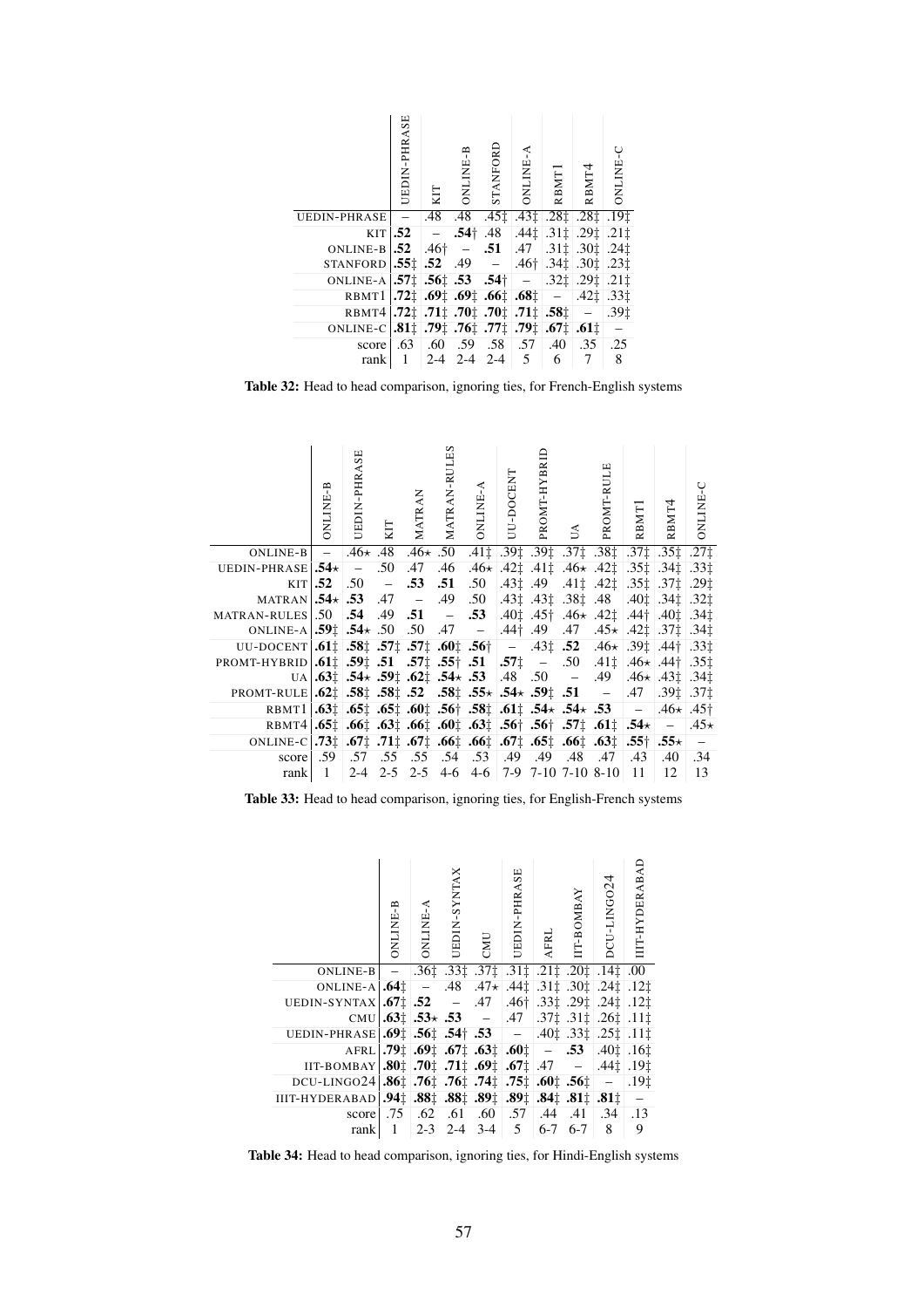| | UEDIN-PHRASE | KIT | ONLINE-B | STANFORD | ONLINE-A | RBMT1 | RBMT4 | ONLINE-C |
|---|---|---|---|---|---|---|---|---|
| UEDIN-PHRASE | – | .48 | .48 | .45‡ | .43‡ | .28‡ | .28‡ | .19‡ |
| KIT | **.52** | – | **.54**† | .48 | .44‡ | .31‡ | .29‡ | .21‡ |
| ONLINE-B | **.52** | .46† | – | **.51** | .47 | .31‡ | .30‡ | .24‡ |
| STANFORD | **.55**‡ | **.52** | .49 | – | .46† | .34‡ | .30‡ | .23‡ |
| ONLINE-A | **.57**‡ | **.56**‡ | **.53** | **.54**† | – | .32‡ | .29‡ | .21‡ |
| RBMT1 | **.72**‡ | **.69**‡ | **.69**‡ | **.66**‡ | **.68**‡ | – | .42‡ | .33‡ |
| RBMT4 | **.72**‡ | **.71**‡ | **.70**‡ | **.70**‡ | **.71**‡ | **.58**‡ | – | .39‡ |
| ONLINE-C | **.81**‡ | **.79**‡ | **.76**‡ | **.77**‡ | **.79**‡ | **.67**‡ | **.61**‡ | – |
| score | .63 | .60 | .59 | .58 | .57 | .40 | .35 | .25 |
| rank | 1 | 2-4 | 2-4 | 2-4 | 5 | 6 | 7 | 8 |

**Table 32:** Head to head comparison, ignoring ties, for French-English systems

| | ONLINE-B | UEDIN-PHRASE | KIT | MATRAN | MATRAN-RULES | ONLINE-A | UU-DOCENT | PROMT-HYBRID | UA | PROMT-RULE | RBMT1 | RBMT4 | ONLINE-C |
|---|---|---|---|---|---|---|---|---|---|---|---|---|---|
| ONLINE-B | – | .46⋆ | .48 | .46⋆ | .50 | .41‡ | .39‡ | .39‡ | .37‡ | .38‡ | .37‡ | .35‡ | .27‡ |
| UEDIN-PHRASE | **.54**⋆ | – | .50 | .47 | .46 | .46⋆ | .42‡ | .41‡ | .46⋆ | .42‡ | .35‡ | .34‡ | .33‡ |
| KIT | **.52** | .50 | – | **.53** | **.51** | .50 | .43‡ | .49 | .41‡ | .42‡ | .35‡ | .37‡ | .29‡ |
| MATRAN | **.54**⋆ | **.53** | .47 | – | .49 | .50 | .43‡ | .43‡ | .38‡ | .48 | .40‡ | .34‡ | .32‡ |
| MATRAN-RULES | .50 | **.54** | .49 | **.51** | – | **.53** | .40‡ | .45† | .46⋆ | .42‡ | .44† | .40‡ | .34‡ |
| ONLINE-A | **.59**‡ | **.54**⋆ | .50 | .50 | .47 | – | .44† | .49 | .47 | .45⋆ | .42‡ | .37‡ | .34‡ |
| UU-DOCENT | **.61**‡ | **.58**‡ | **.57**‡ | **.57**‡ | **.60**‡ | **.56**† | – | .43‡ | **.52** | .46⋆ | .39‡ | .44† | .33‡ |
| PROMT-HYBRID | **.61**‡ | **.59**‡ | **.51** | **.57**‡ | **.55**† | **.51** | **.57**‡ | – | .50 | .41‡ | .46⋆ | .44† | .35‡ |
| UA | **.63**‡ | **.54**⋆ | **.59**‡ | **.62**‡ | **.54**⋆ | **.53** | .48 | .50 | – | .49 | .46⋆ | .43‡ | .34‡ |
| PROMT-RULE | **.62**‡ | **.58**‡ | **.58**‡ | **.52** | **.58**‡ | **.55**⋆ | **.54**⋆ | **.59**‡ | **.51** | – | .47 | .39‡ | .37‡ |
| RBMT1 | **.63**‡ | **.65**‡ | **.65**‡ | **.60**‡ | **.56**† | **.58**‡ | **.61**‡ | **.54**⋆ | **.54**⋆ | **.53** | – | .46⋆ | .45† |
| RBMT4 | **.65**‡ | **.66**‡ | **.63**‡ | **.66**‡ | **.60**‡ | **.63**‡ | **.56**† | **.56**† | **.57**‡ | **.61**‡ | **.54**⋆ | – | .45⋆ |
| ONLINE-C | **.73**‡ | **.67**‡ | **.71**‡ | **.67**‡ | **.66**‡ | **.66**‡ | **.67**‡ | **.65**‡ | **.66**‡ | **.63**‡ | **.55**† | **.55**⋆ | – |
| score | .59 | .57 | .55 | .55 | .54 | .53 | .49 | .49 | .48 | .47 | .43 | .40 | .34 |
| rank | 1 | 2-4 | 2-5 | 2-5 | 4-6 | 4-6 | 7-9 | 7-10 | 7-10 | 8-10 | 11 | 12 | 13 |

**Table 33:** Head to head comparison, ignoring ties, for English-French systems

| | ONLINE-B | ONLINE-A | UEDIN-SYNTAX | CMU | UEDIN-PHRASE | AFRL | IIT-BOMBAY | DCU-LINGO24 | IIIT-HYDERABAD |
|---|---|---|---|---|---|---|---|---|---|
| ONLINE-B | – | .36‡ | .33‡ | .37‡ | .31‡ | .21‡ | .20‡ | .14‡ | .00 |
| ONLINE-A | **.64**‡ | – | .48 | .47⋆ | .44‡ | .31‡ | .30‡ | .24‡ | .12‡ |
| UEDIN-SYNTAX | **.67**‡ | **.52** | – | .47 | .46† | .33‡ | .29‡ | .24‡ | .12‡ |
| CMU | **.63**‡ | **.53**⋆ | **.53** | – | .47 | .37‡ | .31‡ | .26‡ | .11‡ |
| UEDIN-PHRASE | **.69**‡ | **.56**‡ | **.54**† | **.53** | – | .40‡ | .33‡ | .25‡ | .11‡ |
| AFRL | **.79**‡ | **.69**‡ | **.67**‡ | **.63**‡ | **.60**‡ | – | **.53** | .40‡ | .16‡ |
| IIT-BOMBAY | **.80**‡ | **.70**‡ | **.71**‡ | **.69**‡ | **.67**‡ | .47 | – | .44‡ | .19‡ |
| DCU-LINGO24 | **.86**‡ | **.76**‡ | **.76**‡ | **.74**‡ | **.75**‡ | **.60**‡ | **.56**‡ | – | .19‡ |
| IIIT-HYDERABAD | **.94**‡ | **.88**‡ | **.88**‡ | **.89**‡ | **.89**‡ | **.84**‡ | **.81**‡ | **.81**‡ | – |
| score | .75 | .62 | .61 | .60 | .57 | .44 | .41 | .34 | .13 |
| rank | 1 | 2-3 | 2-4 | 3-4 | 5 | 6-7 | 6-7 | 8 | 9 |

**Table 34:** Head to head comparison, ignoring ties, for Hindi-English systems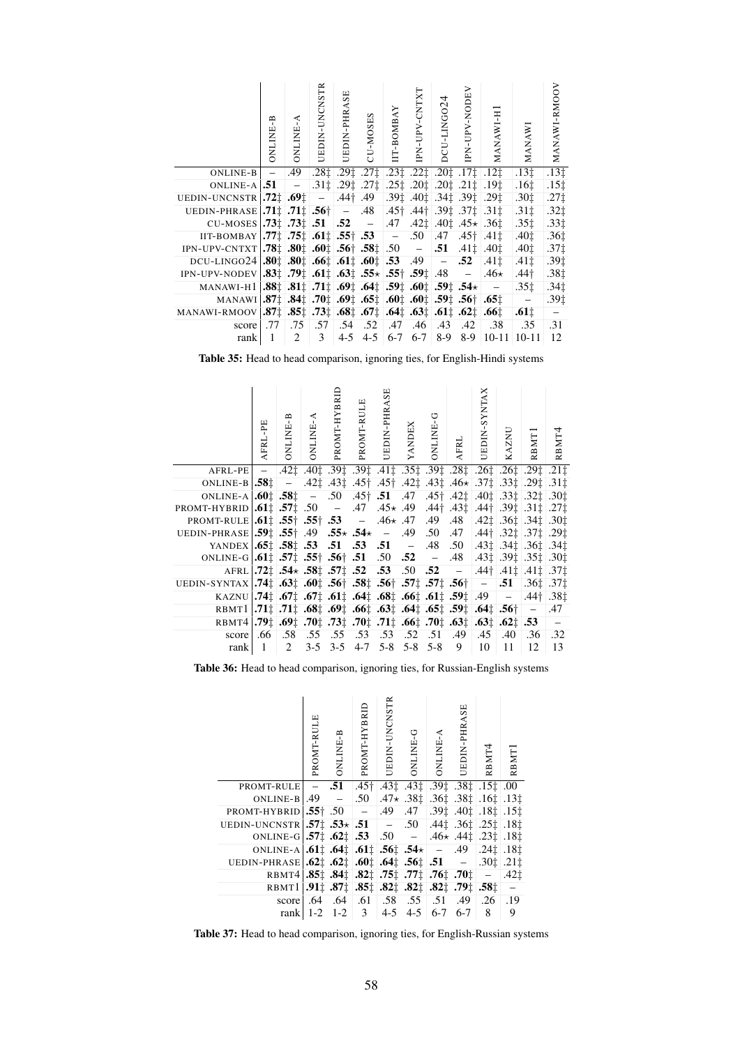| | ONLINE-B | ONLINE-A | UEDIN-UNCNSTR | UEDIN-PHRASE | CU-MOSES | IIT-BOMBAY | IPN-UPV-CNTXT | DCU-LINGO24 | IPN-UPV-NODEV | MANAWI-H1 | MANAWI | MANAWI-RMOOV |
|---|---|---|---|---|---|---|---|---|---|---|---|---|
| ONLINE-B | – | .49 | .28‡ | .29‡ | .27‡ | .23‡ | .22‡ | .20‡ | .17‡ | .12‡ | .13‡ | .13‡ |
| ONLINE-A | **.51** | – | .31‡ | .29‡ | .27‡ | .25‡ | .20‡ | .20‡ | .21‡ | .19‡ | .16‡ | .15‡ |
| UEDIN-UNCNSTR | **.72‡** | **.69‡** | – | .44† | .49 | .39‡ | .40‡ | .34‡ | .39‡ | .29‡ | .30‡ | .27‡ |
| UEDIN-PHRASE | **.71‡** | **.71‡** | **.56†** | – | .48 | .45† | .44† | .39‡ | .37‡ | .31‡ | .31‡ | .32‡ |
| CU-MOSES | **.73‡** | **.73‡** | **.51** | **.52** | – | .47 | .42‡ | .40‡ | .45⋆ | .36‡ | .35‡ | .33‡ |
| IIT-BOMBAY | **.77‡** | **.75‡** | **.61‡** | **.55†** | **.53** | – | .50 | .47 | .45† | .41‡ | .40‡ | .36‡ |
| IPN-UPV-CNTXT | **.78‡** | **.80‡** | **.60‡** | **.56†** | **.58‡** | .50 | – | **.51** | .41‡ | .40‡ | .40‡ | .37‡ |
| DCU-LINGO24 | **.80‡** | **.80‡** | **.66‡** | **.61‡** | **.60‡** | **.53** | .49 | – | **.52** | .41‡ | .41‡ | .39‡ |
| IPN-UPV-NODEV | **.83‡** | **.79‡** | **.61‡** | **.63‡** | **.55⋆** | **.55†** | **.59‡** | .48 | – | .46⋆ | .44† | .38‡ |
| MANAWI-H1 | **.88‡** | **.81‡** | **.71‡** | **.69‡** | **.64‡** | **.59‡** | **.60‡** | **.59‡** | **.54⋆** | – | .35‡ | .34‡ |
| MANAWI | **.87‡** | **.84‡** | **.70‡** | **.69‡** | **.65‡** | **.60‡** | **.60‡** | **.59‡** | **.56†** | **.65‡** | – | .39‡ |
| MANAWI-RMOOV | **.87‡** | **.85‡** | **.73‡** | **.68‡** | **.67‡** | **.64‡** | **.63‡** | **.61‡** | **.62‡** | **.66‡** | **.61‡** | – |
| score | .77 | .75 | .57 | .54 | .52 | .47 | .46 | .43 | .42 | .38 | .35 | .31 |
| rank | 1 | 2 | 3 | 4-5 | 4-5 | 6-7 | 6-7 | 8-9 | 8-9 | 10-11 | 10-11 | 12 |

**Table 35:** Head to head comparison, ignoring ties, for English-Hindi systems

| | AFRL-PE | ONLINE-B | ONLINE-A | PROMT-HYBRID | PROMT-RULE | UEDIN-PHRASE | YANDEX | ONLINE-G | AFRL | UEDIN-SYNTAX | KAZNU | RBMT1 | RBMT4 |
|---|---|---|---|---|---|---|---|---|---|---|---|---|---|
| AFRL-PE | – | .42‡ | .40‡ | .39‡ | .39‡ | .41‡ | .35‡ | .39‡ | .28‡ | .26‡ | .26‡ | .29‡ | .21‡ |
| ONLINE-B | **.58‡** | – | .42‡ | .43‡ | .45† | .45† | .42‡ | .43‡ | .46⋆ | .37‡ | .33‡ | .29‡ | .31‡ |
| ONLINE-A | **.60‡** | **.58‡** | – | .50 | .45† | **.51** | .47 | .45† | .42‡ | .40‡ | .33‡ | .32‡ | .30‡ |
| PROMT-HYBRID | **.61‡** | **.57‡** | .50 | – | .47 | .45⋆ | .49 | .44† | .43‡ | .44† | .39‡ | .31‡ | .27‡ |
| PROMT-RULE | **.61‡** | **.55†** | **.55†** | **.53** | – | .46⋆ | .47 | .49 | .48 | .42‡ | .36‡ | .34‡ | .30‡ |
| UEDIN-PHRASE | **.59‡** | **.55†** | .49 | **.55⋆** | **.54⋆** | – | .49 | .50 | .47 | .44† | .32‡ | .37‡ | .29‡ |
| YANDEX | **.65‡** | **.58‡** | **.53** | **.51** | **.53** | **.51** | – | .48 | .50 | .43‡ | .34‡ | .36‡ | .34‡ |
| ONLINE-G | **.61‡** | **.57‡** | **.55†** | **.56†** | **.51** | .50 | **.52** | – | .48 | .43‡ | .39‡ | .35‡ | .30‡ |
| AFRL | **.72‡** | **.54⋆** | **.58‡** | **.57‡** | **.52** | **.53** | .50 | **.52** | – | .44† | .41‡ | .41‡ | .37‡ |
| UEDIN-SYNTAX | **.74‡** | **.63‡** | **.60‡** | **.56†** | **.58‡** | **.56†** | **.57‡** | **.57‡** | **.56†** | – | **.51** | .36‡ | .37‡ |
| KAZNU | **.74‡** | **.67‡** | **.67‡** | **.61‡** | **.64‡** | **.68‡** | **.66‡** | **.61‡** | **.59‡** | .49 | – | .44† | .38‡ |
| RBMT1 | **.71‡** | **.71‡** | **.68‡** | **.69‡** | **.66‡** | **.63‡** | **.64‡** | **.65‡** | **.59‡** | **.64‡** | **.56†** | – | .47 |
| RBMT4 | **.79‡** | **.69‡** | **.70‡** | **.73‡** | **.70‡** | **.71‡** | **.66‡** | **.70‡** | **.63‡** | **.63‡** | **.62‡** | **.53** | – |
| score | .66 | .58 | .55 | .55 | .53 | .53 | .52 | .51 | .49 | .45 | .40 | .36 | .32 |
| rank | 1 | 2 | 3-5 | 3-5 | 4-7 | 5-8 | 5-8 | 5-8 | 9 | 10 | 11 | 12 | 13 |

**Table 36:** Head to head comparison, ignoring ties, for Russian-English systems

| | PROMT-RULE | ONLINE-B | PROMT-HYBRID | UEDIN-UNCNSTR | ONLINE-G | ONLINE-A | UEDIN-PHRASE | RBMT4 | RBMT1 |
|---|---|---|---|---|---|---|---|---|---|
| PROMT-RULE | – | **.51** | .45† | .43‡ | .43‡ | .39‡ | .38‡ | .15‡ | .00 |
| ONLINE-B | .49 | – | .50 | .47⋆ | .38‡ | .36‡ | .38‡ | .16‡ | .13‡ |
| PROMT-HYBRID | **.55†** | .50 | – | .49 | .47 | .39‡ | .40‡ | .18‡ | .15‡ |
| UEDIN-UNCNSTR | **.57‡** | **.53⋆** | **.51** | – | .50 | .44‡ | .36‡ | .25‡ | .18‡ |
| ONLINE-G | **.57‡** | **.62‡** | **.53** | .50 | – | .46⋆ | .44‡ | .23‡ | .18‡ |
| ONLINE-A | **.61‡** | **.64‡** | **.61‡** | **.56‡** | **.54⋆** | – | .49 | .24‡ | .18‡ |
| UEDIN-PHRASE | **.62‡** | **.62‡** | **.60‡** | **.64‡** | **.56‡** | **.51** | – | .30‡ | .21‡ |
| RBMT4 | **.85‡** | **.84‡** | **.82‡** | **.75‡** | **.77‡** | **.76‡** | **.70‡** | – | .42‡ |
| RBMT1 | **.91‡** | **.87‡** | **.85‡** | **.82‡** | **.82‡** | **.82‡** | **.79‡** | **.58‡** | – |
| score | .64 | .64 | .61 | .58 | .55 | .51 | .49 | .26 | .19 |
| rank | 1-2 | 1-2 | 3 | 4-5 | 4-5 | 6-7 | 6-7 | 8 | 9 |

**Table 37:** Head to head comparison, ignoring ties, for English-Russian systems